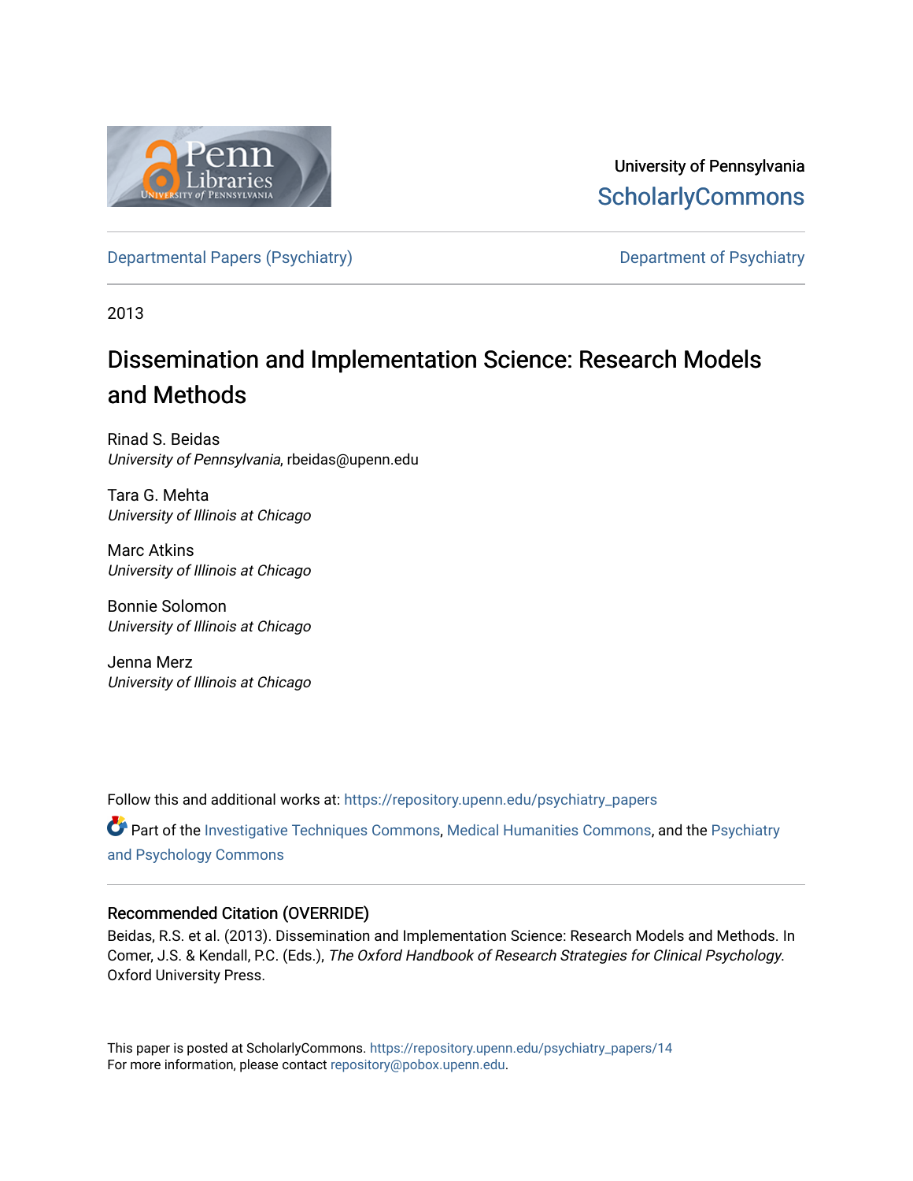University of Pennsylvania
ScholarlyCommons

Departmental Papers (Psychiatry) | Department of Psychiatry

2013

# Dissemination and Implementation Science: Research Models and Methods

Rinad S. Beidas
*University of Pennsylvania*, rbeidas@upenn.edu

Tara G. Mehta
*University of Illinois at Chicago*

Marc Atkins
*University of Illinois at Chicago*

Bonnie Solomon
*University of Illinois at Chicago*

Jenna Merz
*University of Illinois at Chicago*

Follow this and additional works at: https://repository.upenn.edu/psychiatry_papers

Part of the Investigative Techniques Commons, Medical Humanities Commons, and the Psychiatry and Psychology Commons

## Recommended Citation (OVERRIDE)

Beidas, R.S. et al. (2013). Dissemination and Implementation Science: Research Models and Methods. In Comer, J.S. & Kendall, P.C. (Eds.), *The Oxford Handbook of Research Strategies for Clinical Psychology*. Oxford University Press.

This paper is posted at ScholarlyCommons. https://repository.upenn.edu/psychiatry_papers/14
For more information, please contact repository@pobox.upenn.edu.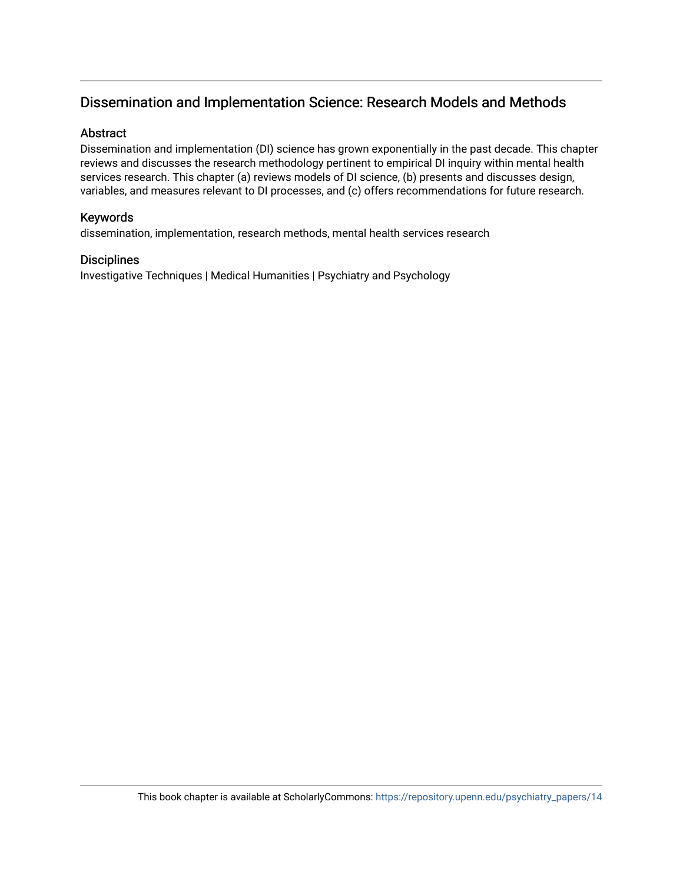## Dissemination and Implementation Science: Research Models and Methods

### Abstract

Dissemination and implementation (DI) science has grown exponentially in the past decade. This chapter reviews and discusses the research methodology pertinent to empirical DI inquiry within mental health services research. This chapter (a) reviews models of DI science, (b) presents and discusses design, variables, and measures relevant to DI processes, and (c) offers recommendations for future research.

### Keywords

dissemination, implementation, research methods, mental health services research

### Disciplines

Investigative Techniques | Medical Humanities | Psychiatry and Psychology

This book chapter is available at ScholarlyCommons: https://repository.upenn.edu/psychiatry_papers/14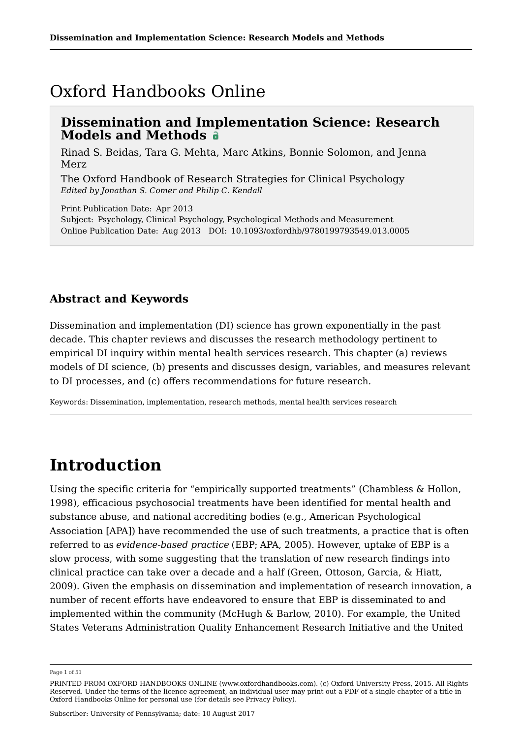# Oxford Handbooks Online

## Dissemination and Implementation Science: Research Models and Methods

Rinad S. Beidas, Tara G. Mehta, Marc Atkins, Bonnie Solomon, and Jenna Merz

The Oxford Handbook of Research Strategies for Clinical Psychology
*Edited by Jonathan S. Comer and Philip C. Kendall*

Print Publication Date: Apr 2013
Subject: Psychology, Clinical Psychology, Psychological Methods and Measurement
Online Publication Date: Aug 2013 DOI: 10.1093/oxfordhb/9780199793549.013.0005

### Abstract and Keywords

Dissemination and implementation (DI) science has grown exponentially in the past decade. This chapter reviews and discusses the research methodology pertinent to empirical DI inquiry within mental health services research. This chapter (a) reviews models of DI science, (b) presents and discusses design, variables, and measures relevant to DI processes, and (c) offers recommendations for future research.

Keywords: Dissemination, implementation, research methods, mental health services research

# Introduction

Using the specific criteria for "empirically supported treatments" (Chambless & Hollon, 1998), efficacious psychosocial treatments have been identified for mental health and substance abuse, and national accrediting bodies (e.g., American Psychological Association [APA]) have recommended the use of such treatments, a practice that is often referred to as *evidence-based practice* (EBP; APA, 2005). However, uptake of EBP is a slow process, with some suggesting that the translation of new research findings into clinical practice can take over a decade and a half (Green, Ottoson, Garcia, & Hiatt, 2009). Given the emphasis on dissemination and implementation of research innovation, a number of recent efforts have endeavored to ensure that EBP is disseminated to and implemented within the community (McHugh & Barlow, 2010). For example, the United States Veterans Administration Quality Enhancement Research Initiative and the United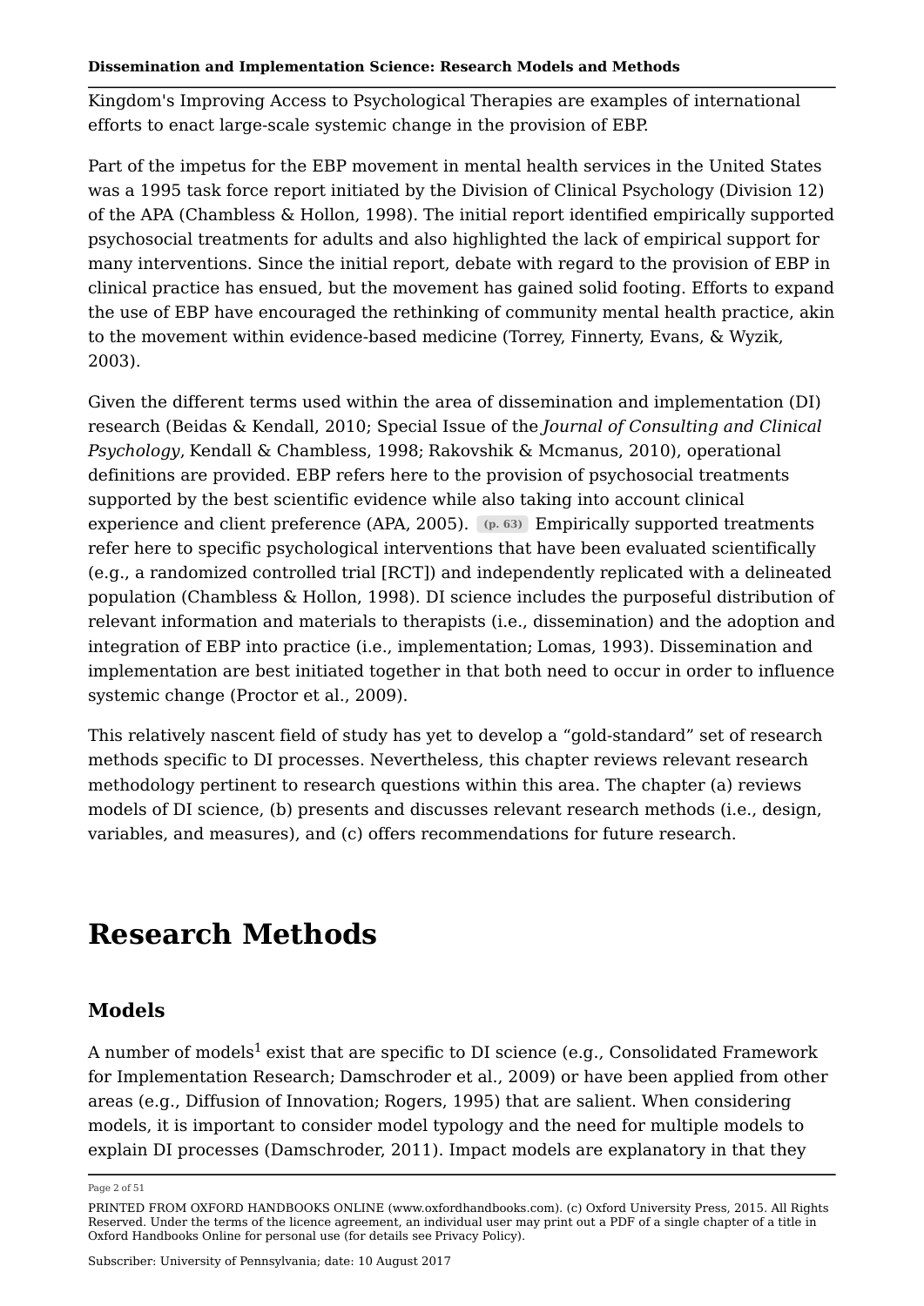Kingdom's Improving Access to Psychological Therapies are examples of international efforts to enact large-scale systemic change in the provision of EBP.

Part of the impetus for the EBP movement in mental health services in the United States was a 1995 task force report initiated by the Division of Clinical Psychology (Division 12) of the APA (Chambless & Hollon, 1998). The initial report identified empirically supported psychosocial treatments for adults and also highlighted the lack of empirical support for many interventions. Since the initial report, debate with regard to the provision of EBP in clinical practice has ensued, but the movement has gained solid footing. Efforts to expand the use of EBP have encouraged the rethinking of community mental health practice, akin to the movement within evidence-based medicine (Torrey, Finnerty, Evans, & Wyzik, 2003).

Given the different terms used within the area of dissemination and implementation (DI) research (Beidas & Kendall, 2010; Special Issue of the *Journal of Consulting and Clinical Psychology*, Kendall & Chambless, 1998; Rakovshik & Mcmanus, 2010), operational definitions are provided. EBP refers here to the provision of psychosocial treatments supported by the best scientific evidence while also taking into account clinical experience and client preference (APA, 2005). (p. 63) Empirically supported treatments refer here to specific psychological interventions that have been evaluated scientifically (e.g., a randomized controlled trial [RCT]) and independently replicated with a delineated population (Chambless & Hollon, 1998). DI science includes the purposeful distribution of relevant information and materials to therapists (i.e., dissemination) and the adoption and integration of EBP into practice (i.e., implementation; Lomas, 1993). Dissemination and implementation are best initiated together in that both need to occur in order to influence systemic change (Proctor et al., 2009).

This relatively nascent field of study has yet to develop a "gold-standard" set of research methods specific to DI processes. Nevertheless, this chapter reviews relevant research methodology pertinent to research questions within this area. The chapter (a) reviews models of DI science, (b) presents and discusses relevant research methods (i.e., design, variables, and measures), and (c) offers recommendations for future research.

# Research Methods

## Models

A number of models[1] exist that are specific to DI science (e.g., Consolidated Framework for Implementation Research; Damschroder et al., 2009) or have been applied from other areas (e.g., Diffusion of Innovation; Rogers, 1995) that are salient. When considering models, it is important to consider model typology and the need for multiple models to explain DI processes (Damschroder, 2011). Impact models are explanatory in that they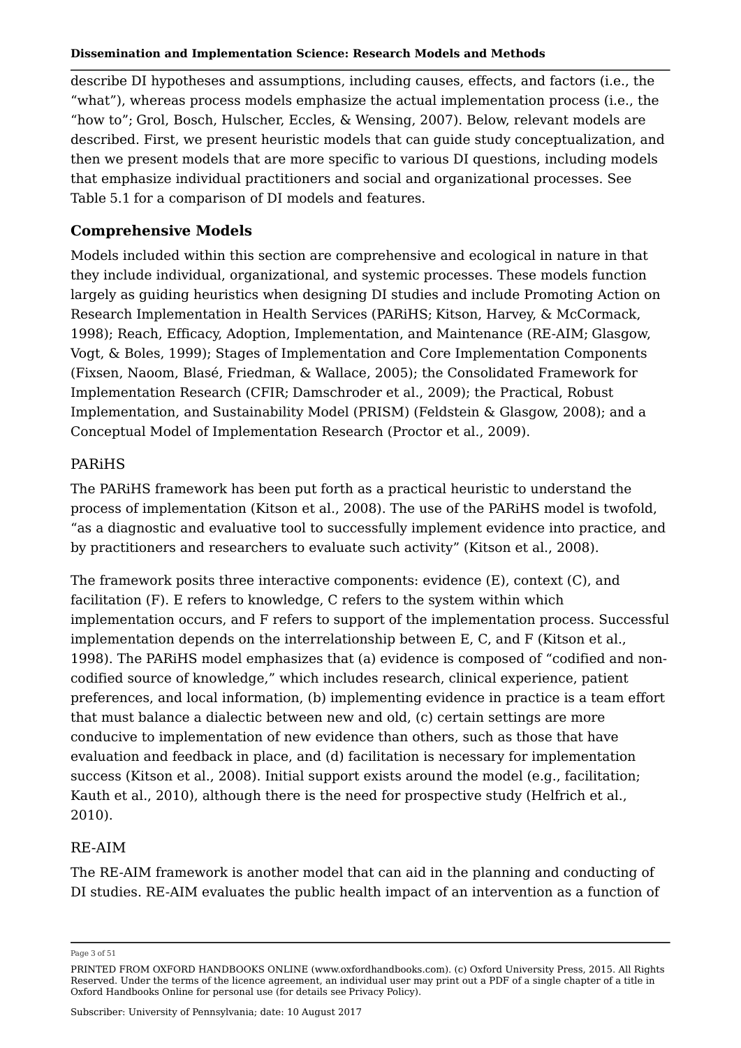describe DI hypotheses and assumptions, including causes, effects, and factors (i.e., the "what"), whereas process models emphasize the actual implementation process (i.e., the "how to"; Grol, Bosch, Hulscher, Eccles, & Wensing, 2007). Below, relevant models are described. First, we present heuristic models that can guide study conceptualization, and then we present models that are more specific to various DI questions, including models that emphasize individual practitioners and social and organizational processes. See Table 5.1 for a comparison of DI models and features.

## Comprehensive Models

Models included within this section are comprehensive and ecological in nature in that they include individual, organizational, and systemic processes. These models function largely as guiding heuristics when designing DI studies and include Promoting Action on Research Implementation in Health Services (PARiHS; Kitson, Harvey, & McCormack, 1998); Reach, Efficacy, Adoption, Implementation, and Maintenance (RE-AIM; Glasgow, Vogt, & Boles, 1999); Stages of Implementation and Core Implementation Components (Fixsen, Naoom, Blasé, Friedman, & Wallace, 2005); the Consolidated Framework for Implementation Research (CFIR; Damschroder et al., 2009); the Practical, Robust Implementation, and Sustainability Model (PRISM) (Feldstein & Glasgow, 2008); and a Conceptual Model of Implementation Research (Proctor et al., 2009).

### PARiHS

The PARiHS framework has been put forth as a practical heuristic to understand the process of implementation (Kitson et al., 2008). The use of the PARiHS model is twofold, "as a diagnostic and evaluative tool to successfully implement evidence into practice, and by practitioners and researchers to evaluate such activity" (Kitson et al., 2008).

The framework posits three interactive components: evidence (E), context (C), and facilitation (F). E refers to knowledge, C refers to the system within which implementation occurs, and F refers to support of the implementation process. Successful implementation depends on the interrelationship between E, C, and F (Kitson et al., 1998). The PARiHS model emphasizes that (a) evidence is composed of "codified and non-codified source of knowledge," which includes research, clinical experience, patient preferences, and local information, (b) implementing evidence in practice is a team effort that must balance a dialectic between new and old, (c) certain settings are more conducive to implementation of new evidence than others, such as those that have evaluation and feedback in place, and (d) facilitation is necessary for implementation success (Kitson et al., 2008). Initial support exists around the model (e.g., facilitation; Kauth et al., 2010), although there is the need for prospective study (Helfrich et al., 2010).

### RE-AIM

The RE-AIM framework is another model that can aid in the planning and conducting of DI studies. RE-AIM evaluates the public health impact of an intervention as a function of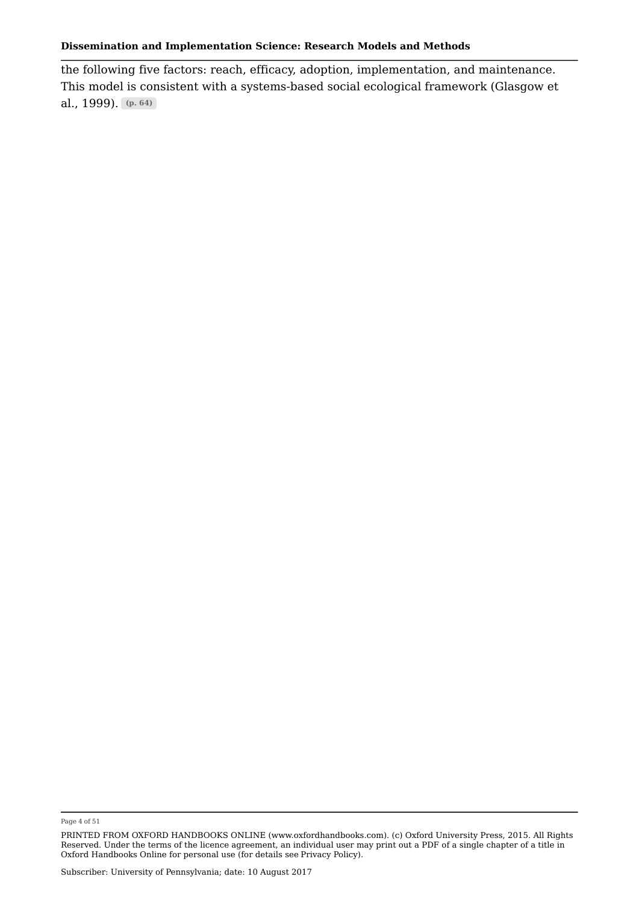the following five factors: reach, efficacy, adoption, implementation, and maintenance. This model is consistent with a systems-based social ecological framework (Glasgow et al., 1999). **(p. 64)**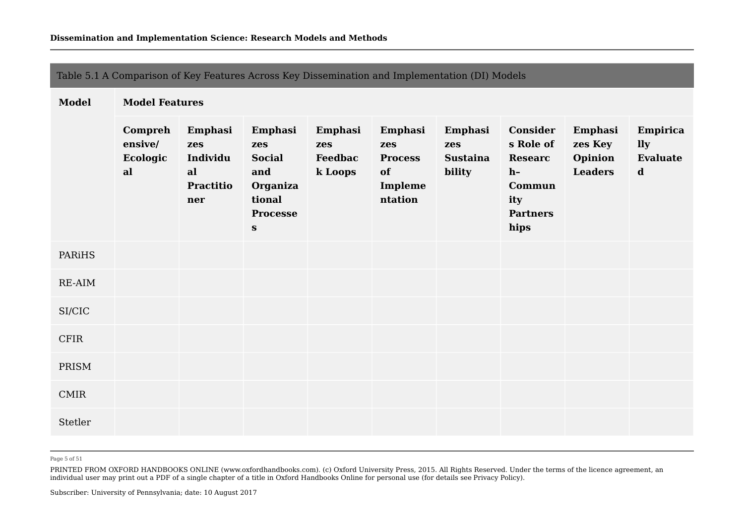Table 5.1 A Comparison of Key Features Across Key Dissemination and Implementation (DI) Models

| Model | Model Features | | | | | | | | |
|---|---|---|---|---|---|---|---|---|---|
| | **Comprehensive/ Ecological** | **Emphasizes Individual Practitioner** | **Emphasizes Social and Organizational Processes** | **Emphasizes Feedback Loops** | **Emphasizes Process of Implementation** | **Emphasizes Sustainability** | **Considers Role of Research–Community Partnerships** | **Emphasizes Key Opinion Leaders** | **Empirically Evaluated** |
| PARiHS | | | | | | | | | |
| RE-AIM | | | | | | | | | |
| SI/CIC | | | | | | | | | |
| CFIR | | | | | | | | | |
| PRISM | | | | | | | | | |
| CMIR | | | | | | | | | |
| Stetler | | | | | | | | | |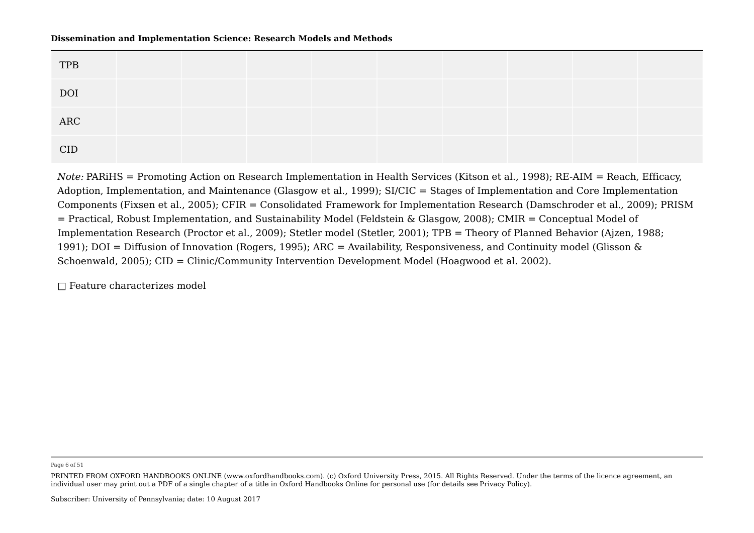| | | | | | | | | | |
|---|---|---|---|---|---|---|---|---|---|
| TPB | | | | | | | | | |
| DOI | | | | | | | | | |
| ARC | | | | | | | | | |
| CID | | | | | | | | | |

*Note:* PARiHS = Promoting Action on Research Implementation in Health Services (Kitson et al., 1998); RE-AIM = Reach, Efficacy, Adoption, Implementation, and Maintenance (Glasgow et al., 1999); SI/CIC = Stages of Implementation and Core Implementation Components (Fixsen et al., 2005); CFIR = Consolidated Framework for Implementation Research (Damschroder et al., 2009); PRISM = Practical, Robust Implementation, and Sustainability Model (Feldstein & Glasgow, 2008); CMIR = Conceptual Model of Implementation Research (Proctor et al., 2009); Stetler model (Stetler, 2001); TPB = Theory of Planned Behavior (Ajzen, 1988; 1991); DOI = Diffusion of Innovation (Rogers, 1995); ARC = Availability, Responsiveness, and Continuity model (Glisson & Schoenwald, 2005); CID = Clinic/Community Intervention Development Model (Hoagwood et al. 2002).

□ Feature characterizes model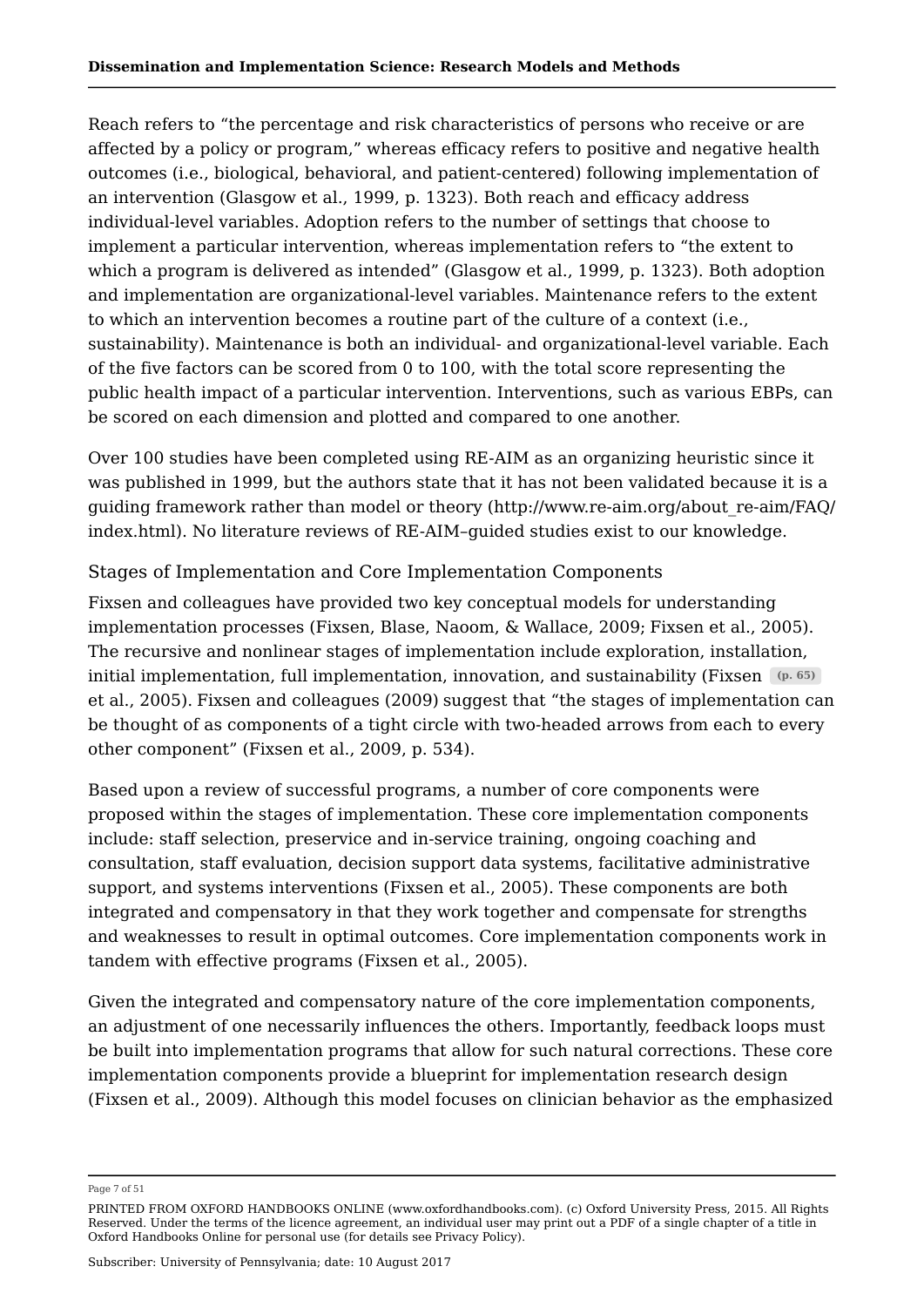Reach refers to "the percentage and risk characteristics of persons who receive or are affected by a policy or program," whereas efficacy refers to positive and negative health outcomes (i.e., biological, behavioral, and patient-centered) following implementation of an intervention (Glasgow et al., 1999, p. 1323). Both reach and efficacy address individual-level variables. Adoption refers to the number of settings that choose to implement a particular intervention, whereas implementation refers to "the extent to which a program is delivered as intended" (Glasgow et al., 1999, p. 1323). Both adoption and implementation are organizational-level variables. Maintenance refers to the extent to which an intervention becomes a routine part of the culture of a context (i.e., sustainability). Maintenance is both an individual- and organizational-level variable. Each of the five factors can be scored from 0 to 100, with the total score representing the public health impact of a particular intervention. Interventions, such as various EBPs, can be scored on each dimension and plotted and compared to one another.

Over 100 studies have been completed using RE-AIM as an organizing heuristic since it was published in 1999, but the authors state that it has not been validated because it is a guiding framework rather than model or theory (http://www.re-aim.org/about_re-aim/FAQ/index.html). No literature reviews of RE-AIM–guided studies exist to our knowledge.

### Stages of Implementation and Core Implementation Components

Fixsen and colleagues have provided two key conceptual models for understanding implementation processes (Fixsen, Blase, Naoom, & Wallace, 2009; Fixsen et al., 2005). The recursive and nonlinear stages of implementation include exploration, installation, initial implementation, full implementation, innovation, and sustainability (Fixsen (p. 65) et al., 2005). Fixsen and colleagues (2009) suggest that "the stages of implementation can be thought of as components of a tight circle with two-headed arrows from each to every other component" (Fixsen et al., 2009, p. 534).

Based upon a review of successful programs, a number of core components were proposed within the stages of implementation. These core implementation components include: staff selection, preservice and in-service training, ongoing coaching and consultation, staff evaluation, decision support data systems, facilitative administrative support, and systems interventions (Fixsen et al., 2005). These components are both integrated and compensatory in that they work together and compensate for strengths and weaknesses to result in optimal outcomes. Core implementation components work in tandem with effective programs (Fixsen et al., 2005).

Given the integrated and compensatory nature of the core implementation components, an adjustment of one necessarily influences the others. Importantly, feedback loops must be built into implementation programs that allow for such natural corrections. These core implementation components provide a blueprint for implementation research design (Fixsen et al., 2009). Although this model focuses on clinician behavior as the emphasized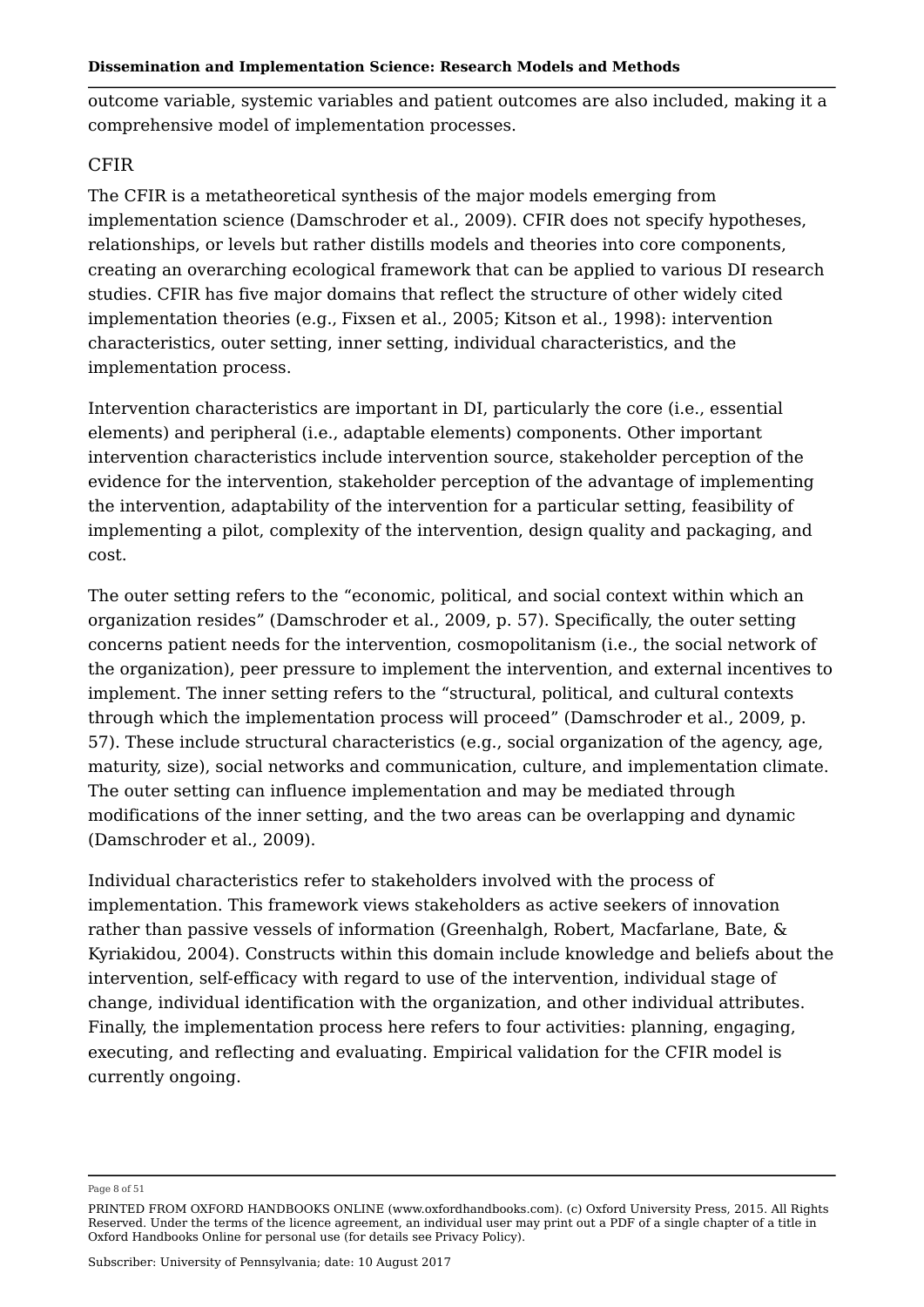outcome variable, systemic variables and patient outcomes are also included, making it a comprehensive model of implementation processes.

### CFIR

The CFIR is a metatheoretical synthesis of the major models emerging from implementation science (Damschroder et al., 2009). CFIR does not specify hypotheses, relationships, or levels but rather distills models and theories into core components, creating an overarching ecological framework that can be applied to various DI research studies. CFIR has five major domains that reflect the structure of other widely cited implementation theories (e.g., Fixsen et al., 2005; Kitson et al., 1998): intervention characteristics, outer setting, inner setting, individual characteristics, and the implementation process.

Intervention characteristics are important in DI, particularly the core (i.e., essential elements) and peripheral (i.e., adaptable elements) components. Other important intervention characteristics include intervention source, stakeholder perception of the evidence for the intervention, stakeholder perception of the advantage of implementing the intervention, adaptability of the intervention for a particular setting, feasibility of implementing a pilot, complexity of the intervention, design quality and packaging, and cost.

The outer setting refers to the "economic, political, and social context within which an organization resides" (Damschroder et al., 2009, p. 57). Specifically, the outer setting concerns patient needs for the intervention, cosmopolitanism (i.e., the social network of the organization), peer pressure to implement the intervention, and external incentives to implement. The inner setting refers to the "structural, political, and cultural contexts through which the implementation process will proceed" (Damschroder et al., 2009, p. 57). These include structural characteristics (e.g., social organization of the agency, age, maturity, size), social networks and communication, culture, and implementation climate. The outer setting can influence implementation and may be mediated through modifications of the inner setting, and the two areas can be overlapping and dynamic (Damschroder et al., 2009).

Individual characteristics refer to stakeholders involved with the process of implementation. This framework views stakeholders as active seekers of innovation rather than passive vessels of information (Greenhalgh, Robert, Macfarlane, Bate, & Kyriakidou, 2004). Constructs within this domain include knowledge and beliefs about the intervention, self-efficacy with regard to use of the intervention, individual stage of change, individual identification with the organization, and other individual attributes. Finally, the implementation process here refers to four activities: planning, engaging, executing, and reflecting and evaluating. Empirical validation for the CFIR model is currently ongoing.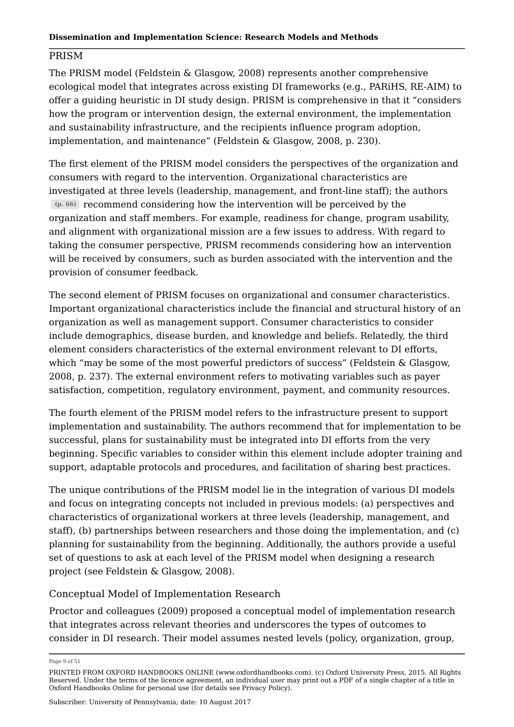## PRISM

The PRISM model (Feldstein & Glasgow, 2008) represents another comprehensive ecological model that integrates across existing DI frameworks (e.g., PARiHS, RE-AIM) to offer a guiding heuristic in DI study design. PRISM is comprehensive in that it "considers how the program or intervention design, the external environment, the implementation and sustainability infrastructure, and the recipients influence program adoption, implementation, and maintenance" (Feldstein & Glasgow, 2008, p. 230).

The first element of the PRISM model considers the perspectives of the organization and consumers with regard to the intervention. Organizational characteristics are investigated at three levels (leadership, management, and front-line staff); the authors (p. 66) recommend considering how the intervention will be perceived by the organization and staff members. For example, readiness for change, program usability, and alignment with organizational mission are a few issues to address. With regard to taking the consumer perspective, PRISM recommends considering how an intervention will be received by consumers, such as burden associated with the intervention and the provision of consumer feedback.

The second element of PRISM focuses on organizational and consumer characteristics. Important organizational characteristics include the financial and structural history of an organization as well as management support. Consumer characteristics to consider include demographics, disease burden, and knowledge and beliefs. Relatedly, the third element considers characteristics of the external environment relevant to DI efforts, which "may be some of the most powerful predictors of success" (Feldstein & Glasgow, 2008, p. 237). The external environment refers to motivating variables such as payer satisfaction, competition, regulatory environment, payment, and community resources.

The fourth element of the PRISM model refers to the infrastructure present to support implementation and sustainability. The authors recommend that for implementation to be successful, plans for sustainability must be integrated into DI efforts from the very beginning. Specific variables to consider within this element include adopter training and support, adaptable protocols and procedures, and facilitation of sharing best practices.

The unique contributions of the PRISM model lie in the integration of various DI models and focus on integrating concepts not included in previous models: (a) perspectives and characteristics of organizational workers at three levels (leadership, management, and staff), (b) partnerships between researchers and those doing the implementation, and (c) planning for sustainability from the beginning. Additionally, the authors provide a useful set of questions to ask at each level of the PRISM model when designing a research project (see Feldstein & Glasgow, 2008).

## Conceptual Model of Implementation Research

Proctor and colleagues (2009) proposed a conceptual model of implementation research that integrates across relevant theories and underscores the types of outcomes to consider in DI research. Their model assumes nested levels (policy, organization, group,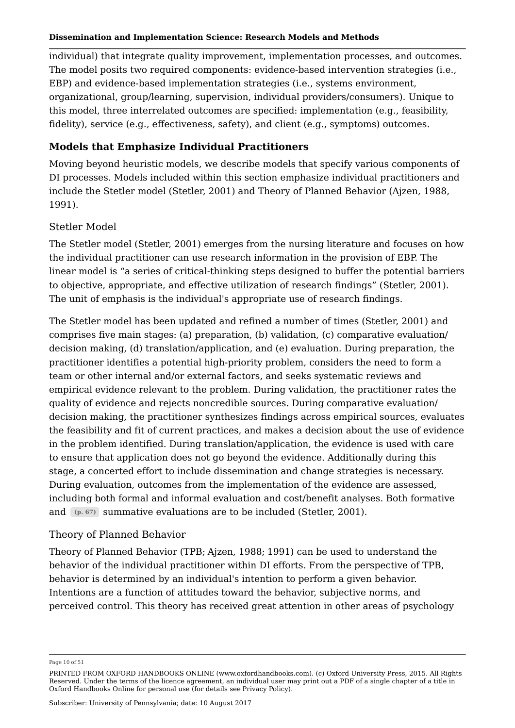individual) that integrate quality improvement, implementation processes, and outcomes. The model posits two required components: evidence-based intervention strategies (i.e., EBP) and evidence-based implementation strategies (i.e., systems environment, organizational, group/learning, supervision, individual providers/consumers). Unique to this model, three interrelated outcomes are specified: implementation (e.g., feasibility, fidelity), service (e.g., effectiveness, safety), and client (e.g., symptoms) outcomes.

## Models that Emphasize Individual Practitioners

Moving beyond heuristic models, we describe models that specify various components of DI processes. Models included within this section emphasize individual practitioners and include the Stetler model (Stetler, 2001) and Theory of Planned Behavior (Ajzen, 1988, 1991).

### Stetler Model

The Stetler model (Stetler, 2001) emerges from the nursing literature and focuses on how the individual practitioner can use research information in the provision of EBP. The linear model is "a series of critical-thinking steps designed to buffer the potential barriers to objective, appropriate, and effective utilization of research findings" (Stetler, 2001). The unit of emphasis is the individual's appropriate use of research findings.

The Stetler model has been updated and refined a number of times (Stetler, 2001) and comprises five main stages: (a) preparation, (b) validation, (c) comparative evaluation/decision making, (d) translation/application, and (e) evaluation. During preparation, the practitioner identifies a potential high-priority problem, considers the need to form a team or other internal and/or external factors, and seeks systematic reviews and empirical evidence relevant to the problem. During validation, the practitioner rates the quality of evidence and rejects noncredible sources. During comparative evaluation/decision making, the practitioner synthesizes findings across empirical sources, evaluates the feasibility and fit of current practices, and makes a decision about the use of evidence in the problem identified. During translation/application, the evidence is used with care to ensure that application does not go beyond the evidence. Additionally during this stage, a concerted effort to include dissemination and change strategies is necessary. During evaluation, outcomes from the implementation of the evidence are assessed, including both formal and informal evaluation and cost/benefit analyses. Both formative and (p. 67) summative evaluations are to be included (Stetler, 2001).

### Theory of Planned Behavior

Theory of Planned Behavior (TPB; Ajzen, 1988; 1991) can be used to understand the behavior of the individual practitioner within DI efforts. From the perspective of TPB, behavior is determined by an individual's intention to perform a given behavior. Intentions are a function of attitudes toward the behavior, subjective norms, and perceived control. This theory has received great attention in other areas of psychology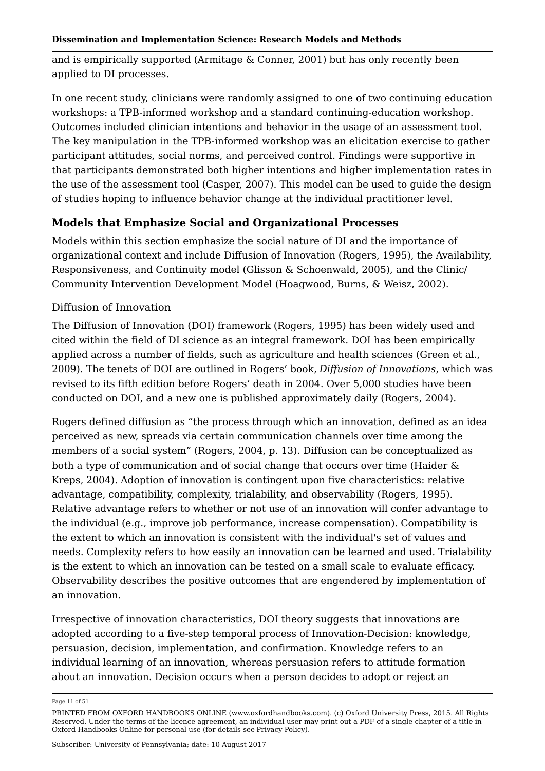and is empirically supported (Armitage & Conner, 2001) but has only recently been applied to DI processes.

In one recent study, clinicians were randomly assigned to one of two continuing education workshops: a TPB-informed workshop and a standard continuing-education workshop. Outcomes included clinician intentions and behavior in the usage of an assessment tool. The key manipulation in the TPB-informed workshop was an elicitation exercise to gather participant attitudes, social norms, and perceived control. Findings were supportive in that participants demonstrated both higher intentions and higher implementation rates in the use of the assessment tool (Casper, 2007). This model can be used to guide the design of studies hoping to influence behavior change at the individual practitioner level.

## Models that Emphasize Social and Organizational Processes

Models within this section emphasize the social nature of DI and the importance of organizational context and include Diffusion of Innovation (Rogers, 1995), the Availability, Responsiveness, and Continuity model (Glisson & Schoenwald, 2005), and the Clinic/Community Intervention Development Model (Hoagwood, Burns, & Weisz, 2002).

### Diffusion of Innovation

The Diffusion of Innovation (DOI) framework (Rogers, 1995) has been widely used and cited within the field of DI science as an integral framework. DOI has been empirically applied across a number of fields, such as agriculture and health sciences (Green et al., 2009). The tenets of DOI are outlined in Rogers' book, *Diffusion of Innovations*, which was revised to its fifth edition before Rogers' death in 2004. Over 5,000 studies have been conducted on DOI, and a new one is published approximately daily (Rogers, 2004).

Rogers defined diffusion as "the process through which an innovation, defined as an idea perceived as new, spreads via certain communication channels over time among the members of a social system" (Rogers, 2004, p. 13). Diffusion can be conceptualized as both a type of communication and of social change that occurs over time (Haider & Kreps, 2004). Adoption of innovation is contingent upon five characteristics: relative advantage, compatibility, complexity, trialability, and observability (Rogers, 1995). Relative advantage refers to whether or not use of an innovation will confer advantage to the individual (e.g., improve job performance, increase compensation). Compatibility is the extent to which an innovation is consistent with the individual's set of values and needs. Complexity refers to how easily an innovation can be learned and used. Trialability is the extent to which an innovation can be tested on a small scale to evaluate efficacy. Observability describes the positive outcomes that are engendered by implementation of an innovation.

Irrespective of innovation characteristics, DOI theory suggests that innovations are adopted according to a five-step temporal process of Innovation-Decision: knowledge, persuasion, decision, implementation, and confirmation. Knowledge refers to an individual learning of an innovation, whereas persuasion refers to attitude formation about an innovation. Decision occurs when a person decides to adopt or reject an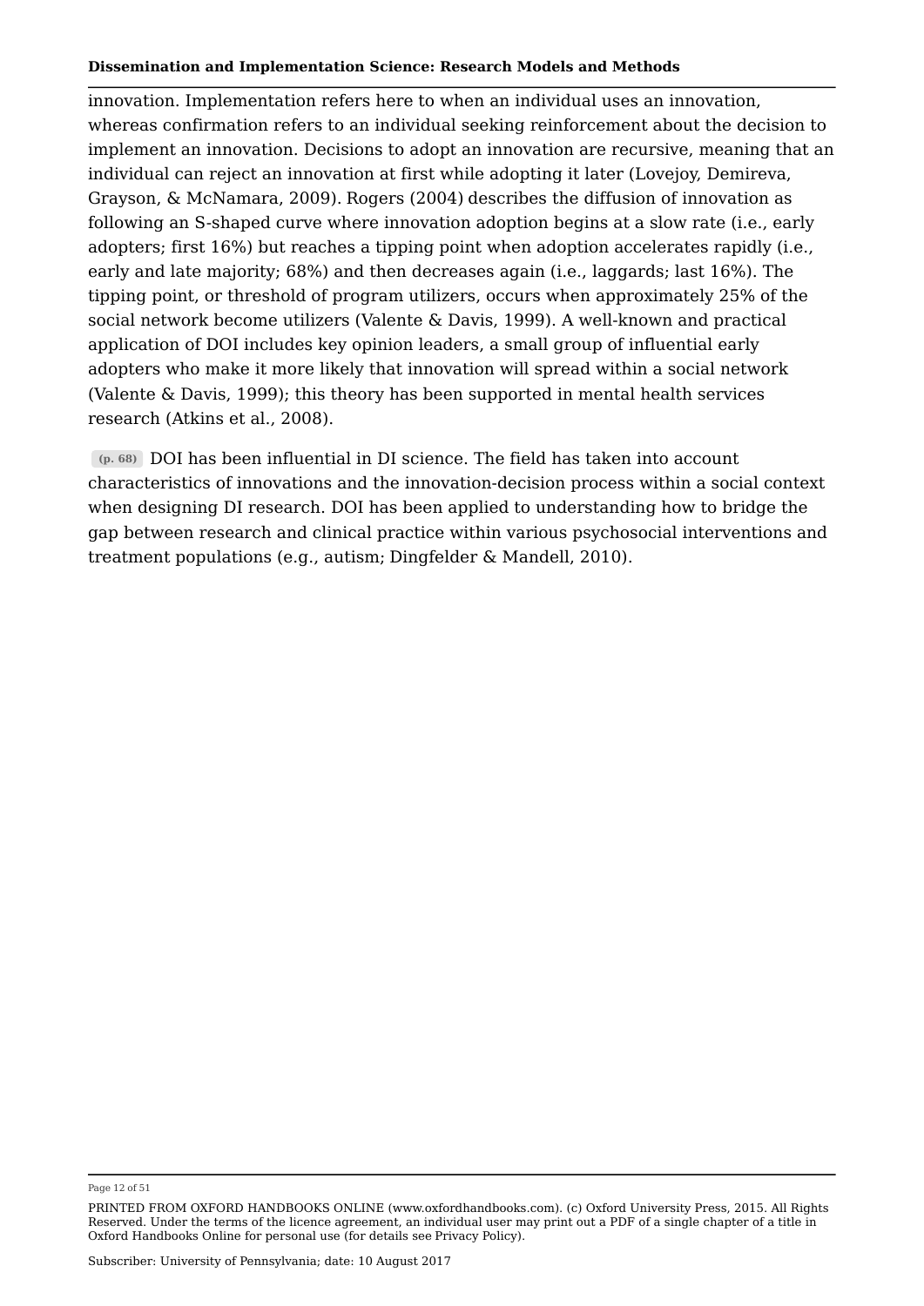innovation. Implementation refers here to when an individual uses an innovation, whereas confirmation refers to an individual seeking reinforcement about the decision to implement an innovation. Decisions to adopt an innovation are recursive, meaning that an individual can reject an innovation at first while adopting it later (Lovejoy, Demireva, Grayson, & McNamara, 2009). Rogers (2004) describes the diffusion of innovation as following an S-shaped curve where innovation adoption begins at a slow rate (i.e., early adopters; first 16%) but reaches a tipping point when adoption accelerates rapidly (i.e., early and late majority; 68%) and then decreases again (i.e., laggards; last 16%). The tipping point, or threshold of program utilizers, occurs when approximately 25% of the social network become utilizers (Valente & Davis, 1999). A well-known and practical application of DOI includes key opinion leaders, a small group of influential early adopters who make it more likely that innovation will spread within a social network (Valente & Davis, 1999); this theory has been supported in mental health services research (Atkins et al., 2008).

(p. 68) DOI has been influential in DI science. The field has taken into account characteristics of innovations and the innovation-decision process within a social context when designing DI research. DOI has been applied to understanding how to bridge the gap between research and clinical practice within various psychosocial interventions and treatment populations (e.g., autism; Dingfelder & Mandell, 2010).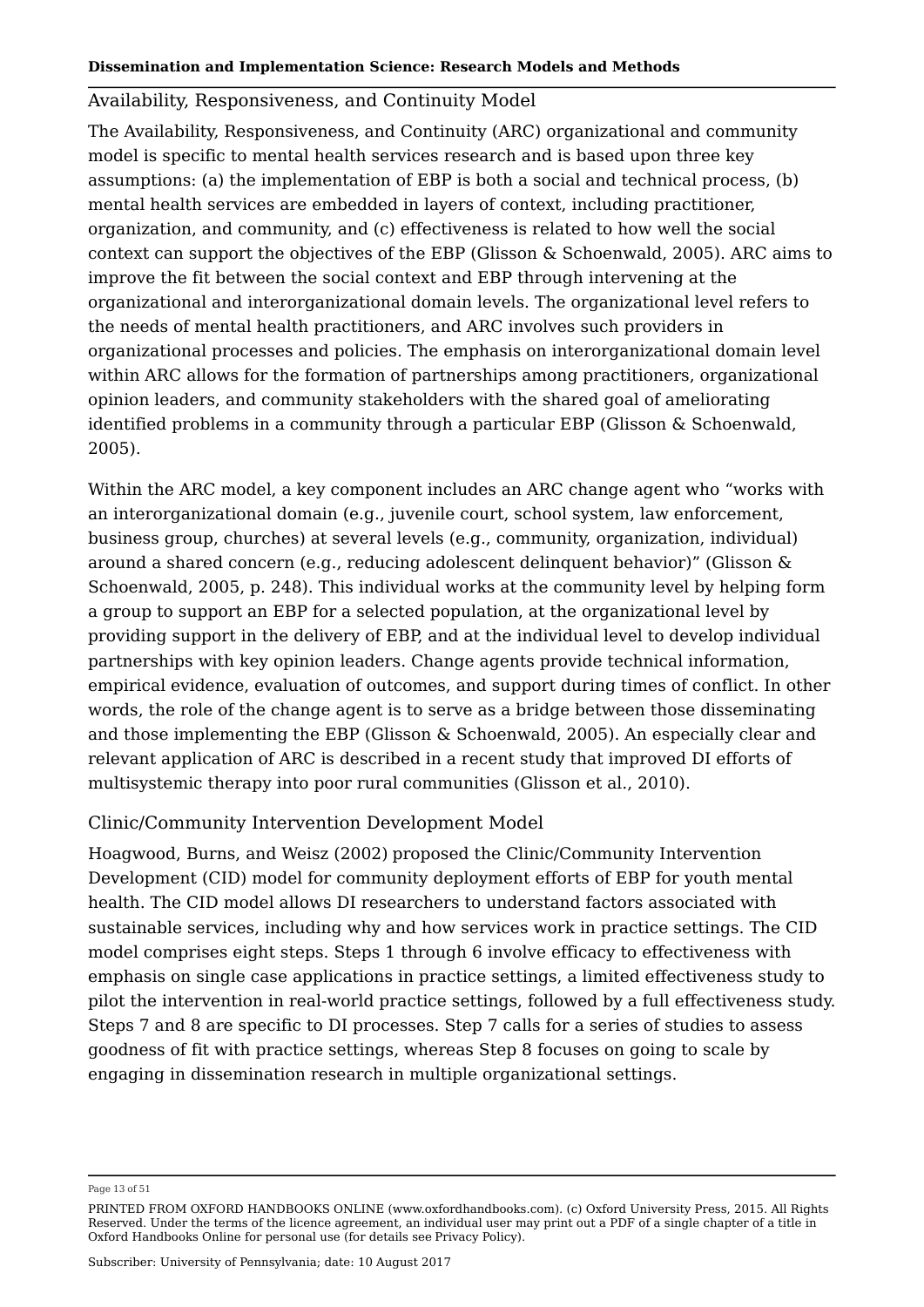## Availability, Responsiveness, and Continuity Model

The Availability, Responsiveness, and Continuity (ARC) organizational and community model is specific to mental health services research and is based upon three key assumptions: (a) the implementation of EBP is both a social and technical process, (b) mental health services are embedded in layers of context, including practitioner, organization, and community, and (c) effectiveness is related to how well the social context can support the objectives of the EBP (Glisson & Schoenwald, 2005). ARC aims to improve the fit between the social context and EBP through intervening at the organizational and interorganizational domain levels. The organizational level refers to the needs of mental health practitioners, and ARC involves such providers in organizational processes and policies. The emphasis on interorganizational domain level within ARC allows for the formation of partnerships among practitioners, organizational opinion leaders, and community stakeholders with the shared goal of ameliorating identified problems in a community through a particular EBP (Glisson & Schoenwald, 2005).

Within the ARC model, a key component includes an ARC change agent who "works with an interorganizational domain (e.g., juvenile court, school system, law enforcement, business group, churches) at several levels (e.g., community, organization, individual) around a shared concern (e.g., reducing adolescent delinquent behavior)" (Glisson & Schoenwald, 2005, p. 248). This individual works at the community level by helping form a group to support an EBP for a selected population, at the organizational level by providing support in the delivery of EBP, and at the individual level to develop individual partnerships with key opinion leaders. Change agents provide technical information, empirical evidence, evaluation of outcomes, and support during times of conflict. In other words, the role of the change agent is to serve as a bridge between those disseminating and those implementing the EBP (Glisson & Schoenwald, 2005). An especially clear and relevant application of ARC is described in a recent study that improved DI efforts of multisystemic therapy into poor rural communities (Glisson et al., 2010).

## Clinic/Community Intervention Development Model

Hoagwood, Burns, and Weisz (2002) proposed the Clinic/Community Intervention Development (CID) model for community deployment efforts of EBP for youth mental health. The CID model allows DI researchers to understand factors associated with sustainable services, including why and how services work in practice settings. The CID model comprises eight steps. Steps 1 through 6 involve efficacy to effectiveness with emphasis on single case applications in practice settings, a limited effectiveness study to pilot the intervention in real-world practice settings, followed by a full effectiveness study. Steps 7 and 8 are specific to DI processes. Step 7 calls for a series of studies to assess goodness of fit with practice settings, whereas Step 8 focuses on going to scale by engaging in dissemination research in multiple organizational settings.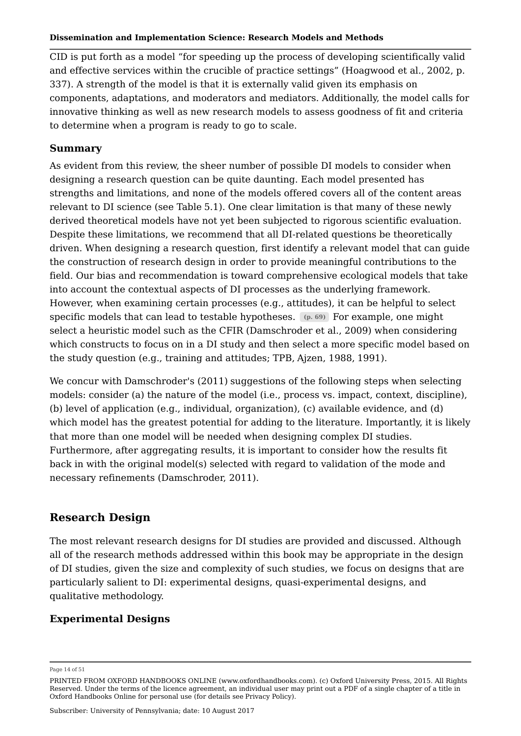CID is put forth as a model "for speeding up the process of developing scientifically valid and effective services within the crucible of practice settings" (Hoagwood et al., 2002, p. 337). A strength of the model is that it is externally valid given its emphasis on components, adaptations, and moderators and mediators. Additionally, the model calls for innovative thinking as well as new research models to assess goodness of fit and criteria to determine when a program is ready to go to scale.

### Summary

As evident from this review, the sheer number of possible DI models to consider when designing a research question can be quite daunting. Each model presented has strengths and limitations, and none of the models offered covers all of the content areas relevant to DI science (see Table 5.1). One clear limitation is that many of these newly derived theoretical models have not yet been subjected to rigorous scientific evaluation. Despite these limitations, we recommend that all DI-related questions be theoretically driven. When designing a research question, first identify a relevant model that can guide the construction of research design in order to provide meaningful contributions to the field. Our bias and recommendation is toward comprehensive ecological models that take into account the contextual aspects of DI processes as the underlying framework. However, when examining certain processes (e.g., attitudes), it can be helpful to select specific models that can lead to testable hypotheses. (p. 69) For example, one might select a heuristic model such as the CFIR (Damschroder et al., 2009) when considering which constructs to focus on in a DI study and then select a more specific model based on the study question (e.g., training and attitudes; TPB, Ajzen, 1988, 1991).

We concur with Damschroder's (2011) suggestions of the following steps when selecting models: consider (a) the nature of the model (i.e., process vs. impact, context, discipline), (b) level of application (e.g., individual, organization), (c) available evidence, and (d) which model has the greatest potential for adding to the literature. Importantly, it is likely that more than one model will be needed when designing complex DI studies. Furthermore, after aggregating results, it is important to consider how the results fit back in with the original model(s) selected with regard to validation of the mode and necessary refinements (Damschroder, 2011).

## Research Design

The most relevant research designs for DI studies are provided and discussed. Although all of the research methods addressed within this book may be appropriate in the design of DI studies, given the size and complexity of such studies, we focus on designs that are particularly salient to DI: experimental designs, quasi-experimental designs, and qualitative methodology.

### Experimental Designs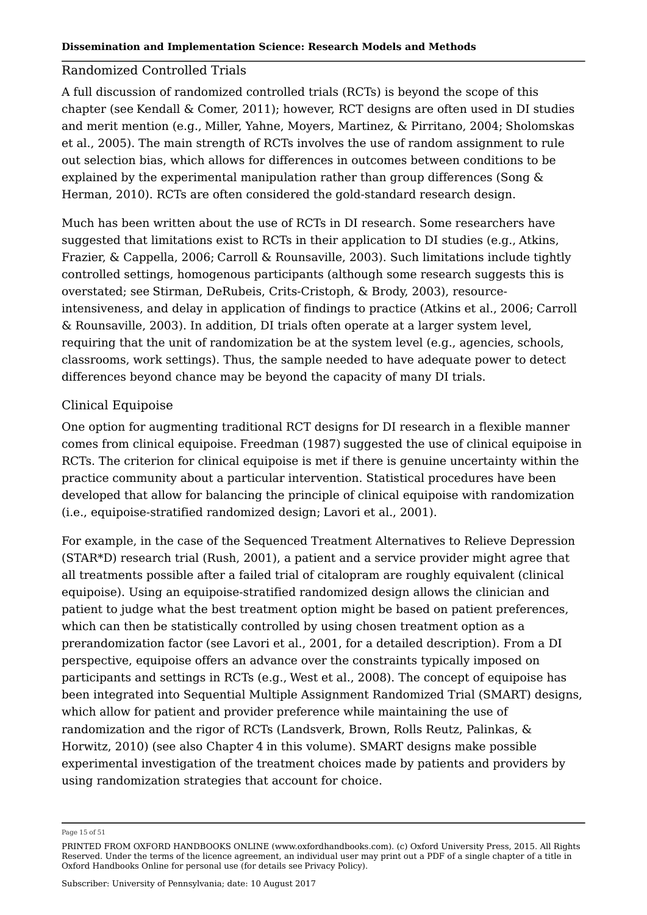## Randomized Controlled Trials

A full discussion of randomized controlled trials (RCTs) is beyond the scope of this chapter (see Kendall & Comer, 2011); however, RCT designs are often used in DI studies and merit mention (e.g., Miller, Yahne, Moyers, Martinez, & Pirritano, 2004; Sholomskas et al., 2005). The main strength of RCTs involves the use of random assignment to rule out selection bias, which allows for differences in outcomes between conditions to be explained by the experimental manipulation rather than group differences (Song & Herman, 2010). RCTs are often considered the gold-standard research design.

Much has been written about the use of RCTs in DI research. Some researchers have suggested that limitations exist to RCTs in their application to DI studies (e.g., Atkins, Frazier, & Cappella, 2006; Carroll & Rounsaville, 2003). Such limitations include tightly controlled settings, homogenous participants (although some research suggests this is overstated; see Stirman, DeRubeis, Crits-Cristoph, & Brody, 2003), resource-intensiveness, and delay in application of findings to practice (Atkins et al., 2006; Carroll & Rounsaville, 2003). In addition, DI trials often operate at a larger system level, requiring that the unit of randomization be at the system level (e.g., agencies, schools, classrooms, work settings). Thus, the sample needed to have adequate power to detect differences beyond chance may be beyond the capacity of many DI trials.

## Clinical Equipoise

One option for augmenting traditional RCT designs for DI research in a flexible manner comes from clinical equipoise. Freedman (1987) suggested the use of clinical equipoise in RCTs. The criterion for clinical equipoise is met if there is genuine uncertainty within the practice community about a particular intervention. Statistical procedures have been developed that allow for balancing the principle of clinical equipoise with randomization (i.e., equipoise-stratified randomized design; Lavori et al., 2001).

For example, in the case of the Sequenced Treatment Alternatives to Relieve Depression (STAR*D) research trial (Rush, 2001), a patient and a service provider might agree that all treatments possible after a failed trial of citalopram are roughly equivalent (clinical equipoise). Using an equipoise-stratified randomized design allows the clinician and patient to judge what the best treatment option might be based on patient preferences, which can then be statistically controlled by using chosen treatment option as a prerandomization factor (see Lavori et al., 2001, for a detailed description). From a DI perspective, equipoise offers an advance over the constraints typically imposed on participants and settings in RCTs (e.g., West et al., 2008). The concept of equipoise has been integrated into Sequential Multiple Assignment Randomized Trial (SMART) designs, which allow for patient and provider preference while maintaining the use of randomization and the rigor of RCTs (Landsverk, Brown, Rolls Reutz, Palinkas, & Horwitz, 2010) (see also Chapter 4 in this volume). SMART designs make possible experimental investigation of the treatment choices made by patients and providers by using randomization strategies that account for choice.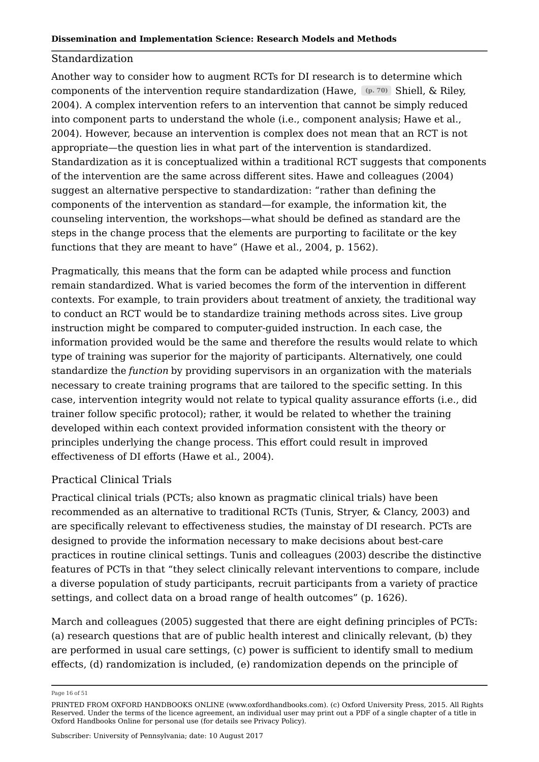## Standardization

Another way to consider how to augment RCTs for DI research is to determine which components of the intervention require standardization (Hawe, (p. 70) Shiell, & Riley, 2004). A complex intervention refers to an intervention that cannot be simply reduced into component parts to understand the whole (i.e., component analysis; Hawe et al., 2004). However, because an intervention is complex does not mean that an RCT is not appropriate—the question lies in what part of the intervention is standardized. Standardization as it is conceptualized within a traditional RCT suggests that components of the intervention are the same across different sites. Hawe and colleagues (2004) suggest an alternative perspective to standardization: "rather than defining the components of the intervention as standard—for example, the information kit, the counseling intervention, the workshops—what should be defined as standard are the steps in the change process that the elements are purporting to facilitate or the key functions that they are meant to have" (Hawe et al., 2004, p. 1562).

Pragmatically, this means that the form can be adapted while process and function remain standardized. What is varied becomes the form of the intervention in different contexts. For example, to train providers about treatment of anxiety, the traditional way to conduct an RCT would be to standardize training methods across sites. Live group instruction might be compared to computer-guided instruction. In each case, the information provided would be the same and therefore the results would relate to which type of training was superior for the majority of participants. Alternatively, one could standardize the *function* by providing supervisors in an organization with the materials necessary to create training programs that are tailored to the specific setting. In this case, intervention integrity would not relate to typical quality assurance efforts (i.e., did trainer follow specific protocol); rather, it would be related to whether the training developed within each context provided information consistent with the theory or principles underlying the change process. This effort could result in improved effectiveness of DI efforts (Hawe et al., 2004).

## Practical Clinical Trials

Practical clinical trials (PCTs; also known as pragmatic clinical trials) have been recommended as an alternative to traditional RCTs (Tunis, Stryer, & Clancy, 2003) and are specifically relevant to effectiveness studies, the mainstay of DI research. PCTs are designed to provide the information necessary to make decisions about best-care practices in routine clinical settings. Tunis and colleagues (2003) describe the distinctive features of PCTs in that "they select clinically relevant interventions to compare, include a diverse population of study participants, recruit participants from a variety of practice settings, and collect data on a broad range of health outcomes" (p. 1626).

March and colleagues (2005) suggested that there are eight defining principles of PCTs: (a) research questions that are of public health interest and clinically relevant, (b) they are performed in usual care settings, (c) power is sufficient to identify small to medium effects, (d) randomization is included, (e) randomization depends on the principle of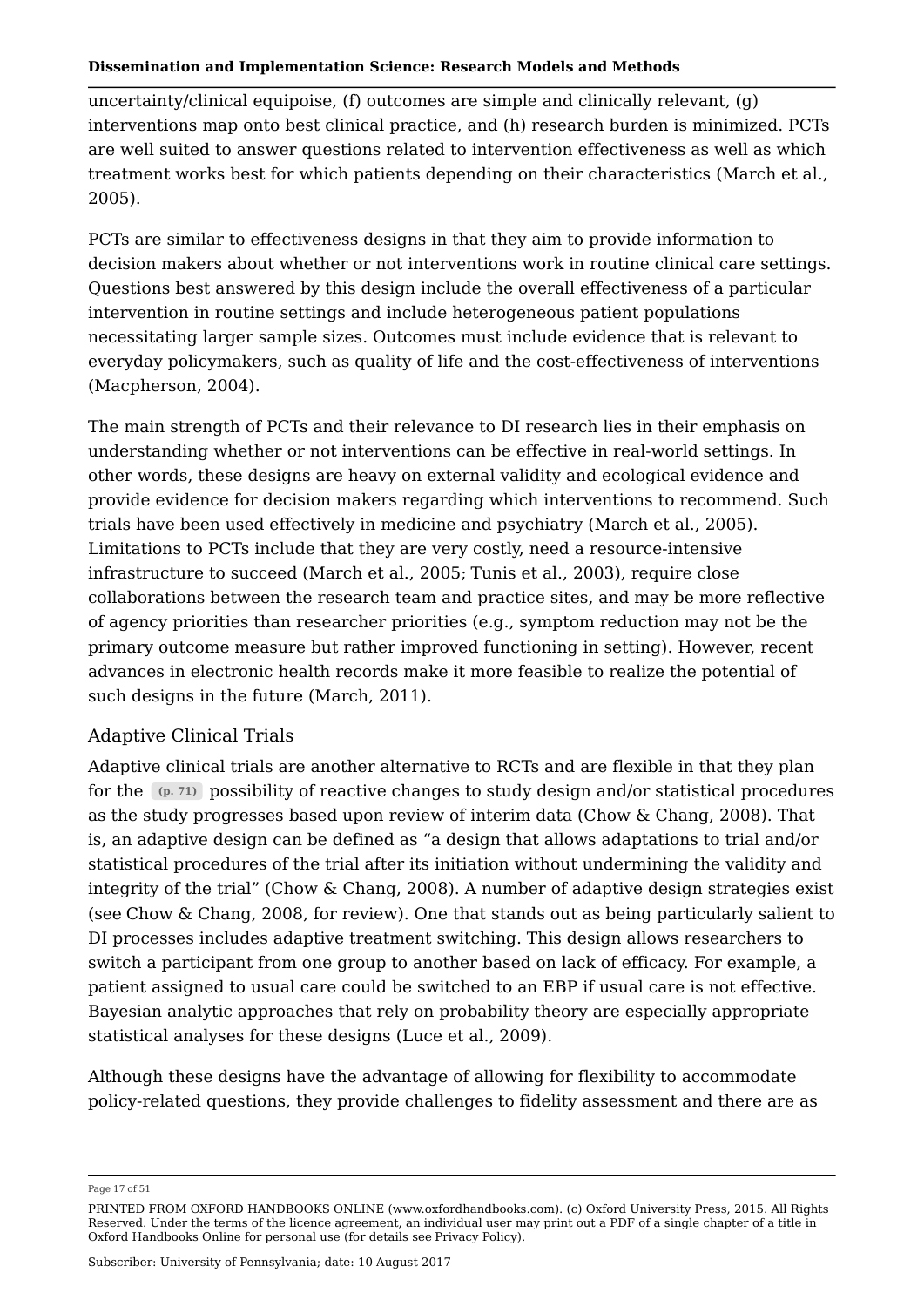uncertainty/clinical equipoise, (f) outcomes are simple and clinically relevant, (g) interventions map onto best clinical practice, and (h) research burden is minimized. PCTs are well suited to answer questions related to intervention effectiveness as well as which treatment works best for which patients depending on their characteristics (March et al., 2005).

PCTs are similar to effectiveness designs in that they aim to provide information to decision makers about whether or not interventions work in routine clinical care settings. Questions best answered by this design include the overall effectiveness of a particular intervention in routine settings and include heterogeneous patient populations necessitating larger sample sizes. Outcomes must include evidence that is relevant to everyday policymakers, such as quality of life and the cost-effectiveness of interventions (Macpherson, 2004).

The main strength of PCTs and their relevance to DI research lies in their emphasis on understanding whether or not interventions can be effective in real-world settings. In other words, these designs are heavy on external validity and ecological evidence and provide evidence for decision makers regarding which interventions to recommend. Such trials have been used effectively in medicine and psychiatry (March et al., 2005). Limitations to PCTs include that they are very costly, need a resource-intensive infrastructure to succeed (March et al., 2005; Tunis et al., 2003), require close collaborations between the research team and practice sites, and may be more reflective of agency priorities than researcher priorities (e.g., symptom reduction may not be the primary outcome measure but rather improved functioning in setting). However, recent advances in electronic health records make it more feasible to realize the potential of such designs in the future (March, 2011).

## Adaptive Clinical Trials

Adaptive clinical trials are another alternative to RCTs and are flexible in that they plan for the (p. 71) possibility of reactive changes to study design and/or statistical procedures as the study progresses based upon review of interim data (Chow & Chang, 2008). That is, an adaptive design can be defined as "a design that allows adaptations to trial and/or statistical procedures of the trial after its initiation without undermining the validity and integrity of the trial" (Chow & Chang, 2008). A number of adaptive design strategies exist (see Chow & Chang, 2008, for review). One that stands out as being particularly salient to DI processes includes adaptive treatment switching. This design allows researchers to switch a participant from one group to another based on lack of efficacy. For example, a patient assigned to usual care could be switched to an EBP if usual care is not effective. Bayesian analytic approaches that rely on probability theory are especially appropriate statistical analyses for these designs (Luce et al., 2009).

Although these designs have the advantage of allowing for flexibility to accommodate policy-related questions, they provide challenges to fidelity assessment and there are as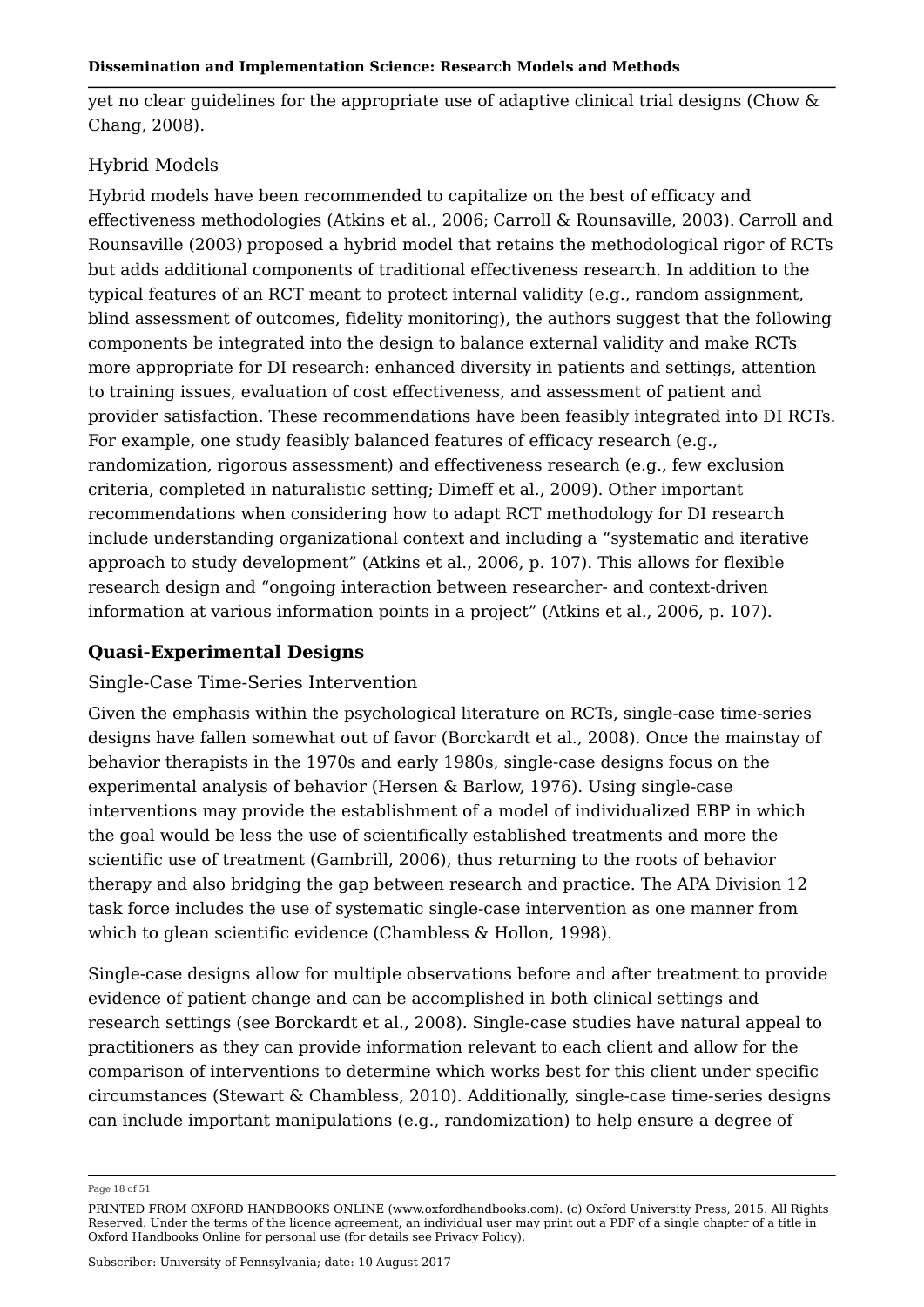yet no clear guidelines for the appropriate use of adaptive clinical trial designs (Chow & Chang, 2008).

### Hybrid Models

Hybrid models have been recommended to capitalize on the best of efficacy and effectiveness methodologies (Atkins et al., 2006; Carroll & Rounsaville, 2003). Carroll and Rounsaville (2003) proposed a hybrid model that retains the methodological rigor of RCTs but adds additional components of traditional effectiveness research. In addition to the typical features of an RCT meant to protect internal validity (e.g., random assignment, blind assessment of outcomes, fidelity monitoring), the authors suggest that the following components be integrated into the design to balance external validity and make RCTs more appropriate for DI research: enhanced diversity in patients and settings, attention to training issues, evaluation of cost effectiveness, and assessment of patient and provider satisfaction. These recommendations have been feasibly integrated into DI RCTs. For example, one study feasibly balanced features of efficacy research (e.g., randomization, rigorous assessment) and effectiveness research (e.g., few exclusion criteria, completed in naturalistic setting; Dimeff et al., 2009). Other important recommendations when considering how to adapt RCT methodology for DI research include understanding organizational context and including a "systematic and iterative approach to study development" (Atkins et al., 2006, p. 107). This allows for flexible research design and "ongoing interaction between researcher- and context-driven information at various information points in a project" (Atkins et al., 2006, p. 107).

## Quasi-Experimental Designs

### Single-Case Time-Series Intervention

Given the emphasis within the psychological literature on RCTs, single-case time-series designs have fallen somewhat out of favor (Borckardt et al., 2008). Once the mainstay of behavior therapists in the 1970s and early 1980s, single-case designs focus on the experimental analysis of behavior (Hersen & Barlow, 1976). Using single-case interventions may provide the establishment of a model of individualized EBP in which the goal would be less the use of scientifically established treatments and more the scientific use of treatment (Gambrill, 2006), thus returning to the roots of behavior therapy and also bridging the gap between research and practice. The APA Division 12 task force includes the use of systematic single-case intervention as one manner from which to glean scientific evidence (Chambless & Hollon, 1998).

Single-case designs allow for multiple observations before and after treatment to provide evidence of patient change and can be accomplished in both clinical settings and research settings (see Borckardt et al., 2008). Single-case studies have natural appeal to practitioners as they can provide information relevant to each client and allow for the comparison of interventions to determine which works best for this client under specific circumstances (Stewart & Chambless, 2010). Additionally, single-case time-series designs can include important manipulations (e.g., randomization) to help ensure a degree of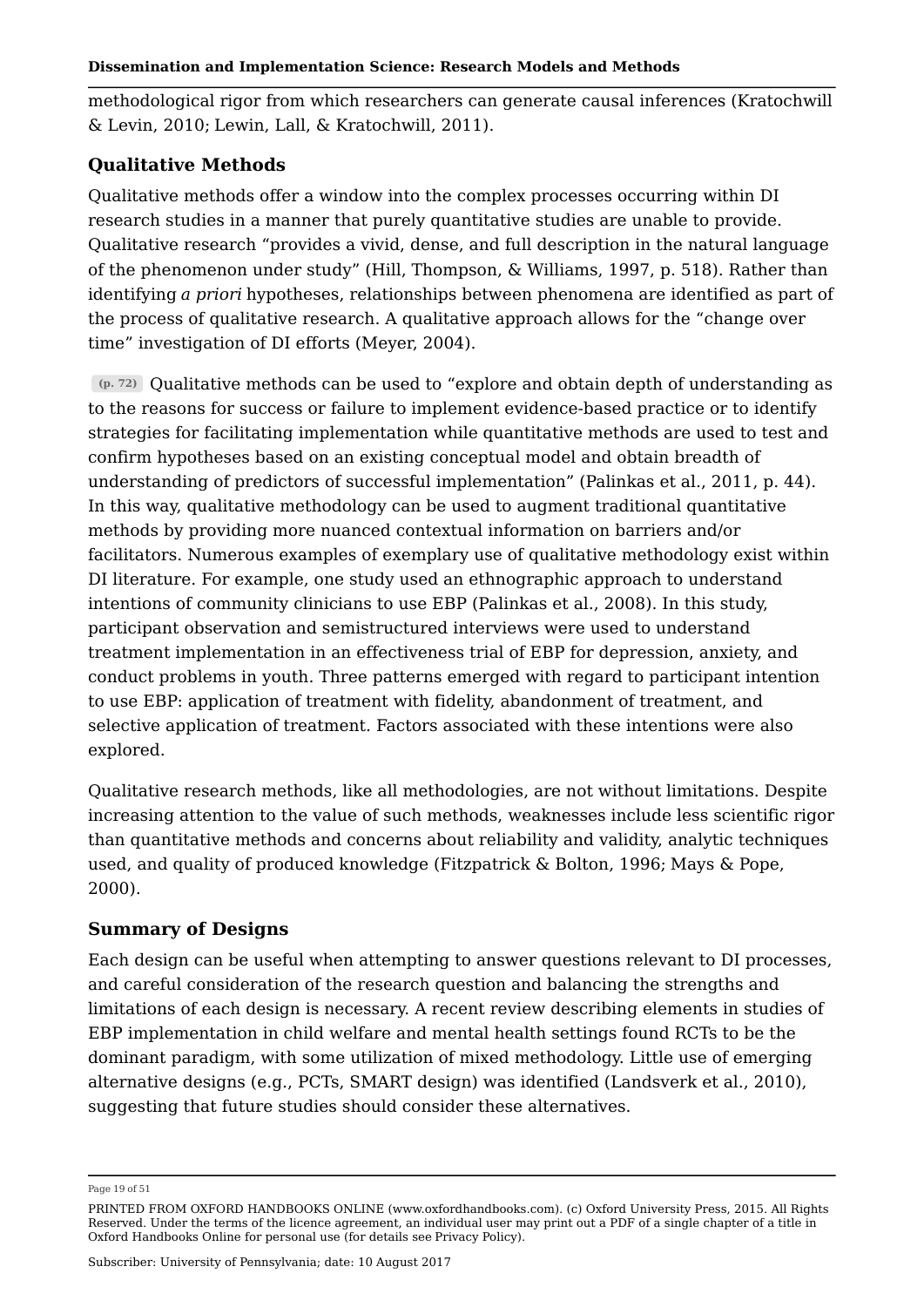methodological rigor from which researchers can generate causal inferences (Kratochwill & Levin, 2010; Lewin, Lall, & Kratochwill, 2011).

## Qualitative Methods

Qualitative methods offer a window into the complex processes occurring within DI research studies in a manner that purely quantitative studies are unable to provide. Qualitative research "provides a vivid, dense, and full description in the natural language of the phenomenon under study" (Hill, Thompson, & Williams, 1997, p. 518). Rather than identifying *a priori* hypotheses, relationships between phenomena are identified as part of the process of qualitative research. A qualitative approach allows for the "change over time" investigation of DI efforts (Meyer, 2004).

(p. 72) Qualitative methods can be used to "explore and obtain depth of understanding as to the reasons for success or failure to implement evidence-based practice or to identify strategies for facilitating implementation while quantitative methods are used to test and confirm hypotheses based on an existing conceptual model and obtain breadth of understanding of predictors of successful implementation" (Palinkas et al., 2011, p. 44). In this way, qualitative methodology can be used to augment traditional quantitative methods by providing more nuanced contextual information on barriers and/or facilitators. Numerous examples of exemplary use of qualitative methodology exist within DI literature. For example, one study used an ethnographic approach to understand intentions of community clinicians to use EBP (Palinkas et al., 2008). In this study, participant observation and semistructured interviews were used to understand treatment implementation in an effectiveness trial of EBP for depression, anxiety, and conduct problems in youth. Three patterns emerged with regard to participant intention to use EBP: application of treatment with fidelity, abandonment of treatment, and selective application of treatment. Factors associated with these intentions were also explored.

Qualitative research methods, like all methodologies, are not without limitations. Despite increasing attention to the value of such methods, weaknesses include less scientific rigor than quantitative methods and concerns about reliability and validity, analytic techniques used, and quality of produced knowledge (Fitzpatrick & Bolton, 1996; Mays & Pope, 2000).

## Summary of Designs

Each design can be useful when attempting to answer questions relevant to DI processes, and careful consideration of the research question and balancing the strengths and limitations of each design is necessary. A recent review describing elements in studies of EBP implementation in child welfare and mental health settings found RCTs to be the dominant paradigm, with some utilization of mixed methodology. Little use of emerging alternative designs (e.g., PCTs, SMART design) was identified (Landsverk et al., 2010), suggesting that future studies should consider these alternatives.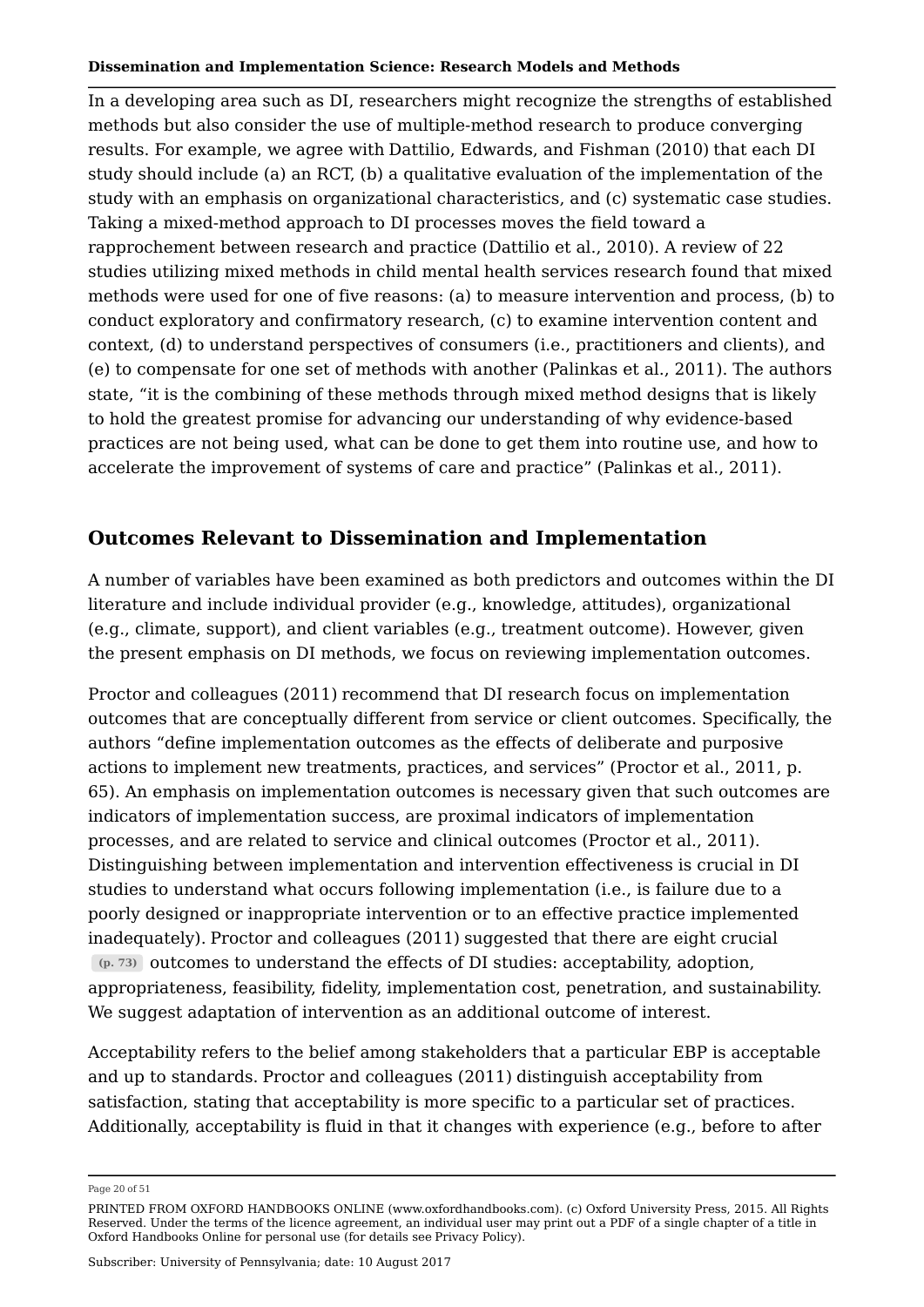In a developing area such as DI, researchers might recognize the strengths of established methods but also consider the use of multiple-method research to produce converging results. For example, we agree with Dattilio, Edwards, and Fishman (2010) that each DI study should include (a) an RCT, (b) a qualitative evaluation of the implementation of the study with an emphasis on organizational characteristics, and (c) systematic case studies. Taking a mixed-method approach to DI processes moves the field toward a rapprochement between research and practice (Dattilio et al., 2010). A review of 22 studies utilizing mixed methods in child mental health services research found that mixed methods were used for one of five reasons: (a) to measure intervention and process, (b) to conduct exploratory and confirmatory research, (c) to examine intervention content and context, (d) to understand perspectives of consumers (i.e., practitioners and clients), and (e) to compensate for one set of methods with another (Palinkas et al., 2011). The authors state, "it is the combining of these methods through mixed method designs that is likely to hold the greatest promise for advancing our understanding of why evidence-based practices are not being used, what can be done to get them into routine use, and how to accelerate the improvement of systems of care and practice" (Palinkas et al., 2011).

## Outcomes Relevant to Dissemination and Implementation

A number of variables have been examined as both predictors and outcomes within the DI literature and include individual provider (e.g., knowledge, attitudes), organizational (e.g., climate, support), and client variables (e.g., treatment outcome). However, given the present emphasis on DI methods, we focus on reviewing implementation outcomes.

Proctor and colleagues (2011) recommend that DI research focus on implementation outcomes that are conceptually different from service or client outcomes. Specifically, the authors "define implementation outcomes as the effects of deliberate and purposive actions to implement new treatments, practices, and services" (Proctor et al., 2011, p. 65). An emphasis on implementation outcomes is necessary given that such outcomes are indicators of implementation success, are proximal indicators of implementation processes, and are related to service and clinical outcomes (Proctor et al., 2011). Distinguishing between implementation and intervention effectiveness is crucial in DI studies to understand what occurs following implementation (i.e., is failure due to a poorly designed or inappropriate intervention or to an effective practice implemented inadequately). Proctor and colleagues (2011) suggested that there are eight crucial (p. 73) outcomes to understand the effects of DI studies: acceptability, adoption, appropriateness, feasibility, fidelity, implementation cost, penetration, and sustainability. We suggest adaptation of intervention as an additional outcome of interest.

Acceptability refers to the belief among stakeholders that a particular EBP is acceptable and up to standards. Proctor and colleagues (2011) distinguish acceptability from satisfaction, stating that acceptability is more specific to a particular set of practices. Additionally, acceptability is fluid in that it changes with experience (e.g., before to after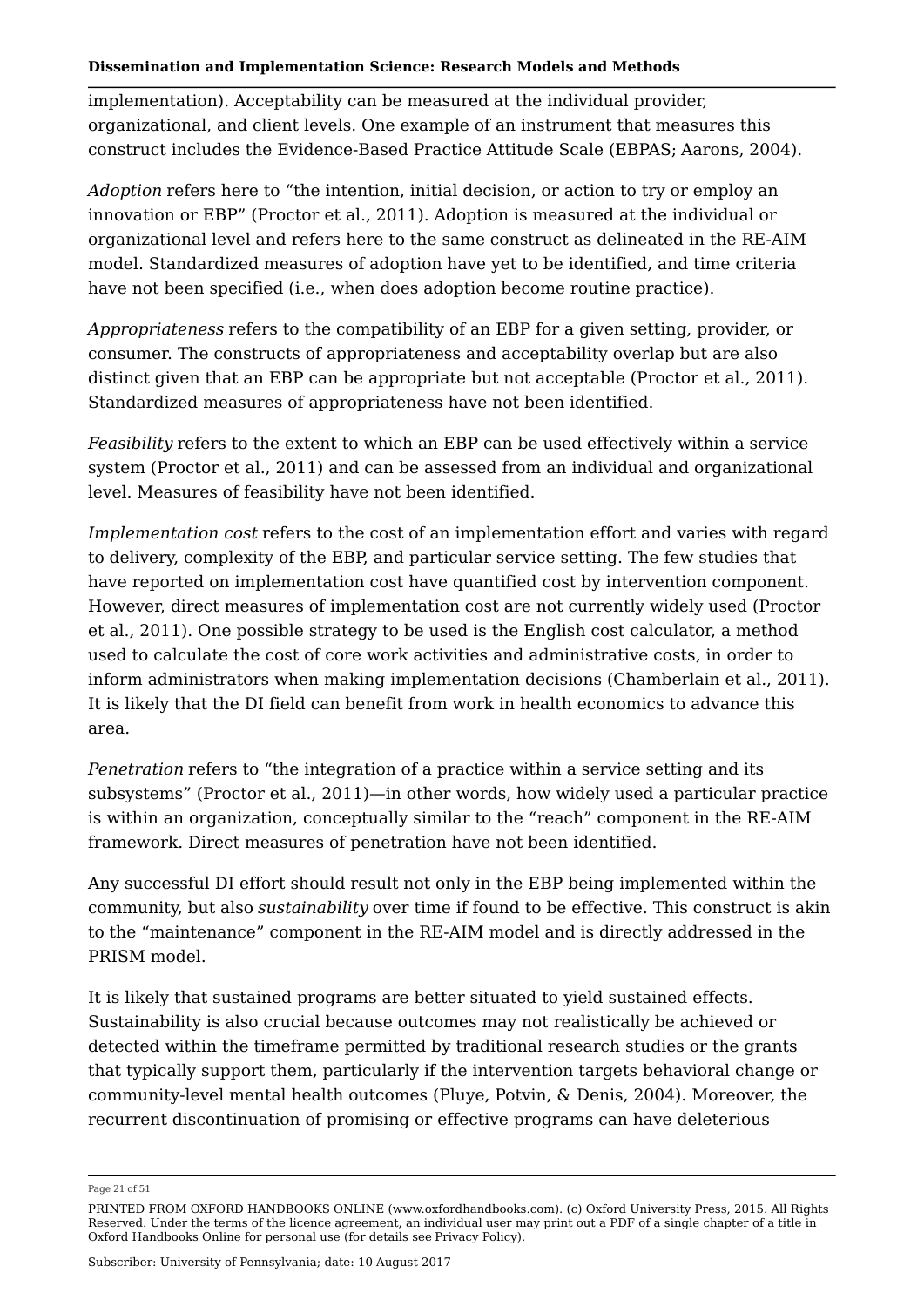implementation). Acceptability can be measured at the individual provider, organizational, and client levels. One example of an instrument that measures this construct includes the Evidence-Based Practice Attitude Scale (EBPAS; Aarons, 2004).

*Adoption* refers here to "the intention, initial decision, or action to try or employ an innovation or EBP" (Proctor et al., 2011). Adoption is measured at the individual or organizational level and refers here to the same construct as delineated in the RE-AIM model. Standardized measures of adoption have yet to be identified, and time criteria have not been specified (i.e., when does adoption become routine practice).

*Appropriateness* refers to the compatibility of an EBP for a given setting, provider, or consumer. The constructs of appropriateness and acceptability overlap but are also distinct given that an EBP can be appropriate but not acceptable (Proctor et al., 2011). Standardized measures of appropriateness have not been identified.

*Feasibility* refers to the extent to which an EBP can be used effectively within a service system (Proctor et al., 2011) and can be assessed from an individual and organizational level. Measures of feasibility have not been identified.

*Implementation cost* refers to the cost of an implementation effort and varies with regard to delivery, complexity of the EBP, and particular service setting. The few studies that have reported on implementation cost have quantified cost by intervention component. However, direct measures of implementation cost are not currently widely used (Proctor et al., 2011). One possible strategy to be used is the English cost calculator, a method used to calculate the cost of core work activities and administrative costs, in order to inform administrators when making implementation decisions (Chamberlain et al., 2011). It is likely that the DI field can benefit from work in health economics to advance this area.

*Penetration* refers to "the integration of a practice within a service setting and its subsystems" (Proctor et al., 2011)—in other words, how widely used a particular practice is within an organization, conceptually similar to the "reach" component in the RE-AIM framework. Direct measures of penetration have not been identified.

Any successful DI effort should result not only in the EBP being implemented within the community, but also *sustainability* over time if found to be effective. This construct is akin to the "maintenance" component in the RE-AIM model and is directly addressed in the PRISM model.

It is likely that sustained programs are better situated to yield sustained effects. Sustainability is also crucial because outcomes may not realistically be achieved or detected within the timeframe permitted by traditional research studies or the grants that typically support them, particularly if the intervention targets behavioral change or community-level mental health outcomes (Pluye, Potvin, & Denis, 2004). Moreover, the recurrent discontinuation of promising or effective programs can have deleterious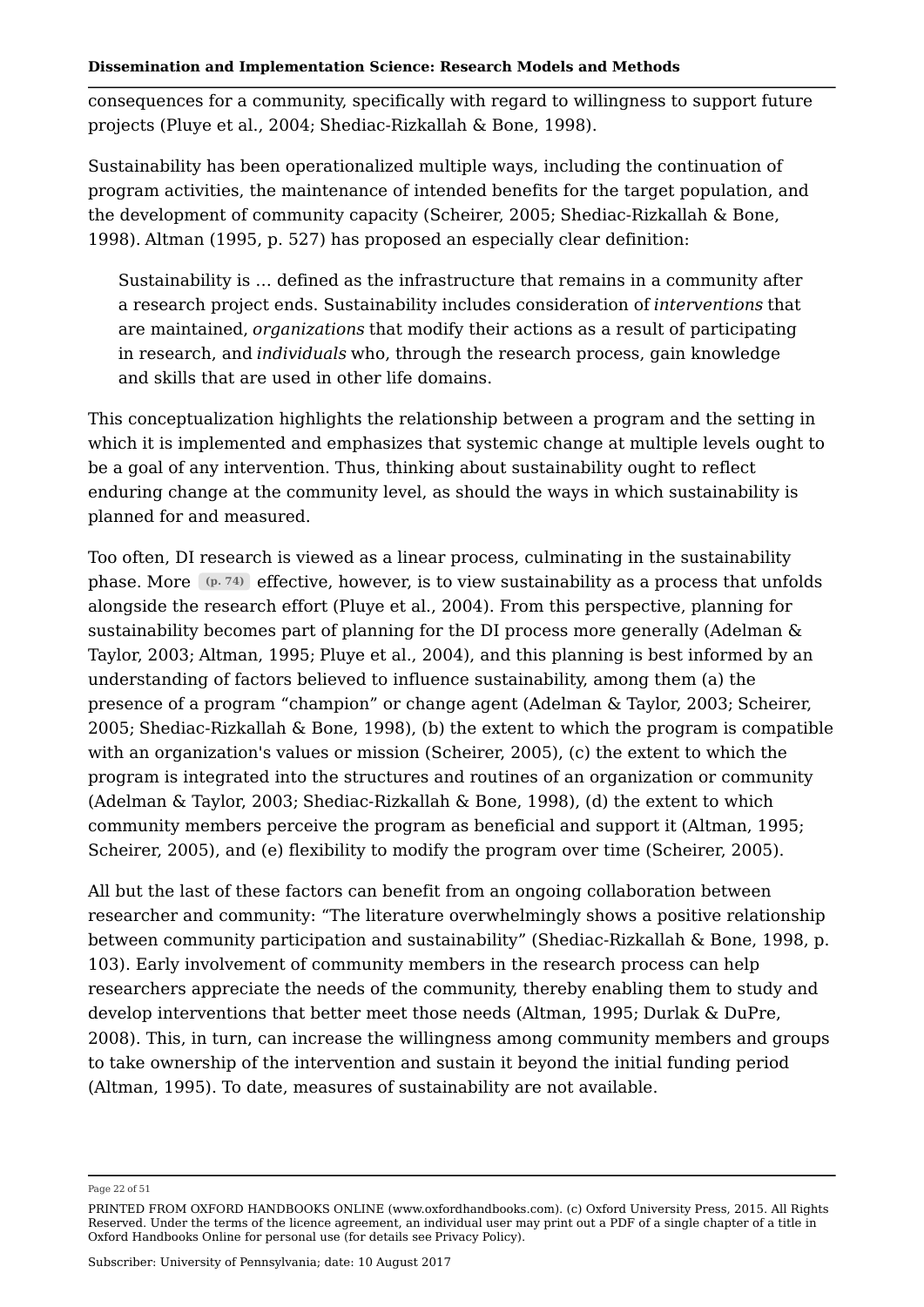consequences for a community, specifically with regard to willingness to support future projects (Pluye et al., 2004; Shediac-Rizkallah & Bone, 1998).

Sustainability has been operationalized multiple ways, including the continuation of program activities, the maintenance of intended benefits for the target population, and the development of community capacity (Scheirer, 2005; Shediac-Rizkallah & Bone, 1998). Altman (1995, p. 527) has proposed an especially clear definition:

> Sustainability is … defined as the infrastructure that remains in a community after a research project ends. Sustainability includes consideration of *interventions* that are maintained, *organizations* that modify their actions as a result of participating in research, and *individuals* who, through the research process, gain knowledge and skills that are used in other life domains.

This conceptualization highlights the relationship between a program and the setting in which it is implemented and emphasizes that systemic change at multiple levels ought to be a goal of any intervention. Thus, thinking about sustainability ought to reflect enduring change at the community level, as should the ways in which sustainability is planned for and measured.

Too often, DI research is viewed as a linear process, culminating in the sustainability phase. More (p. 74) effective, however, is to view sustainability as a process that unfolds alongside the research effort (Pluye et al., 2004). From this perspective, planning for sustainability becomes part of planning for the DI process more generally (Adelman & Taylor, 2003; Altman, 1995; Pluye et al., 2004), and this planning is best informed by an understanding of factors believed to influence sustainability, among them (a) the presence of a program "champion" or change agent (Adelman & Taylor, 2003; Scheirer, 2005; Shediac-Rizkallah & Bone, 1998), (b) the extent to which the program is compatible with an organization's values or mission (Scheirer, 2005), (c) the extent to which the program is integrated into the structures and routines of an organization or community (Adelman & Taylor, 2003; Shediac-Rizkallah & Bone, 1998), (d) the extent to which community members perceive the program as beneficial and support it (Altman, 1995; Scheirer, 2005), and (e) flexibility to modify the program over time (Scheirer, 2005).

All but the last of these factors can benefit from an ongoing collaboration between researcher and community: "The literature overwhelmingly shows a positive relationship between community participation and sustainability" (Shediac-Rizkallah & Bone, 1998, p. 103). Early involvement of community members in the research process can help researchers appreciate the needs of the community, thereby enabling them to study and develop interventions that better meet those needs (Altman, 1995; Durlak & DuPre, 2008). This, in turn, can increase the willingness among community members and groups to take ownership of the intervention and sustain it beyond the initial funding period (Altman, 1995). To date, measures of sustainability are not available.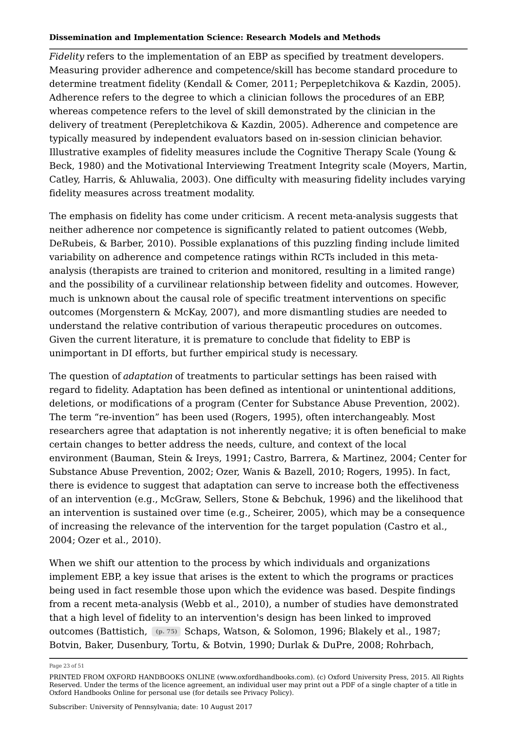*Fidelity* refers to the implementation of an EBP as specified by treatment developers. Measuring provider adherence and competence/skill has become standard procedure to determine treatment fidelity (Kendall & Comer, 2011; Perpepletchikova & Kazdin, 2005). Adherence refers to the degree to which a clinician follows the procedures of an EBP, whereas competence refers to the level of skill demonstrated by the clinician in the delivery of treatment (Perepletchikova & Kazdin, 2005). Adherence and competence are typically measured by independent evaluators based on in-session clinician behavior. Illustrative examples of fidelity measures include the Cognitive Therapy Scale (Young & Beck, 1980) and the Motivational Interviewing Treatment Integrity scale (Moyers, Martin, Catley, Harris, & Ahluwalia, 2003). One difficulty with measuring fidelity includes varying fidelity measures across treatment modality.

The emphasis on fidelity has come under criticism. A recent meta-analysis suggests that neither adherence nor competence is significantly related to patient outcomes (Webb, DeRubeis, & Barber, 2010). Possible explanations of this puzzling finding include limited variability on adherence and competence ratings within RCTs included in this meta-analysis (therapists are trained to criterion and monitored, resulting in a limited range) and the possibility of a curvilinear relationship between fidelity and outcomes. However, much is unknown about the causal role of specific treatment interventions on specific outcomes (Morgenstern & McKay, 2007), and more dismantling studies are needed to understand the relative contribution of various therapeutic procedures on outcomes. Given the current literature, it is premature to conclude that fidelity to EBP is unimportant in DI efforts, but further empirical study is necessary.

The question of *adaptation* of treatments to particular settings has been raised with regard to fidelity. Adaptation has been defined as intentional or unintentional additions, deletions, or modifications of a program (Center for Substance Abuse Prevention, 2002). The term “re-invention” has been used (Rogers, 1995), often interchangeably. Most researchers agree that adaptation is not inherently negative; it is often beneficial to make certain changes to better address the needs, culture, and context of the local environment (Bauman, Stein & Ireys, 1991; Castro, Barrera, & Martinez, 2004; Center for Substance Abuse Prevention, 2002; Ozer, Wanis & Bazell, 2010; Rogers, 1995). In fact, there is evidence to suggest that adaptation can serve to increase both the effectiveness of an intervention (e.g., McGraw, Sellers, Stone & Bebchuk, 1996) and the likelihood that an intervention is sustained over time (e.g., Scheirer, 2005), which may be a consequence of increasing the relevance of the intervention for the target population (Castro et al., 2004; Ozer et al., 2010).

When we shift our attention to the process by which individuals and organizations implement EBP, a key issue that arises is the extent to which the programs or practices being used in fact resemble those upon which the evidence was based. Despite findings from a recent meta-analysis (Webb et al., 2010), a number of studies have demonstrated that a high level of fidelity to an intervention's design has been linked to improved outcomes (Battistich, Schaps, Watson, & Solomon, 1996; Blakely et al., 1987; Botvin, Baker, Dusenbury, Tortu, & Botvin, 1990; Durlak & DuPre, 2008; Rohrbach,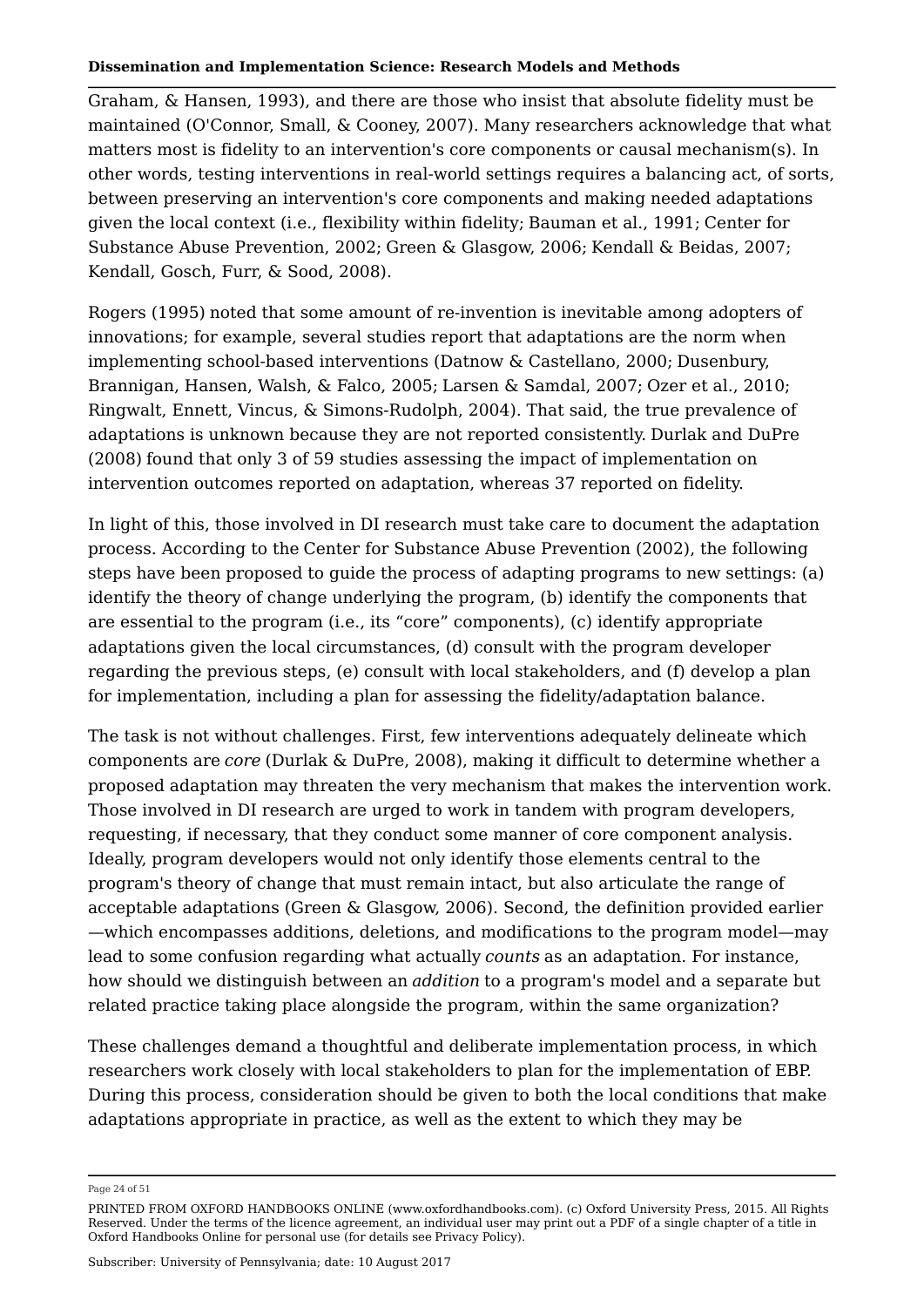Graham, & Hansen, 1993), and there are those who insist that absolute fidelity must be maintained (O'Connor, Small, & Cooney, 2007). Many researchers acknowledge that what matters most is fidelity to an intervention's core components or causal mechanism(s). In other words, testing interventions in real-world settings requires a balancing act, of sorts, between preserving an intervention's core components and making needed adaptations given the local context (i.e., flexibility within fidelity; Bauman et al., 1991; Center for Substance Abuse Prevention, 2002; Green & Glasgow, 2006; Kendall & Beidas, 2007; Kendall, Gosch, Furr, & Sood, 2008).

Rogers (1995) noted that some amount of re-invention is inevitable among adopters of innovations; for example, several studies report that adaptations are the norm when implementing school-based interventions (Datnow & Castellano, 2000; Dusenbury, Brannigan, Hansen, Walsh, & Falco, 2005; Larsen & Samdal, 2007; Ozer et al., 2010; Ringwalt, Ennett, Vincus, & Simons-Rudolph, 2004). That said, the true prevalence of adaptations is unknown because they are not reported consistently. Durlak and DuPre (2008) found that only 3 of 59 studies assessing the impact of implementation on intervention outcomes reported on adaptation, whereas 37 reported on fidelity.

In light of this, those involved in DI research must take care to document the adaptation process. According to the Center for Substance Abuse Prevention (2002), the following steps have been proposed to guide the process of adapting programs to new settings: (a) identify the theory of change underlying the program, (b) identify the components that are essential to the program (i.e., its "core" components), (c) identify appropriate adaptations given the local circumstances, (d) consult with the program developer regarding the previous steps, (e) consult with local stakeholders, and (f) develop a plan for implementation, including a plan for assessing the fidelity/adaptation balance.

The task is not without challenges. First, few interventions adequately delineate which components are *core* (Durlak & DuPre, 2008), making it difficult to determine whether a proposed adaptation may threaten the very mechanism that makes the intervention work. Those involved in DI research are urged to work in tandem with program developers, requesting, if necessary, that they conduct some manner of core component analysis. Ideally, program developers would not only identify those elements central to the program's theory of change that must remain intact, but also articulate the range of acceptable adaptations (Green & Glasgow, 2006). Second, the definition provided earlier —which encompasses additions, deletions, and modifications to the program model—may lead to some confusion regarding what actually *counts* as an adaptation. For instance, how should we distinguish between an *addition* to a program's model and a separate but related practice taking place alongside the program, within the same organization?

These challenges demand a thoughtful and deliberate implementation process, in which researchers work closely with local stakeholders to plan for the implementation of EBP. During this process, consideration should be given to both the local conditions that make adaptations appropriate in practice, as well as the extent to which they may be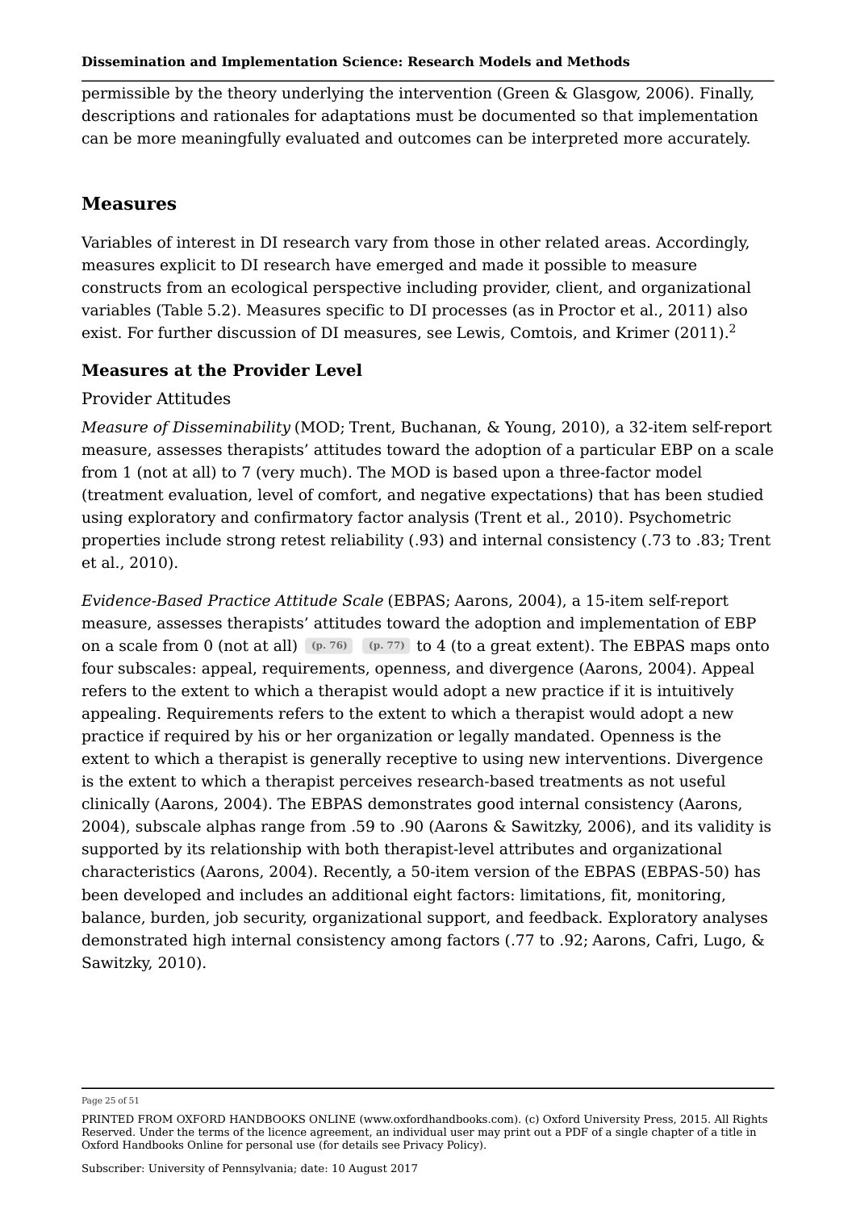permissible by the theory underlying the intervention (Green & Glasgow, 2006). Finally, descriptions and rationales for adaptations must be documented so that implementation can be more meaningfully evaluated and outcomes can be interpreted more accurately.

## Measures

Variables of interest in DI research vary from those in other related areas. Accordingly, measures explicit to DI research have emerged and made it possible to measure constructs from an ecological perspective including provider, client, and organizational variables (Table 5.2). Measures specific to DI processes (as in Proctor et al., 2011) also exist. For further discussion of DI measures, see Lewis, Comtois, and Krimer (2011).[2]

### Measures at the Provider Level

#### Provider Attitudes

*Measure of Disseminability* (MOD; Trent, Buchanan, & Young, 2010), a 32-item self-report measure, assesses therapists' attitudes toward the adoption of a particular EBP on a scale from 1 (not at all) to 7 (very much). The MOD is based upon a three-factor model (treatment evaluation, level of comfort, and negative expectations) that has been studied using exploratory and confirmatory factor analysis (Trent et al., 2010). Psychometric properties include strong retest reliability (.93) and internal consistency (.73 to .83; Trent et al., 2010).

*Evidence-Based Practice Attitude Scale* (EBPAS; Aarons, 2004), a 15-item self-report measure, assesses therapists' attitudes toward the adoption and implementation of EBP on a scale from 0 (not at all) (p. 76) (p. 77) to 4 (to a great extent). The EBPAS maps onto four subscales: appeal, requirements, openness, and divergence (Aarons, 2004). Appeal refers to the extent to which a therapist would adopt a new practice if it is intuitively appealing. Requirements refers to the extent to which a therapist would adopt a new practice if required by his or her organization or legally mandated. Openness is the extent to which a therapist is generally receptive to using new interventions. Divergence is the extent to which a therapist perceives research-based treatments as not useful clinically (Aarons, 2004). The EBPAS demonstrates good internal consistency (Aarons, 2004), subscale alphas range from .59 to .90 (Aarons & Sawitzky, 2006), and its validity is supported by its relationship with both therapist-level attributes and organizational characteristics (Aarons, 2004). Recently, a 50-item version of the EBPAS (EBPAS-50) has been developed and includes an additional eight factors: limitations, fit, monitoring, balance, burden, job security, organizational support, and feedback. Exploratory analyses demonstrated high internal consistency among factors (.77 to .92; Aarons, Cafri, Lugo, & Sawitzky, 2010).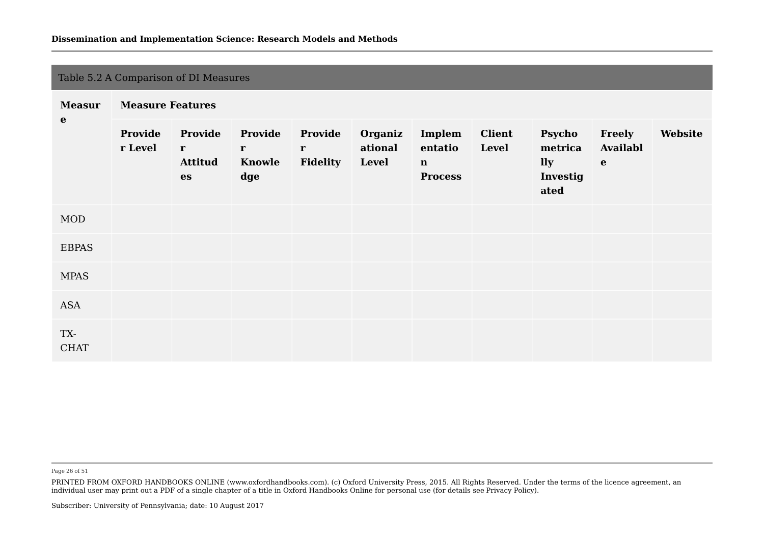Table 5.2 A Comparison of DI Measures

| Measure | Measure Features | | | | | | | | | |
|---|---|---|---|---|---|---|---|---|---|---|
| | Provider Level | Provider Attitudes | Provider Knowledge | Provider Fidelity | Organizational Level | Implementation Process | Client Level | Psychometrically Investigated | Freely Available | Website |
| MOD | | | | | | | | | | |
| EBPAS | | | | | | | | | | |
| MPAS | | | | | | | | | | |
| ASA | | | | | | | | | | |
| TX-CHAT | | | | | | | | | | |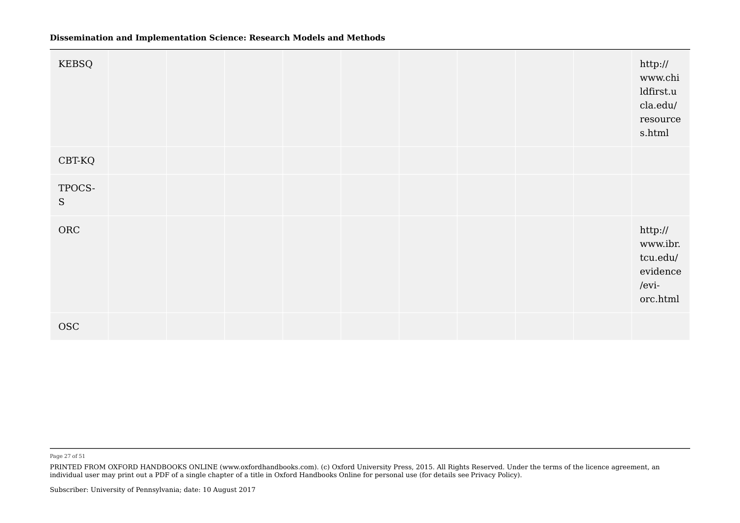| | | | | | | | | | | |
|---|---|---|---|---|---|---|---|---|---|---|
| KEBSQ | | | | | | | | | | http://www.childfirst.ucla.edu/resources.html |
| CBT-KQ | | | | | | | | | | |
| TPOCS-S | | | | | | | | | | |
| ORC | | | | | | | | | | http://www.ibr.tcu.edu/evidence/evi-orc.html |
| OSC | | | | | | | | | | |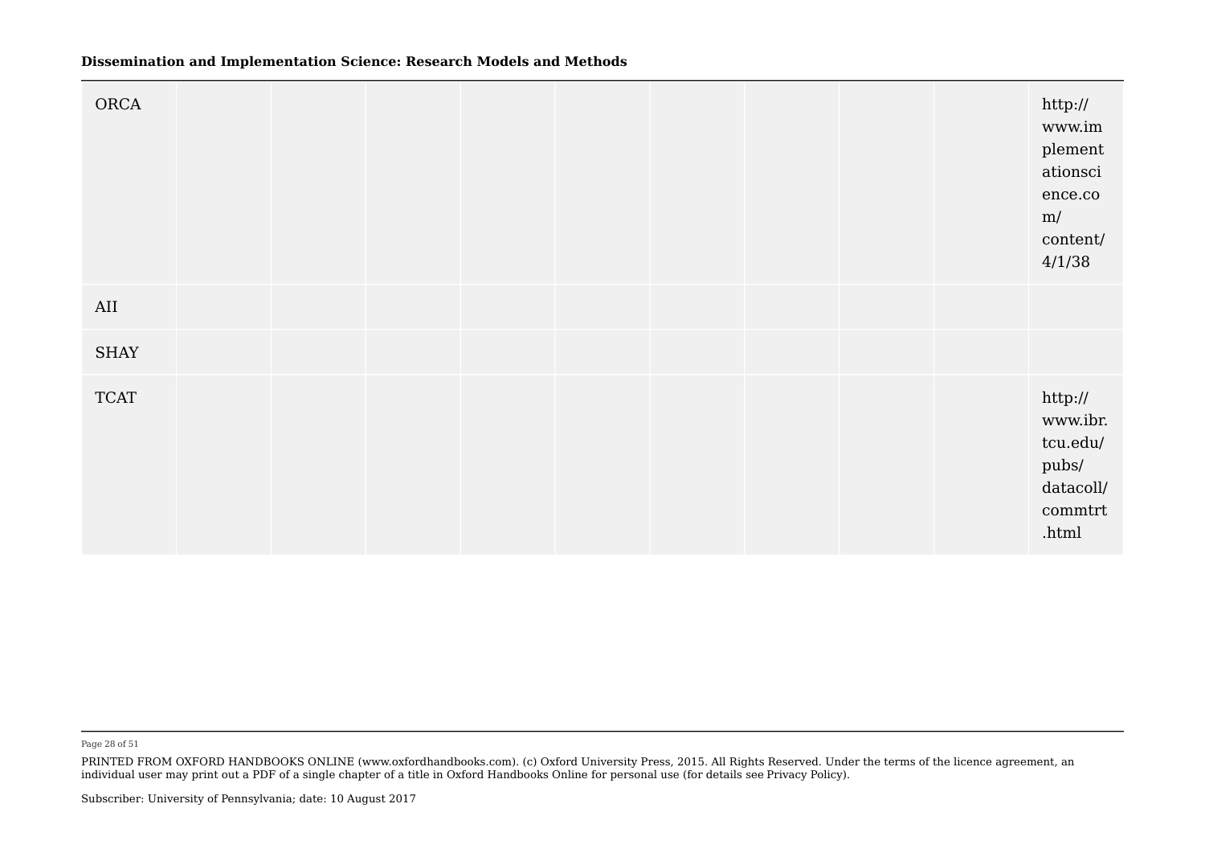| | | | | | | | | | | |
|---|---|---|---|---|---|---|---|---|---|---|
| ORCA | | | | | | | | | | http://www.implementationscience.com/content/4/1/38 |
| AII | | | | | | | | | | |
| SHAY | | | | | | | | | | |
| TCAT | | | | | | | | | | http://www.ibr.tcu.edu/pubs/datacoll/commtrt.html |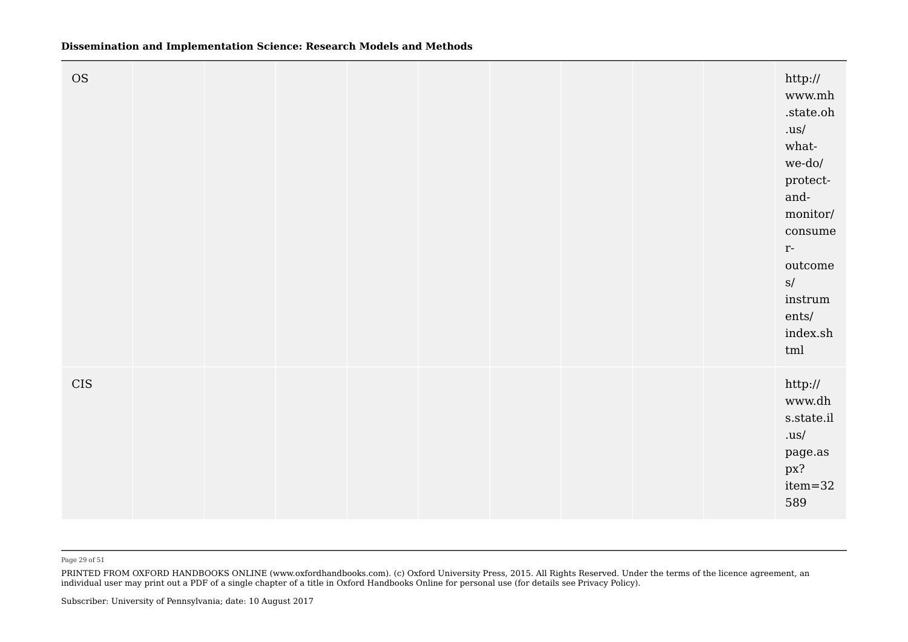| | | | | | | | | | | |
|---|---|---|---|---|---|---|---|---|---|---|
| OS | | | | | | | | | | http://www.mh.state.oh.us/what-we-do/protect-and-monitor/consumer-outcomes/instruments/index.shtml |
| CIS | | | | | | | | | | http://www.dhs.state.il.us/page.aspx?item=32589 |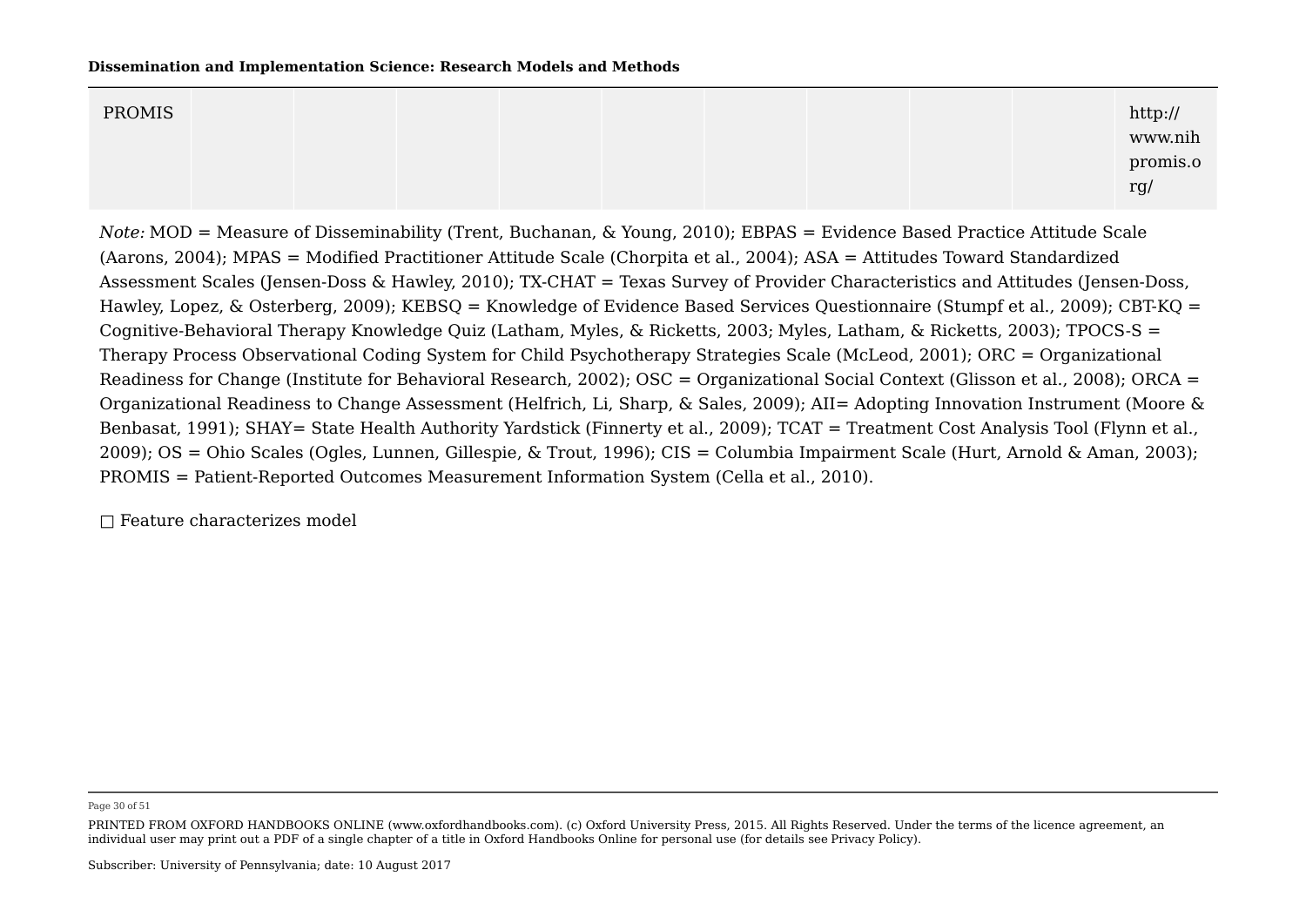| PROMIS | | | | | | | | | | http://www.nihpromis.org/ |
|---|---|---|---|---|---|---|---|---|---|---|

*Note:* MOD = Measure of Disseminability (Trent, Buchanan, & Young, 2010); EBPAS = Evidence Based Practice Attitude Scale (Aarons, 2004); MPAS = Modified Practitioner Attitude Scale (Chorpita et al., 2004); ASA = Attitudes Toward Standardized Assessment Scales (Jensen-Doss & Hawley, 2010); TX-CHAT = Texas Survey of Provider Characteristics and Attitudes (Jensen-Doss, Hawley, Lopez, & Osterberg, 2009); KEBSQ = Knowledge of Evidence Based Services Questionnaire (Stumpf et al., 2009); CBT-KQ = Cognitive-Behavioral Therapy Knowledge Quiz (Latham, Myles, & Ricketts, 2003; Myles, Latham, & Ricketts, 2003); TPOCS-S = Therapy Process Observational Coding System for Child Psychotherapy Strategies Scale (McLeod, 2001); ORC = Organizational Readiness for Change (Institute for Behavioral Research, 2002); OSC = Organizational Social Context (Glisson et al., 2008); ORCA = Organizational Readiness to Change Assessment (Helfrich, Li, Sharp, & Sales, 2009); AII= Adopting Innovation Instrument (Moore & Benbasat, 1991); SHAY= State Health Authority Yardstick (Finnerty et al., 2009); TCAT = Treatment Cost Analysis Tool (Flynn et al., 2009); OS = Ohio Scales (Ogles, Lunnen, Gillespie, & Trout, 1996); CIS = Columbia Impairment Scale (Hurt, Arnold & Aman, 2003); PROMIS = Patient-Reported Outcomes Measurement Information System (Cella et al., 2010).

□ Feature characterizes model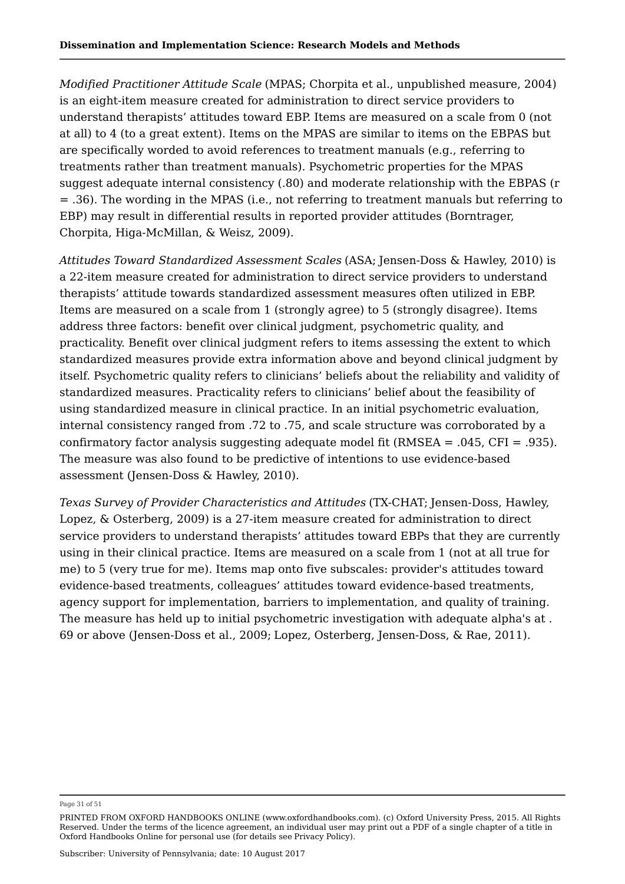*Modified Practitioner Attitude Scale* (MPAS; Chorpita et al., unpublished measure, 2004) is an eight-item measure created for administration to direct service providers to understand therapists' attitudes toward EBP. Items are measured on a scale from 0 (not at all) to 4 (to a great extent). Items on the MPAS are similar to items on the EBPAS but are specifically worded to avoid references to treatment manuals (e.g., referring to treatments rather than treatment manuals). Psychometric properties for the MPAS suggest adequate internal consistency (.80) and moderate relationship with the EBPAS (r = .36). The wording in the MPAS (i.e., not referring to treatment manuals but referring to EBP) may result in differential results in reported provider attitudes (Borntrager, Chorpita, Higa-McMillan, & Weisz, 2009).

*Attitudes Toward Standardized Assessment Scales* (ASA; Jensen-Doss & Hawley, 2010) is a 22-item measure created for administration to direct service providers to understand therapists' attitude towards standardized assessment measures often utilized in EBP. Items are measured on a scale from 1 (strongly agree) to 5 (strongly disagree). Items address three factors: benefit over clinical judgment, psychometric quality, and practicality. Benefit over clinical judgment refers to items assessing the extent to which standardized measures provide extra information above and beyond clinical judgment by itself. Psychometric quality refers to clinicians' beliefs about the reliability and validity of standardized measures. Practicality refers to clinicians' belief about the feasibility of using standardized measure in clinical practice. In an initial psychometric evaluation, internal consistency ranged from .72 to .75, and scale structure was corroborated by a confirmatory factor analysis suggesting adequate model fit (RMSEA = .045, CFI = .935). The measure was also found to be predictive of intentions to use evidence-based assessment (Jensen-Doss & Hawley, 2010).

*Texas Survey of Provider Characteristics and Attitudes* (TX-CHAT; Jensen-Doss, Hawley, Lopez, & Osterberg, 2009) is a 27-item measure created for administration to direct service providers to understand therapists' attitudes toward EBPs that they are currently using in their clinical practice. Items are measured on a scale from 1 (not at all true for me) to 5 (very true for me). Items map onto five subscales: provider's attitudes toward evidence-based treatments, colleagues' attitudes toward evidence-based treatments, agency support for implementation, barriers to implementation, and quality of training. The measure has held up to initial psychometric investigation with adequate alpha's at .69 or above (Jensen-Doss et al., 2009; Lopez, Osterberg, Jensen-Doss, & Rae, 2011).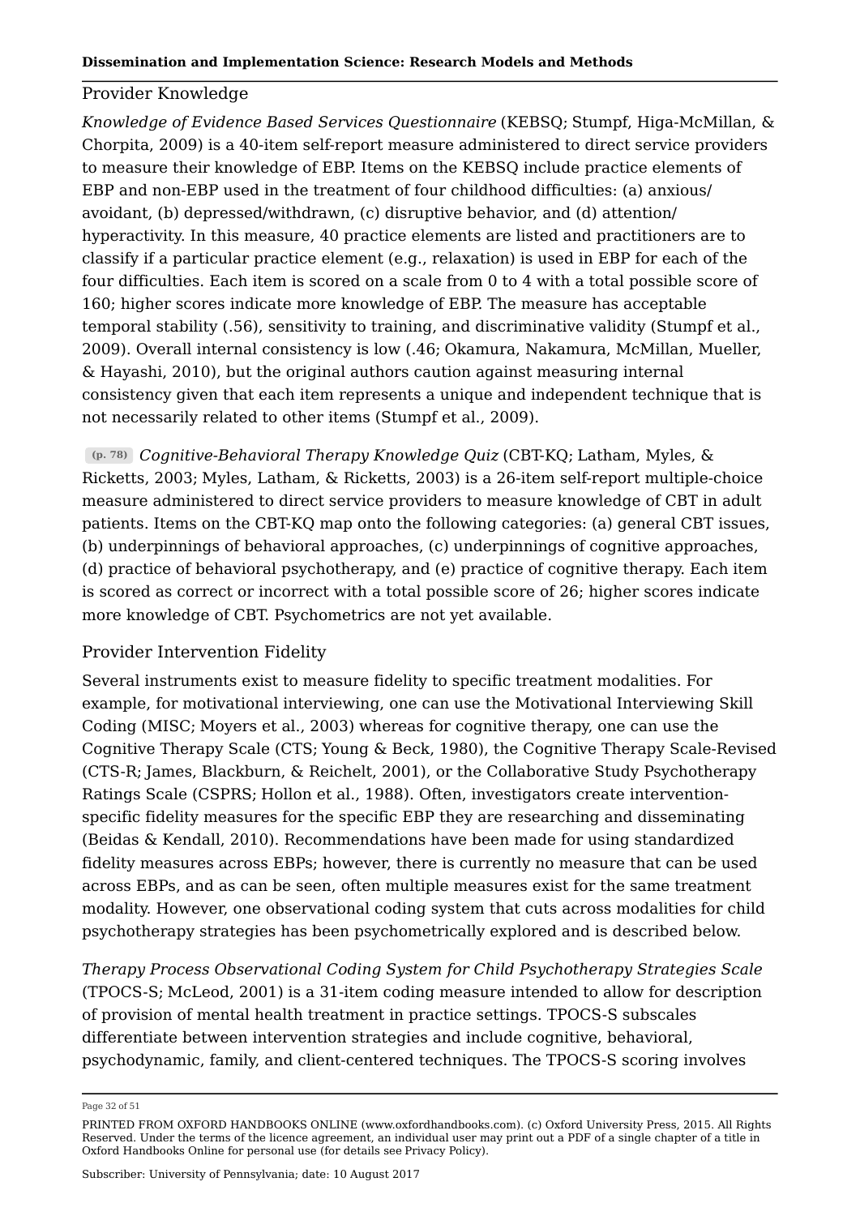### Provider Knowledge

*Knowledge of Evidence Based Services Questionnaire* (KEBSQ; Stumpf, Higa-McMillan, & Chorpita, 2009) is a 40-item self-report measure administered to direct service providers to measure their knowledge of EBP. Items on the KEBSQ include practice elements of EBP and non-EBP used in the treatment of four childhood difficulties: (a) anxious/avoidant, (b) depressed/withdrawn, (c) disruptive behavior, and (d) attention/hyperactivity. In this measure, 40 practice elements are listed and practitioners are to classify if a particular practice element (e.g., relaxation) is used in EBP for each of the four difficulties. Each item is scored on a scale from 0 to 4 with a total possible score of 160; higher scores indicate more knowledge of EBP. The measure has acceptable temporal stability (.56), sensitivity to training, and discriminative validity (Stumpf et al., 2009). Overall internal consistency is low (.46; Okamura, Nakamura, McMillan, Mueller, & Hayashi, 2010), but the original authors caution against measuring internal consistency given that each item represents a unique and independent technique that is not necessarily related to other items (Stumpf et al., 2009).

(p. 78) *Cognitive-Behavioral Therapy Knowledge Quiz* (CBT-KQ; Latham, Myles, & Ricketts, 2003; Myles, Latham, & Ricketts, 2003) is a 26-item self-report multiple-choice measure administered to direct service providers to measure knowledge of CBT in adult patients. Items on the CBT-KQ map onto the following categories: (a) general CBT issues, (b) underpinnings of behavioral approaches, (c) underpinnings of cognitive approaches, (d) practice of behavioral psychotherapy, and (e) practice of cognitive therapy. Each item is scored as correct or incorrect with a total possible score of 26; higher scores indicate more knowledge of CBT. Psychometrics are not yet available.

### Provider Intervention Fidelity

Several instruments exist to measure fidelity to specific treatment modalities. For example, for motivational interviewing, one can use the Motivational Interviewing Skill Coding (MISC; Moyers et al., 2003) whereas for cognitive therapy, one can use the Cognitive Therapy Scale (CTS; Young & Beck, 1980), the Cognitive Therapy Scale-Revised (CTS-R; James, Blackburn, & Reichelt, 2001), or the Collaborative Study Psychotherapy Ratings Scale (CSPRS; Hollon et al., 1988). Often, investigators create intervention-specific fidelity measures for the specific EBP they are researching and disseminating (Beidas & Kendall, 2010). Recommendations have been made for using standardized fidelity measures across EBPs; however, there is currently no measure that can be used across EBPs, and as can be seen, often multiple measures exist for the same treatment modality. However, one observational coding system that cuts across modalities for child psychotherapy strategies has been psychometrically explored and is described below.

*Therapy Process Observational Coding System for Child Psychotherapy Strategies Scale* (TPOCS-S; McLeod, 2001) is a 31-item coding measure intended to allow for description of provision of mental health treatment in practice settings. TPOCS-S subscales differentiate between intervention strategies and include cognitive, behavioral, psychodynamic, family, and client-centered techniques. The TPOCS-S scoring involves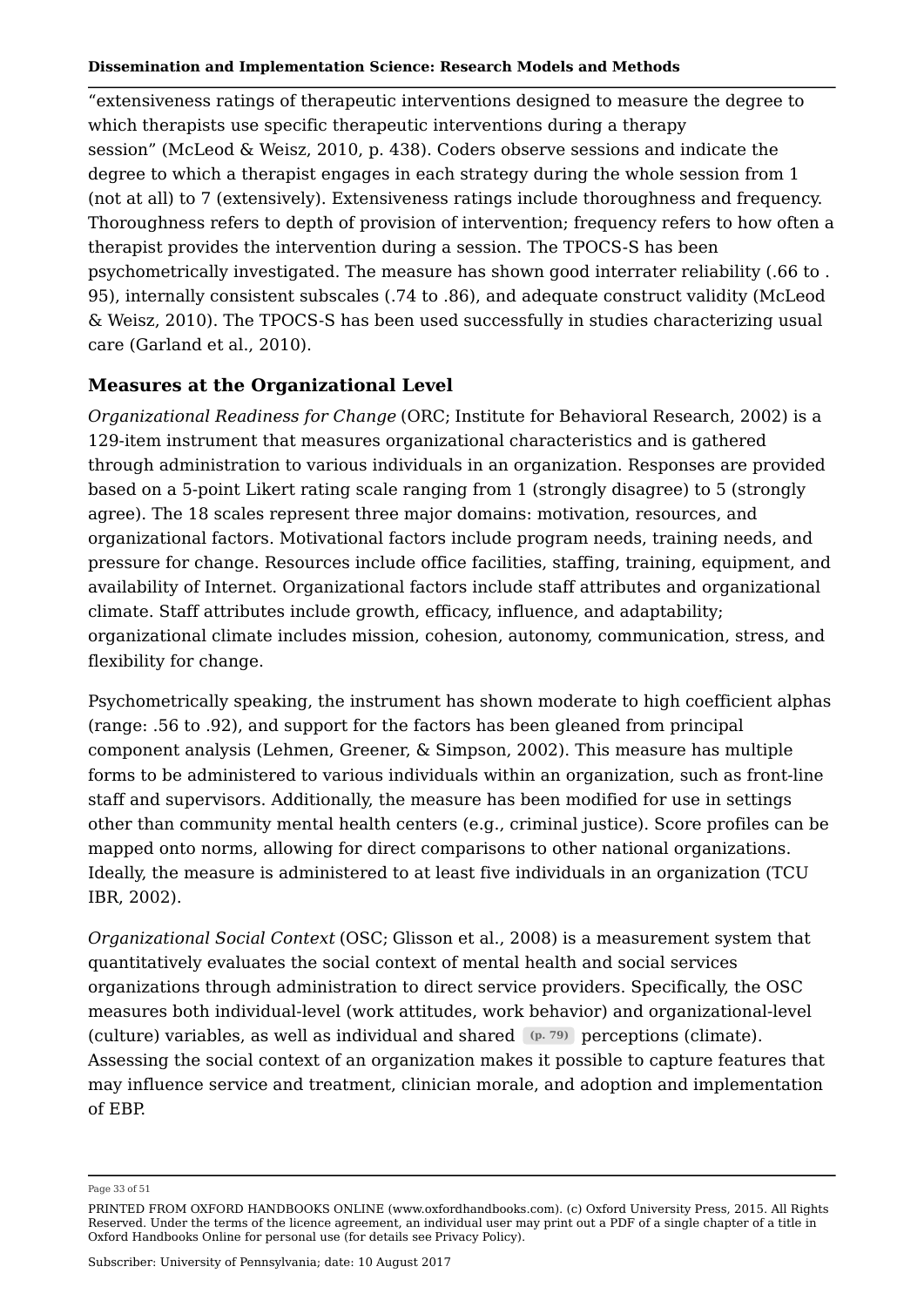“extensiveness ratings of therapeutic interventions designed to measure the degree to which therapists use specific therapeutic interventions during a therapy session” (McLeod & Weisz, 2010, p. 438). Coders observe sessions and indicate the degree to which a therapist engages in each strategy during the whole session from 1 (not at all) to 7 (extensively). Extensiveness ratings include thoroughness and frequency. Thoroughness refers to depth of provision of intervention; frequency refers to how often a therapist provides the intervention during a session. The TPOCS-S has been psychometrically investigated. The measure has shown good interrater reliability (.66 to .95), internally consistent subscales (.74 to .86), and adequate construct validity (McLeod & Weisz, 2010). The TPOCS-S has been used successfully in studies characterizing usual care (Garland et al., 2010).

## Measures at the Organizational Level

*Organizational Readiness for Change* (ORC; Institute for Behavioral Research, 2002) is a 129-item instrument that measures organizational characteristics and is gathered through administration to various individuals in an organization. Responses are provided based on a 5-point Likert rating scale ranging from 1 (strongly disagree) to 5 (strongly agree). The 18 scales represent three major domains: motivation, resources, and organizational factors. Motivational factors include program needs, training needs, and pressure for change. Resources include office facilities, staffing, training, equipment, and availability of Internet. Organizational factors include staff attributes and organizational climate. Staff attributes include growth, efficacy, influence, and adaptability; organizational climate includes mission, cohesion, autonomy, communication, stress, and flexibility for change.

Psychometrically speaking, the instrument has shown moderate to high coefficient alphas (range: .56 to .92), and support for the factors has been gleaned from principal component analysis (Lehmen, Greener, & Simpson, 2002). This measure has multiple forms to be administered to various individuals within an organization, such as front-line staff and supervisors. Additionally, the measure has been modified for use in settings other than community mental health centers (e.g., criminal justice). Score profiles can be mapped onto norms, allowing for direct comparisons to other national organizations. Ideally, the measure is administered to at least five individuals in an organization (TCU IBR, 2002).

*Organizational Social Context* (OSC; Glisson et al., 2008) is a measurement system that quantitatively evaluates the social context of mental health and social services organizations through administration to direct service providers. Specifically, the OSC measures both individual-level (work attitudes, work behavior) and organizational-level (culture) variables, as well as individual and shared (p. 79) perceptions (climate). Assessing the social context of an organization makes it possible to capture features that may influence service and treatment, clinician morale, and adoption and implementation of EBP.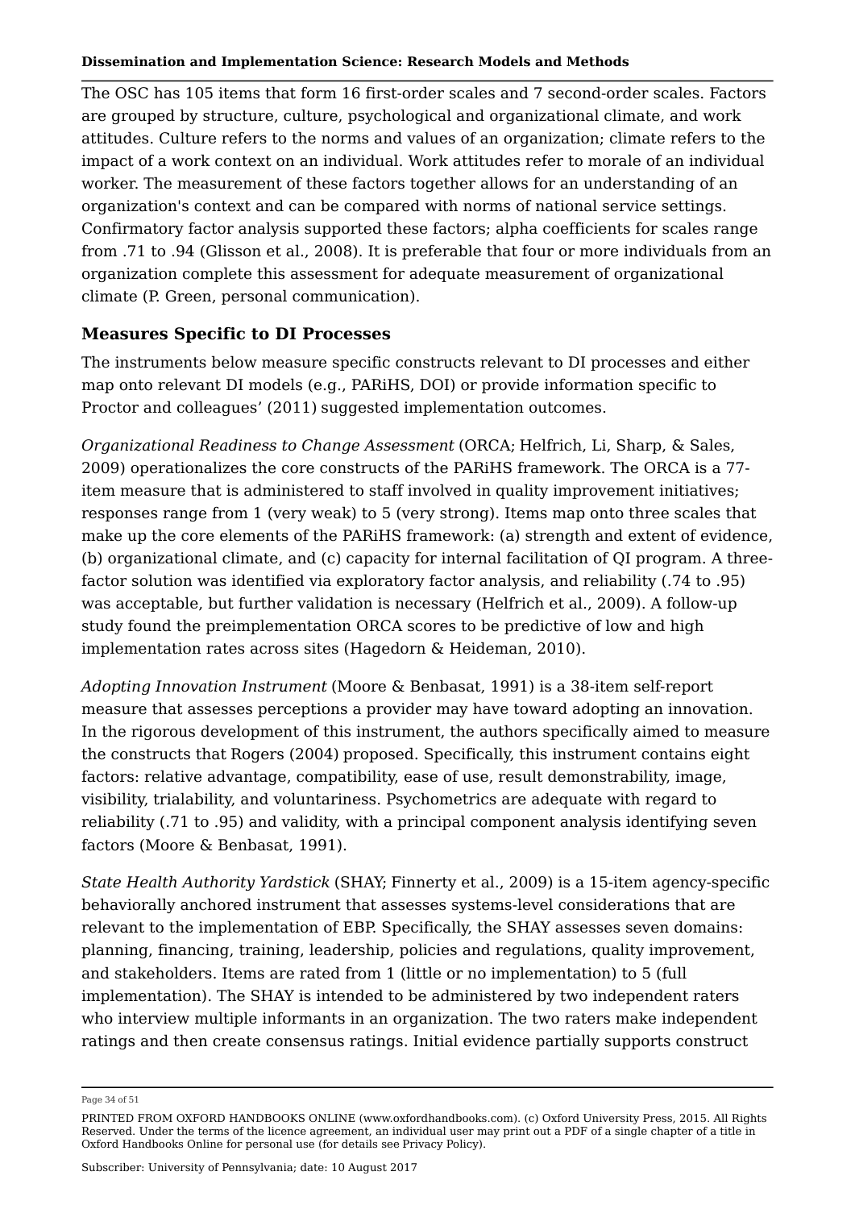The OSC has 105 items that form 16 first-order scales and 7 second-order scales. Factors are grouped by structure, culture, psychological and organizational climate, and work attitudes. Culture refers to the norms and values of an organization; climate refers to the impact of a work context on an individual. Work attitudes refer to morale of an individual worker. The measurement of these factors together allows for an understanding of an organization's context and can be compared with norms of national service settings. Confirmatory factor analysis supported these factors; alpha coefficients for scales range from .71 to .94 (Glisson et al., 2008). It is preferable that four or more individuals from an organization complete this assessment for adequate measurement of organizational climate (P. Green, personal communication).

## Measures Specific to DI Processes

The instruments below measure specific constructs relevant to DI processes and either map onto relevant DI models (e.g., PARiHS, DOI) or provide information specific to Proctor and colleagues' (2011) suggested implementation outcomes.

*Organizational Readiness to Change Assessment* (ORCA; Helfrich, Li, Sharp, & Sales, 2009) operationalizes the core constructs of the PARiHS framework. The ORCA is a 77-item measure that is administered to staff involved in quality improvement initiatives; responses range from 1 (very weak) to 5 (very strong). Items map onto three scales that make up the core elements of the PARiHS framework: (a) strength and extent of evidence, (b) organizational climate, and (c) capacity for internal facilitation of QI program. A three-factor solution was identified via exploratory factor analysis, and reliability (.74 to .95) was acceptable, but further validation is necessary (Helfrich et al., 2009). A follow-up study found the preimplementation ORCA scores to be predictive of low and high implementation rates across sites (Hagedorn & Heideman, 2010).

*Adopting Innovation Instrument* (Moore & Benbasat, 1991) is a 38-item self-report measure that assesses perceptions a provider may have toward adopting an innovation. In the rigorous development of this instrument, the authors specifically aimed to measure the constructs that Rogers (2004) proposed. Specifically, this instrument contains eight factors: relative advantage, compatibility, ease of use, result demonstrability, image, visibility, trialability, and voluntariness. Psychometrics are adequate with regard to reliability (.71 to .95) and validity, with a principal component analysis identifying seven factors (Moore & Benbasat, 1991).

*State Health Authority Yardstick* (SHAY; Finnerty et al., 2009) is a 15-item agency-specific behaviorally anchored instrument that assesses systems-level considerations that are relevant to the implementation of EBP. Specifically, the SHAY assesses seven domains: planning, financing, training, leadership, policies and regulations, quality improvement, and stakeholders. Items are rated from 1 (little or no implementation) to 5 (full implementation). The SHAY is intended to be administered by two independent raters who interview multiple informants in an organization. The two raters make independent ratings and then create consensus ratings. Initial evidence partially supports construct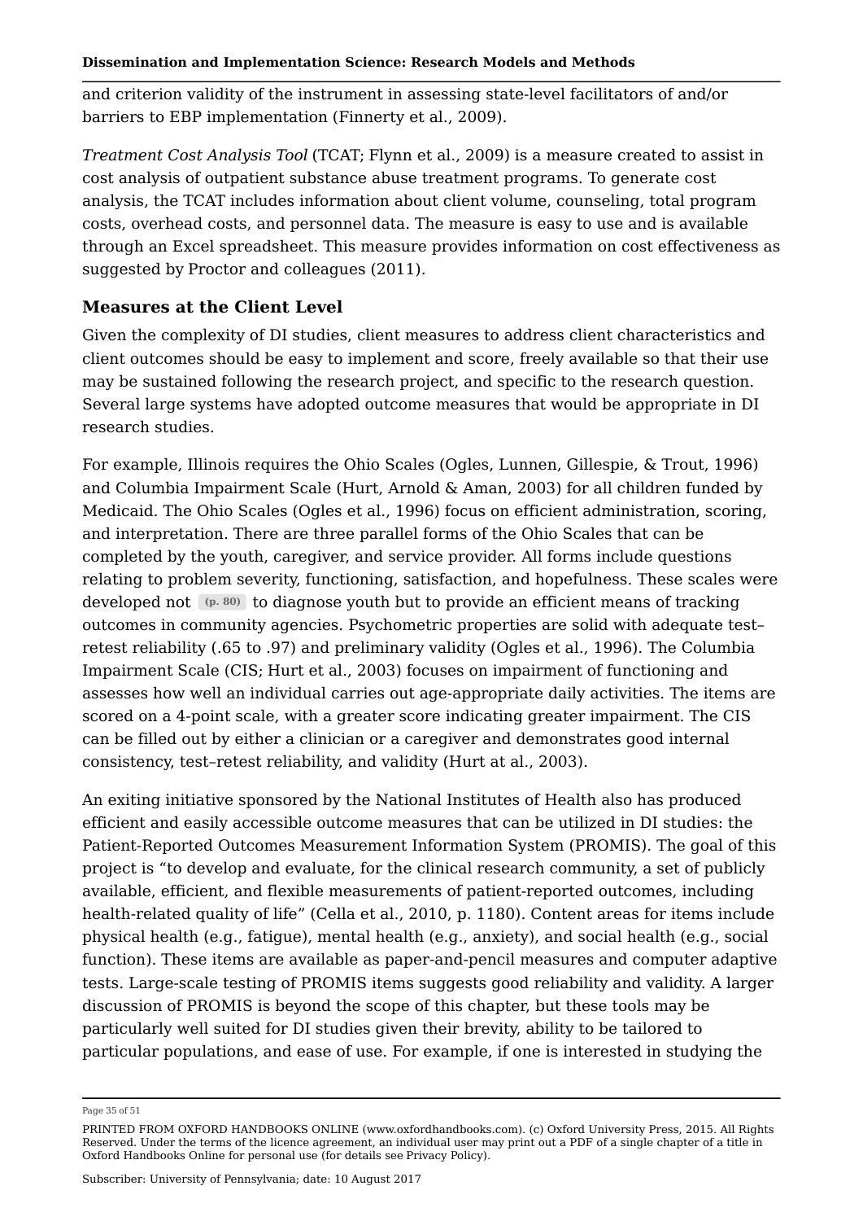and criterion validity of the instrument in assessing state-level facilitators of and/or barriers to EBP implementation (Finnerty et al., 2009).

*Treatment Cost Analysis Tool* (TCAT; Flynn et al., 2009) is a measure created to assist in cost analysis of outpatient substance abuse treatment programs. To generate cost analysis, the TCAT includes information about client volume, counseling, total program costs, overhead costs, and personnel data. The measure is easy to use and is available through an Excel spreadsheet. This measure provides information on cost effectiveness as suggested by Proctor and colleagues (2011).

### Measures at the Client Level

Given the complexity of DI studies, client measures to address client characteristics and client outcomes should be easy to implement and score, freely available so that their use may be sustained following the research project, and specific to the research question. Several large systems have adopted outcome measures that would be appropriate in DI research studies.

For example, Illinois requires the Ohio Scales (Ogles, Lunnen, Gillespie, & Trout, 1996) and Columbia Impairment Scale (Hurt, Arnold & Aman, 2003) for all children funded by Medicaid. The Ohio Scales (Ogles et al., 1996) focus on efficient administration, scoring, and interpretation. There are three parallel forms of the Ohio Scales that can be completed by the youth, caregiver, and service provider. All forms include questions relating to problem severity, functioning, satisfaction, and hopefulness. These scales were developed not (p. 80) to diagnose youth but to provide an efficient means of tracking outcomes in community agencies. Psychometric properties are solid with adequate test–retest reliability (.65 to .97) and preliminary validity (Ogles et al., 1996). The Columbia Impairment Scale (CIS; Hurt et al., 2003) focuses on impairment of functioning and assesses how well an individual carries out age-appropriate daily activities. The items are scored on a 4-point scale, with a greater score indicating greater impairment. The CIS can be filled out by either a clinician or a caregiver and demonstrates good internal consistency, test–retest reliability, and validity (Hurt at al., 2003).

An exiting initiative sponsored by the National Institutes of Health also has produced efficient and easily accessible outcome measures that can be utilized in DI studies: the Patient-Reported Outcomes Measurement Information System (PROMIS). The goal of this project is "to develop and evaluate, for the clinical research community, a set of publicly available, efficient, and flexible measurements of patient-reported outcomes, including health-related quality of life" (Cella et al., 2010, p. 1180). Content areas for items include physical health (e.g., fatigue), mental health (e.g., anxiety), and social health (e.g., social function). These items are available as paper-and-pencil measures and computer adaptive tests. Large-scale testing of PROMIS items suggests good reliability and validity. A larger discussion of PROMIS is beyond the scope of this chapter, but these tools may be particularly well suited for DI studies given their brevity, ability to be tailored to particular populations, and ease of use. For example, if one is interested in studying the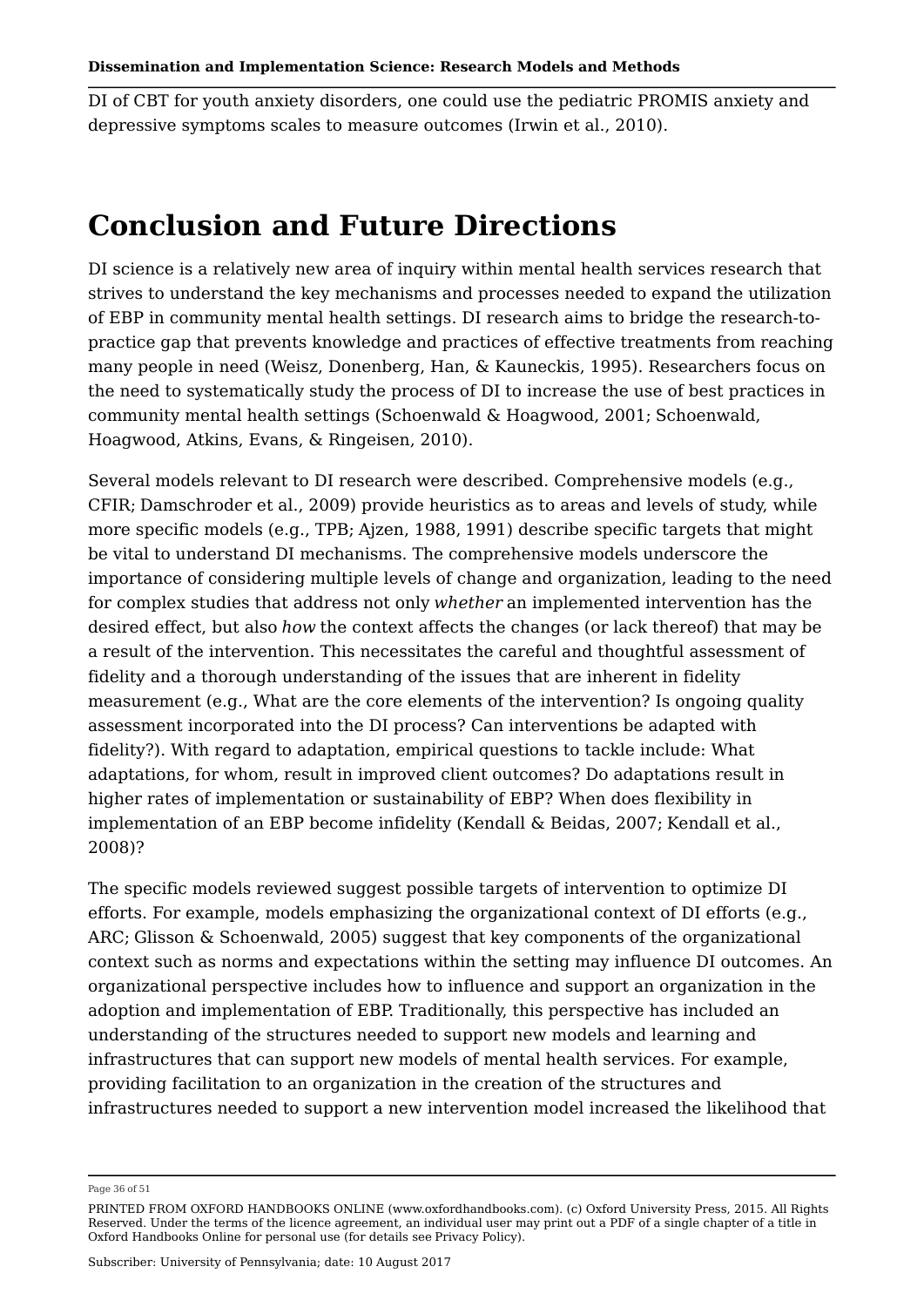DI of CBT for youth anxiety disorders, one could use the pediatric PROMIS anxiety and depressive symptoms scales to measure outcomes (Irwin et al., 2010).

# Conclusion and Future Directions

DI science is a relatively new area of inquiry within mental health services research that strives to understand the key mechanisms and processes needed to expand the utilization of EBP in community mental health settings. DI research aims to bridge the research-to-practice gap that prevents knowledge and practices of effective treatments from reaching many people in need (Weisz, Donenberg, Han, & Kauneckis, 1995). Researchers focus on the need to systematically study the process of DI to increase the use of best practices in community mental health settings (Schoenwald & Hoagwood, 2001; Schoenwald, Hoagwood, Atkins, Evans, & Ringeisen, 2010).

Several models relevant to DI research were described. Comprehensive models (e.g., CFIR; Damschroder et al., 2009) provide heuristics as to areas and levels of study, while more specific models (e.g., TPB; Ajzen, 1988, 1991) describe specific targets that might be vital to understand DI mechanisms. The comprehensive models underscore the importance of considering multiple levels of change and organization, leading to the need for complex studies that address not only *whether* an implemented intervention has the desired effect, but also *how* the context affects the changes (or lack thereof) that may be a result of the intervention. This necessitates the careful and thoughtful assessment of fidelity and a thorough understanding of the issues that are inherent in fidelity measurement (e.g., What are the core elements of the intervention? Is ongoing quality assessment incorporated into the DI process? Can interventions be adapted with fidelity?). With regard to adaptation, empirical questions to tackle include: What adaptations, for whom, result in improved client outcomes? Do adaptations result in higher rates of implementation or sustainability of EBP? When does flexibility in implementation of an EBP become infidelity (Kendall & Beidas, 2007; Kendall et al., 2008)?

The specific models reviewed suggest possible targets of intervention to optimize DI efforts. For example, models emphasizing the organizational context of DI efforts (e.g., ARC; Glisson & Schoenwald, 2005) suggest that key components of the organizational context such as norms and expectations within the setting may influence DI outcomes. An organizational perspective includes how to influence and support an organization in the adoption and implementation of EBP. Traditionally, this perspective has included an understanding of the structures needed to support new models and learning and infrastructures that can support new models of mental health services. For example, providing facilitation to an organization in the creation of the structures and infrastructures needed to support a new intervention model increased the likelihood that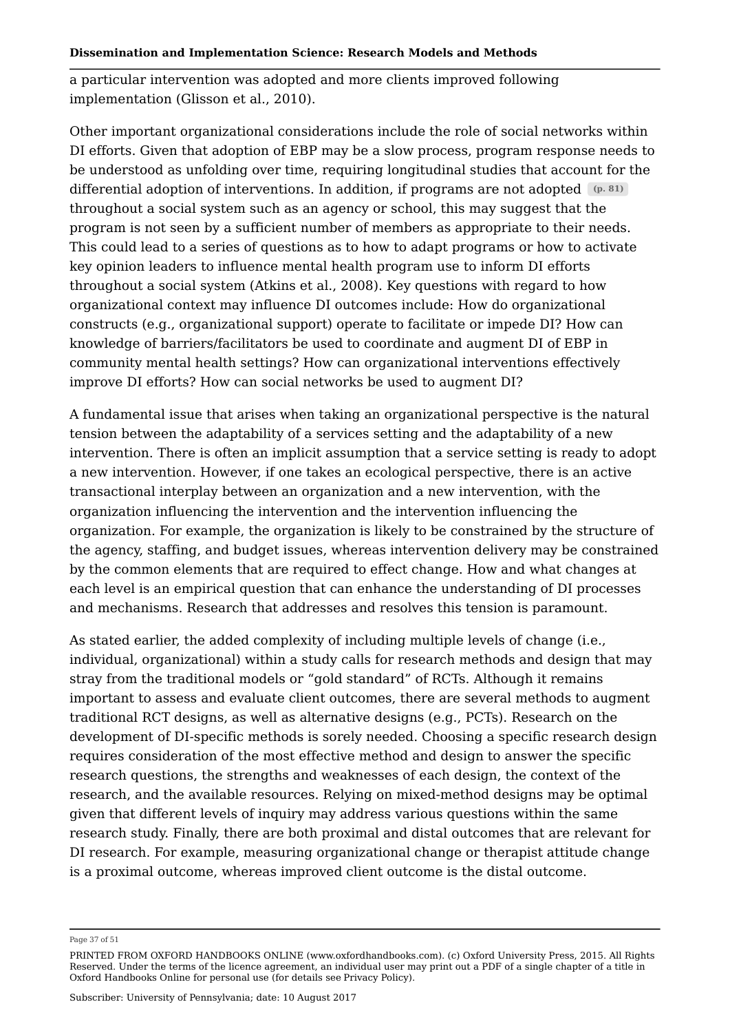a particular intervention was adopted and more clients improved following implementation (Glisson et al., 2010).

Other important organizational considerations include the role of social networks within DI efforts. Given that adoption of EBP may be a slow process, program response needs to be understood as unfolding over time, requiring longitudinal studies that account for the differential adoption of interventions. In addition, if programs are not adopted (p. 81) throughout a social system such as an agency or school, this may suggest that the program is not seen by a sufficient number of members as appropriate to their needs. This could lead to a series of questions as to how to adapt programs or how to activate key opinion leaders to influence mental health program use to inform DI efforts throughout a social system (Atkins et al., 2008). Key questions with regard to how organizational context may influence DI outcomes include: How do organizational constructs (e.g., organizational support) operate to facilitate or impede DI? How can knowledge of barriers/facilitators be used to coordinate and augment DI of EBP in community mental health settings? How can organizational interventions effectively improve DI efforts? How can social networks be used to augment DI?

A fundamental issue that arises when taking an organizational perspective is the natural tension between the adaptability of a services setting and the adaptability of a new intervention. There is often an implicit assumption that a service setting is ready to adopt a new intervention. However, if one takes an ecological perspective, there is an active transactional interplay between an organization and a new intervention, with the organization influencing the intervention and the intervention influencing the organization. For example, the organization is likely to be constrained by the structure of the agency, staffing, and budget issues, whereas intervention delivery may be constrained by the common elements that are required to effect change. How and what changes at each level is an empirical question that can enhance the understanding of DI processes and mechanisms. Research that addresses and resolves this tension is paramount.

As stated earlier, the added complexity of including multiple levels of change (i.e., individual, organizational) within a study calls for research methods and design that may stray from the traditional models or "gold standard" of RCTs. Although it remains important to assess and evaluate client outcomes, there are several methods to augment traditional RCT designs, as well as alternative designs (e.g., PCTs). Research on the development of DI-specific methods is sorely needed. Choosing a specific research design requires consideration of the most effective method and design to answer the specific research questions, the strengths and weaknesses of each design, the context of the research, and the available resources. Relying on mixed-method designs may be optimal given that different levels of inquiry may address various questions within the same research study. Finally, there are both proximal and distal outcomes that are relevant for DI research. For example, measuring organizational change or therapist attitude change is a proximal outcome, whereas improved client outcome is the distal outcome.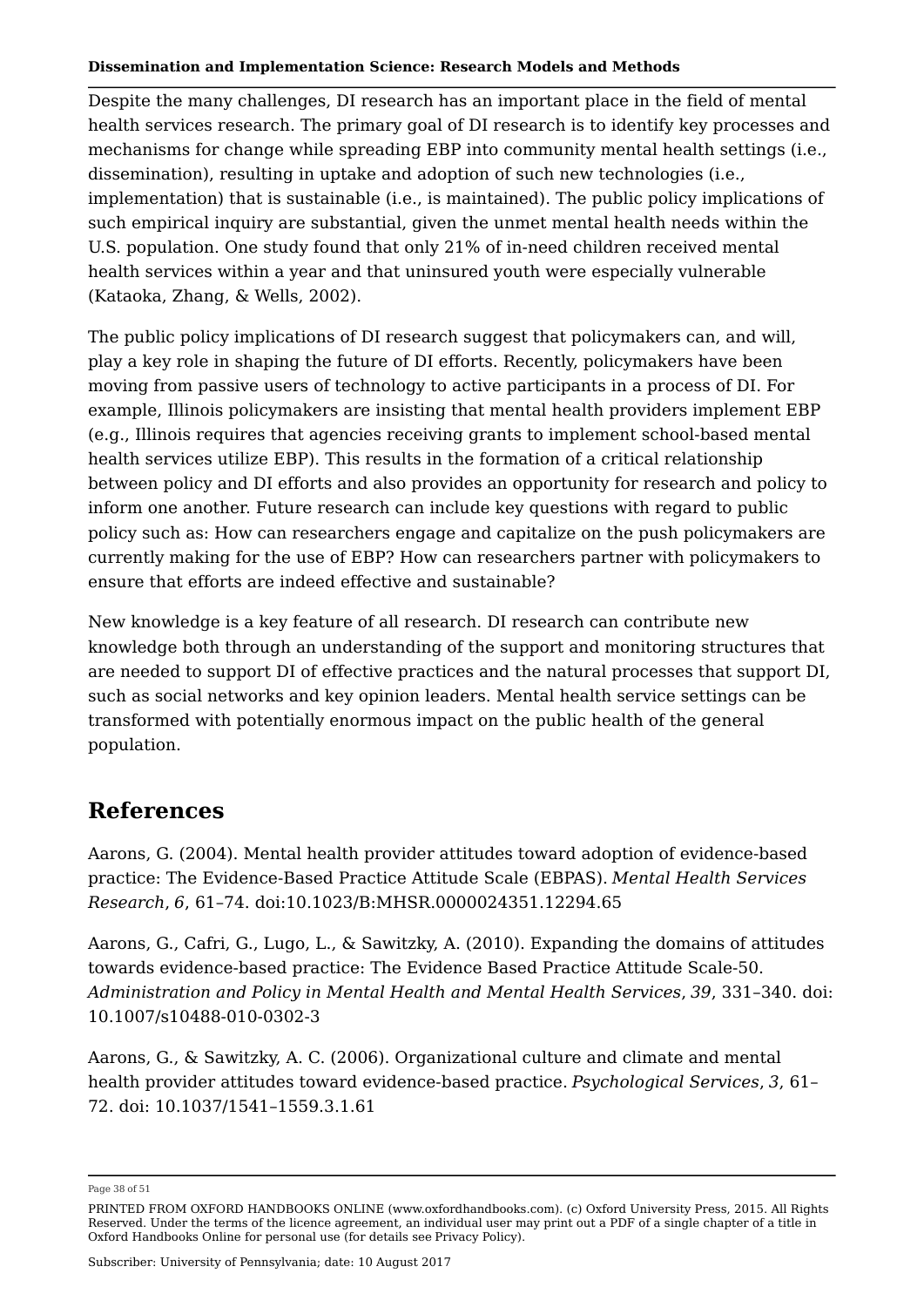Despite the many challenges, DI research has an important place in the field of mental health services research. The primary goal of DI research is to identify key processes and mechanisms for change while spreading EBP into community mental health settings (i.e., dissemination), resulting in uptake and adoption of such new technologies (i.e., implementation) that is sustainable (i.e., is maintained). The public policy implications of such empirical inquiry are substantial, given the unmet mental health needs within the U.S. population. One study found that only 21% of in-need children received mental health services within a year and that uninsured youth were especially vulnerable (Kataoka, Zhang, & Wells, 2002).

The public policy implications of DI research suggest that policymakers can, and will, play a key role in shaping the future of DI efforts. Recently, policymakers have been moving from passive users of technology to active participants in a process of DI. For example, Illinois policymakers are insisting that mental health providers implement EBP (e.g., Illinois requires that agencies receiving grants to implement school-based mental health services utilize EBP). This results in the formation of a critical relationship between policy and DI efforts and also provides an opportunity for research and policy to inform one another. Future research can include key questions with regard to public policy such as: How can researchers engage and capitalize on the push policymakers are currently making for the use of EBP? How can researchers partner with policymakers to ensure that efforts are indeed effective and sustainable?

New knowledge is a key feature of all research. DI research can contribute new knowledge both through an understanding of the support and monitoring structures that are needed to support DI of effective practices and the natural processes that support DI, such as social networks and key opinion leaders. Mental health service settings can be transformed with potentially enormous impact on the public health of the general population.

## References

Aarons, G. (2004). Mental health provider attitudes toward adoption of evidence-based practice: The Evidence-Based Practice Attitude Scale (EBPAS). *Mental Health Services Research*, *6*, 61–74. doi:10.1023/B:MHSR.0000024351.12294.65

Aarons, G., Cafri, G., Lugo, L., & Sawitzky, A. (2010). Expanding the domains of attitudes towards evidence-based practice: The Evidence Based Practice Attitude Scale-50. *Administration and Policy in Mental Health and Mental Health Services*, *39*, 331–340. doi: 10.1007/s10488-010-0302-3

Aarons, G., & Sawitzky, A. C. (2006). Organizational culture and climate and mental health provider attitudes toward evidence-based practice. *Psychological Services*, *3*, 61–72. doi: 10.1037/1541–1559.3.1.61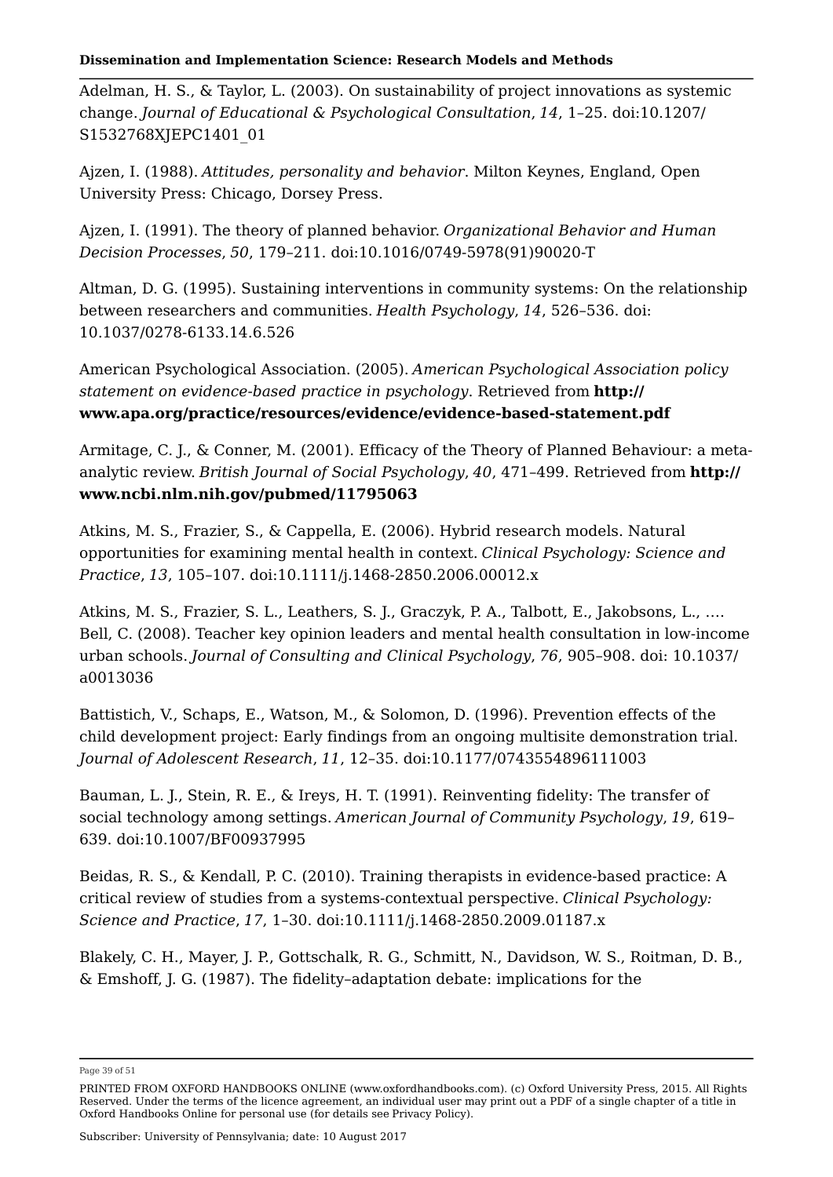Adelman, H. S., & Taylor, L. (2003). On sustainability of project innovations as systemic change. *Journal of Educational & Psychological Consultation*, *14*, 1–25. doi:10.1207/S1532768XJEPC1401_01

Ajzen, I. (1988). *Attitudes, personality and behavior*. Milton Keynes, England, Open University Press: Chicago, Dorsey Press.

Ajzen, I. (1991). The theory of planned behavior. *Organizational Behavior and Human Decision Processes*, *50*, 179–211. doi:10.1016/0749-5978(91)90020-T

Altman, D. G. (1995). Sustaining interventions in community systems: On the relationship between researchers and communities. *Health Psychology*, *14*, 526–536. doi: 10.1037/0278-6133.14.6.526

American Psychological Association. (2005). *American Psychological Association policy statement on evidence-based practice in psychology*. Retrieved from **http://www.apa.org/practice/resources/evidence/evidence-based-statement.pdf**

Armitage, C. J., & Conner, M. (2001). Efficacy of the Theory of Planned Behaviour: a meta-analytic review. *British Journal of Social Psychology*, *40*, 471–499. Retrieved from **http://www.ncbi.nlm.nih.gov/pubmed/11795063**

Atkins, M. S., Frazier, S., & Cappella, E. (2006). Hybrid research models. Natural opportunities for examining mental health in context. *Clinical Psychology: Science and Practice*, *13*, 105–107. doi:10.1111/j.1468-2850.2006.00012.x

Atkins, M. S., Frazier, S. L., Leathers, S. J., Graczyk, P. A., Talbott, E., Jakobsons, L., …. Bell, C. (2008). Teacher key opinion leaders and mental health consultation in low-income urban schools. *Journal of Consulting and Clinical Psychology*, *76*, 905–908. doi: 10.1037/a0013036

Battistich, V., Schaps, E., Watson, M., & Solomon, D. (1996). Prevention effects of the child development project: Early findings from an ongoing multisite demonstration trial. *Journal of Adolescent Research*, *11*, 12–35. doi:10.1177/0743554896111003

Bauman, L. J., Stein, R. E., & Ireys, H. T. (1991). Reinventing fidelity: The transfer of social technology among settings. *American Journal of Community Psychology*, *19*, 619–639. doi:10.1007/BF00937995

Beidas, R. S., & Kendall, P. C. (2010). Training therapists in evidence-based practice: A critical review of studies from a systems-contextual perspective. *Clinical Psychology: Science and Practice*, *17*, 1–30. doi:10.1111/j.1468-2850.2009.01187.x

Blakely, C. H., Mayer, J. P., Gottschalk, R. G., Schmitt, N., Davidson, W. S., Roitman, D. B., & Emshoff, J. G. (1987). The fidelity–adaptation debate: implications for the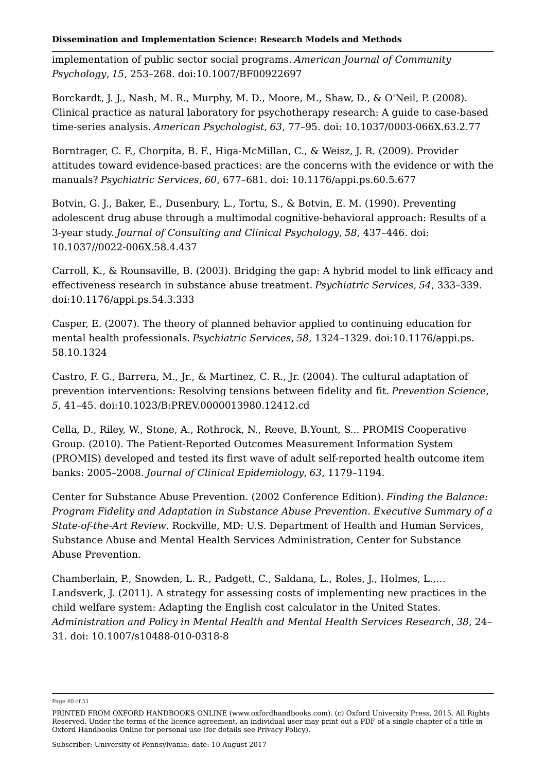implementation of public sector social programs. *American Journal of Community Psychology*, *15*, 253–268. doi:10.1007/BF00922697

Borckardt, J. J., Nash, M. R., Murphy, M. D., Moore, M., Shaw, D., & O'Neil, P. (2008). Clinical practice as natural laboratory for psychotherapy research: A guide to case-based time-series analysis. *American Psychologist*, *63*, 77–95. doi: 10.1037/0003-066X.63.2.77

Borntrager, C. F., Chorpita, B. F., Higa-McMillan, C., & Weisz, J. R. (2009). Provider attitudes toward evidence-based practices: are the concerns with the evidence or with the manuals? *Psychiatric Services*, *60*, 677–681. doi: 10.1176/appi.ps.60.5.677

Botvin, G. J., Baker, E., Dusenbury, L., Tortu, S., & Botvin, E. M. (1990). Preventing adolescent drug abuse through a multimodal cognitive-behavioral approach: Results of a 3-year study. *Journal of Consulting and Clinical Psychology*, *58*, 437–446. doi: 10.1037//0022-006X.58.4.437

Carroll, K., & Rounsaville, B. (2003). Bridging the gap: A hybrid model to link efficacy and effectiveness research in substance abuse treatment. *Psychiatric Services*, *54*, 333–339. doi:10.1176/appi.ps.54.3.333

Casper, E. (2007). The theory of planned behavior applied to continuing education for mental health professionals. *Psychiatric Services*, *58*, 1324–1329. doi:10.1176/appi.ps.58.10.1324

Castro, F. G., Barrera, M., Jr., & Martinez, C. R., Jr. (2004). The cultural adaptation of prevention interventions: Resolving tensions between fidelity and fit. *Prevention Science*, *5*, 41–45. doi:10.1023/B:PREV.0000013980.12412.cd

Cella, D., Riley, W., Stone, A., Rothrock, N., Reeve, B.Yount, S... PROMIS Cooperative Group. (2010). The Patient-Reported Outcomes Measurement Information System (PROMIS) developed and tested its first wave of adult self-reported health outcome item banks: 2005–2008. *Journal of Clinical Epidemiology*, *63*, 1179–1194.

Center for Substance Abuse Prevention. (2002 Conference Edition). *Finding the Balance: Program Fidelity and Adaptation in Substance Abuse Prevention. Executive Summary of a State-of-the-Art Review*. Rockville, MD: U.S. Department of Health and Human Services, Substance Abuse and Mental Health Services Administration, Center for Substance Abuse Prevention.

Chamberlain, P., Snowden, L. R., Padgett, C., Saldana, L., Roles, J., Holmes, L.,… Landsverk, J. (2011). A strategy for assessing costs of implementing new practices in the child welfare system: Adapting the English cost calculator in the United States. *Administration and Policy in Mental Health and Mental Health Services Research*, *38*, 24–31. doi: 10.1007/s10488-010-0318-8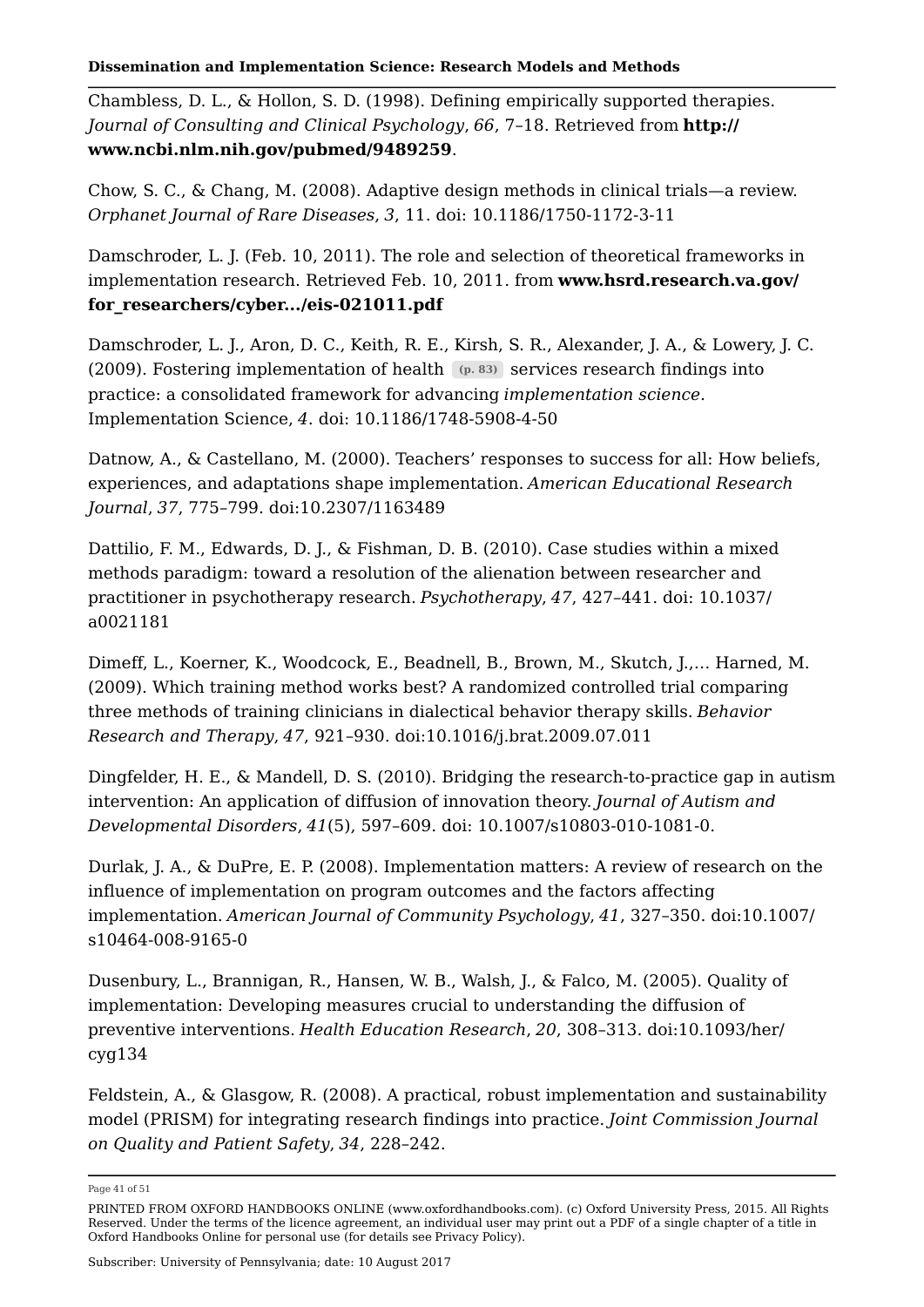Chambless, D. L., & Hollon, S. D. (1998). Defining empirically supported therapies. *Journal of Consulting and Clinical Psychology*, *66*, 7–18. Retrieved from **http://www.ncbi.nlm.nih.gov/pubmed/9489259**.

Chow, S. C., & Chang, M. (2008). Adaptive design methods in clinical trials—a review. *Orphanet Journal of Rare Diseases*, *3*, 11. doi: 10.1186/1750-1172-3-11

Damschroder, L. J. (Feb. 10, 2011). The role and selection of theoretical frameworks in implementation research. Retrieved Feb. 10, 2011. from **www.hsrd.research.va.gov/for_researchers/cyber.../eis-021011.pdf**

Damschroder, L. J., Aron, D. C., Keith, R. E., Kirsh, S. R., Alexander, J. A., & Lowery, J. C. (2009). Fostering implementation of health (p. 83) services research findings into practice: a consolidated framework for advancing *implementation science*. Implementation Science, *4*. doi: 10.1186/1748-5908-4-50

Datnow, A., & Castellano, M. (2000). Teachers' responses to success for all: How beliefs, experiences, and adaptations shape implementation. *American Educational Research Journal*, *37*, 775–799. doi:10.2307/1163489

Dattilio, F. M., Edwards, D. J., & Fishman, D. B. (2010). Case studies within a mixed methods paradigm: toward a resolution of the alienation between researcher and practitioner in psychotherapy research. *Psychotherapy*, *47*, 427–441. doi: 10.1037/a0021181

Dimeff, L., Koerner, K., Woodcock, E., Beadnell, B., Brown, M., Skutch, J.,… Harned, M. (2009). Which training method works best? A randomized controlled trial comparing three methods of training clinicians in dialectical behavior therapy skills. *Behavior Research and Therapy*, *47*, 921–930. doi:10.1016/j.brat.2009.07.011

Dingfelder, H. E., & Mandell, D. S. (2010). Bridging the research-to-practice gap in autism intervention: An application of diffusion of innovation theory. *Journal of Autism and Developmental Disorders*, *41*(5), 597–609. doi: 10.1007/s10803-010-1081-0.

Durlak, J. A., & DuPre, E. P. (2008). Implementation matters: A review of research on the influence of implementation on program outcomes and the factors affecting implementation. *American Journal of Community Psychology*, *41*, 327–350. doi:10.1007/s10464-008-9165-0

Dusenbury, L., Brannigan, R., Hansen, W. B., Walsh, J., & Falco, M. (2005). Quality of implementation: Developing measures crucial to understanding the diffusion of preventive interventions. *Health Education Research*, *20*, 308–313. doi:10.1093/her/cyg134

Feldstein, A., & Glasgow, R. (2008). A practical, robust implementation and sustainability model (PRISM) for integrating research findings into practice. *Joint Commission Journal on Quality and Patient Safety*, *34*, 228–242.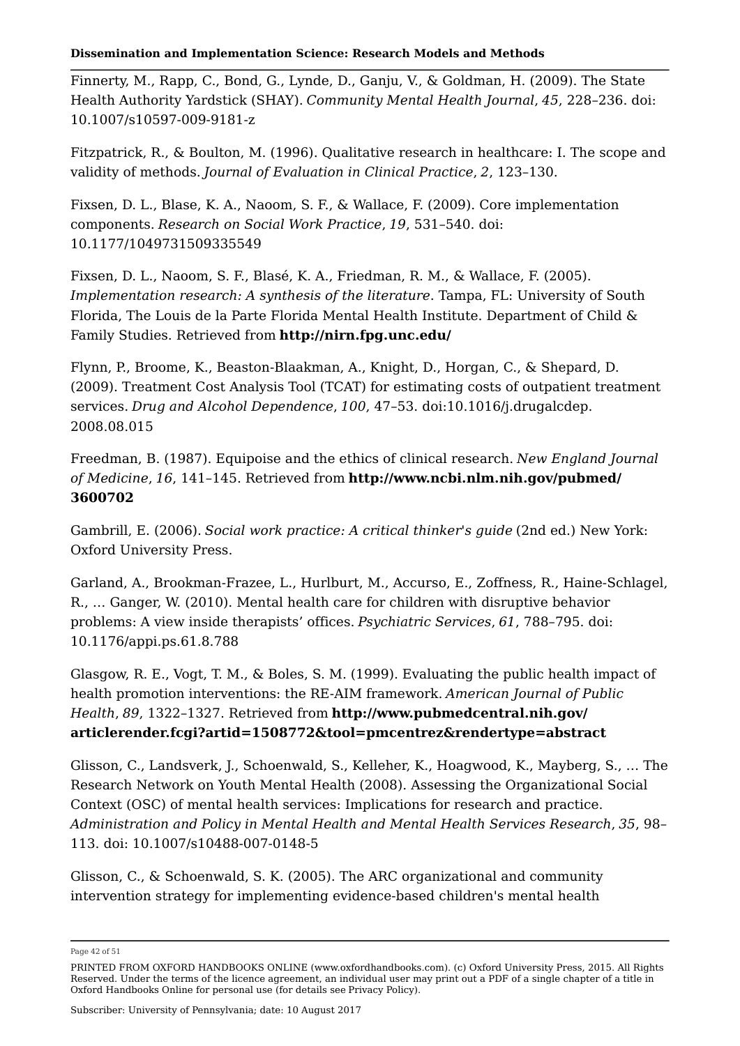Finnerty, M., Rapp, C., Bond, G., Lynde, D., Ganju, V., & Goldman, H. (2009). The State Health Authority Yardstick (SHAY). *Community Mental Health Journal*, *45*, 228–236. doi: 10.1007/s10597-009-9181-z

Fitzpatrick, R., & Boulton, M. (1996). Qualitative research in healthcare: I. The scope and validity of methods. *Journal of Evaluation in Clinical Practice*, *2*, 123–130.

Fixsen, D. L., Blase, K. A., Naoom, S. F., & Wallace, F. (2009). Core implementation components. *Research on Social Work Practice*, *19*, 531–540. doi: 10.1177/1049731509335549

Fixsen, D. L., Naoom, S. F., Blasé, K. A., Friedman, R. M., & Wallace, F. (2005). *Implementation research: A synthesis of the literature*. Tampa, FL: University of South Florida, The Louis de la Parte Florida Mental Health Institute. Department of Child & Family Studies. Retrieved from **http://nirn.fpg.unc.edu/**

Flynn, P., Broome, K., Beaston-Blaakman, A., Knight, D., Horgan, C., & Shepard, D. (2009). Treatment Cost Analysis Tool (TCAT) for estimating costs of outpatient treatment services. *Drug and Alcohol Dependence*, *100*, 47–53. doi:10.1016/j.drugalcdep. 2008.08.015

Freedman, B. (1987). Equipoise and the ethics of clinical research. *New England Journal of Medicine*, *16*, 141–145. Retrieved from **http://www.ncbi.nlm.nih.gov/pubmed/ 3600702**

Gambrill, E. (2006). *Social work practice: A critical thinker's guide* (2nd ed.) New York: Oxford University Press.

Garland, A., Brookman-Frazee, L., Hurlburt, M., Accurso, E., Zoffness, R., Haine-Schlagel, R., … Ganger, W. (2010). Mental health care for children with disruptive behavior problems: A view inside therapists' offices. *Psychiatric Services*, *61*, 788–795. doi: 10.1176/appi.ps.61.8.788

Glasgow, R. E., Vogt, T. M., & Boles, S. M. (1999). Evaluating the public health impact of health promotion interventions: the RE-AIM framework. *American Journal of Public Health*, *89*, 1322–1327. Retrieved from **http://www.pubmedcentral.nih.gov/ articlerender.fcgi?artid=1508772&tool=pmcentrez&rendertype=abstract**

Glisson, C., Landsverk, J., Schoenwald, S., Kelleher, K., Hoagwood, K., Mayberg, S., … The Research Network on Youth Mental Health (2008). Assessing the Organizational Social Context (OSC) of mental health services: Implications for research and practice. *Administration and Policy in Mental Health and Mental Health Services Research*, *35*, 98–113. doi: 10.1007/s10488-007-0148-5

Glisson, C., & Schoenwald, S. K. (2005). The ARC organizational and community intervention strategy for implementing evidence-based children's mental health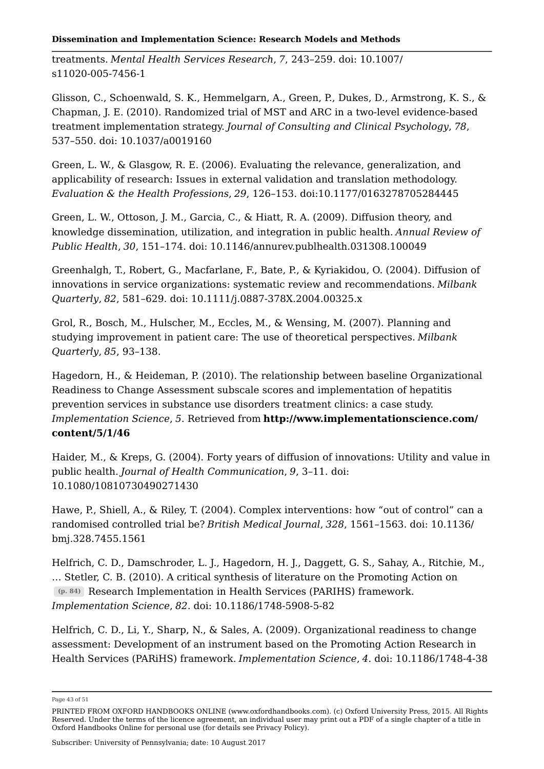treatments. *Mental Health Services Research*, *7*, 243–259. doi: 10.1007/s11020-005-7456-1

Glisson, C., Schoenwald, S. K., Hemmelgarn, A., Green, P., Dukes, D., Armstrong, K. S., & Chapman, J. E. (2010). Randomized trial of MST and ARC in a two-level evidence-based treatment implementation strategy. *Journal of Consulting and Clinical Psychology*, *78*, 537–550. doi: 10.1037/a0019160

Green, L. W., & Glasgow, R. E. (2006). Evaluating the relevance, generalization, and applicability of research: Issues in external validation and translation methodology. *Evaluation & the Health Professions*, *29*, 126–153. doi:10.1177/0163278705284445

Green, L. W., Ottoson, J. M., Garcia, C., & Hiatt, R. A. (2009). Diffusion theory, and knowledge dissemination, utilization, and integration in public health. *Annual Review of Public Health*, *30*, 151–174. doi: 10.1146/annurev.publhealth.031308.100049

Greenhalgh, T., Robert, G., Macfarlane, F., Bate, P., & Kyriakidou, O. (2004). Diffusion of innovations in service organizations: systematic review and recommendations. *Milbank Quarterly*, *82*, 581–629. doi: 10.1111/j.0887-378X.2004.00325.x

Grol, R., Bosch, M., Hulscher, M., Eccles, M., & Wensing, M. (2007). Planning and studying improvement in patient care: The use of theoretical perspectives. *Milbank Quarterly*, *85*, 93–138.

Hagedorn, H., & Heideman, P. (2010). The relationship between baseline Organizational Readiness to Change Assessment subscale scores and implementation of hepatitis prevention services in substance use disorders treatment clinics: a case study. *Implementation Science*, *5*. Retrieved from **http://www.implementationscience.com/content/5/1/46**

Haider, M., & Kreps, G. (2004). Forty years of diffusion of innovations: Utility and value in public health. *Journal of Health Communication*, *9*, 3–11. doi: 10.1080/10810730490271430

Hawe, P., Shiell, A., & Riley, T. (2004). Complex interventions: how "out of control" can a randomised controlled trial be? *British Medical Journal*, *328*, 1561–1563. doi: 10.1136/bmj.328.7455.1561

Helfrich, C. D., Damschroder, L. J., Hagedorn, H. J., Daggett, G. S., Sahay, A., Ritchie, M., … Stetler, C. B. (2010). A critical synthesis of literature on the Promoting Action on (p. 84) Research Implementation in Health Services (PARIHS) framework. *Implementation Science*, *82*. doi: 10.1186/1748-5908-5-82

Helfrich, C. D., Li, Y., Sharp, N., & Sales, A. (2009). Organizational readiness to change assessment: Development of an instrument based on the Promoting Action Research in Health Services (PARiHS) framework. *Implementation Science*, *4*. doi: 10.1186/1748-4-38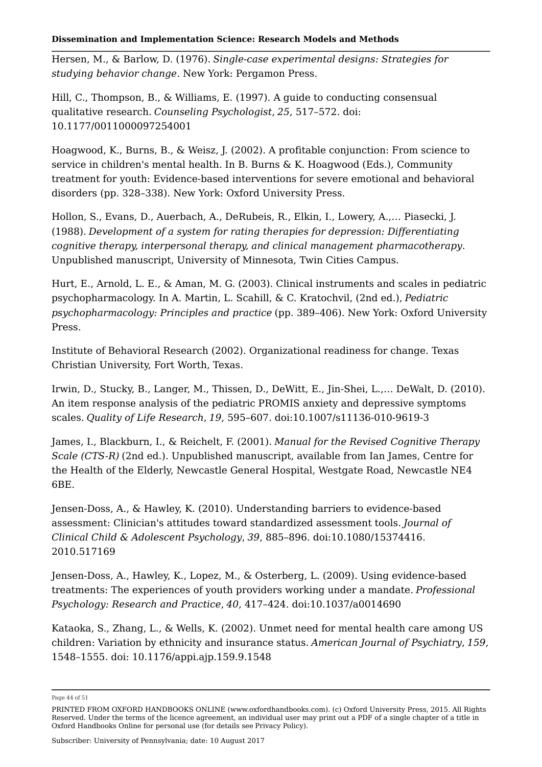Hersen, M., & Barlow, D. (1976). *Single-case experimental designs: Strategies for studying behavior change*. New York: Pergamon Press.

Hill, C., Thompson, B., & Williams, E. (1997). A guide to conducting consensual qualitative research. *Counseling Psychologist*, *25*, 517–572. doi: 10.1177/0011000097254001

Hoagwood, K., Burns, B., & Weisz, J. (2002). A profitable conjunction: From science to service in children's mental health. In B. Burns & K. Hoagwood (Eds.), Community treatment for youth: Evidence-based interventions for severe emotional and behavioral disorders (pp. 328–338). New York: Oxford University Press.

Hollon, S., Evans, D., Auerbach, A., DeRubeis, R., Elkin, I., Lowery, A.,… Piasecki, J. (1988). *Development of a system for rating therapies for depression: Differentiating cognitive therapy, interpersonal therapy, and clinical management pharmacotherapy*. Unpublished manuscript, University of Minnesota, Twin Cities Campus.

Hurt, E., Arnold, L. E., & Aman, M. G. (2003). Clinical instruments and scales in pediatric psychopharmacology. In A. Martin, L. Scahill, & C. Kratochvil, (2nd ed.), *Pediatric psychopharmacology: Principles and practice* (pp. 389–406). New York: Oxford University Press.

Institute of Behavioral Research (2002). Organizational readiness for change. Texas Christian University, Fort Worth, Texas.

Irwin, D., Stucky, B., Langer, M., Thissen, D., DeWitt, E., Jin-Shei, L.,… DeWalt, D. (2010). An item response analysis of the pediatric PROMIS anxiety and depressive symptoms scales. *Quality of Life Research*, *19*, 595–607. doi:10.1007/s11136-010-9619-3

James, I., Blackburn, I., & Reichelt, F. (2001). *Manual for the Revised Cognitive Therapy Scale (CTS-R)* (2nd ed.). Unpublished manuscript, available from Ian James, Centre for the Health of the Elderly, Newcastle General Hospital, Westgate Road, Newcastle NE4 6BE.

Jensen-Doss, A., & Hawley, K. (2010). Understanding barriers to evidence-based assessment: Clinician's attitudes toward standardized assessment tools. *Journal of Clinical Child & Adolescent Psychology*, *39*, 885–896. doi:10.1080/15374416.2010.517169

Jensen-Doss, A., Hawley, K., Lopez, M., & Osterberg, L. (2009). Using evidence-based treatments: The experiences of youth providers working under a mandate. *Professional Psychology: Research and Practice*, *40*, 417–424. doi:10.1037/a0014690

Kataoka, S., Zhang, L., & Wells, K. (2002). Unmet need for mental health care among US children: Variation by ethnicity and insurance status. *American Journal of Psychiatry*, *159*, 1548–1555. doi: 10.1176/appi.ajp.159.9.1548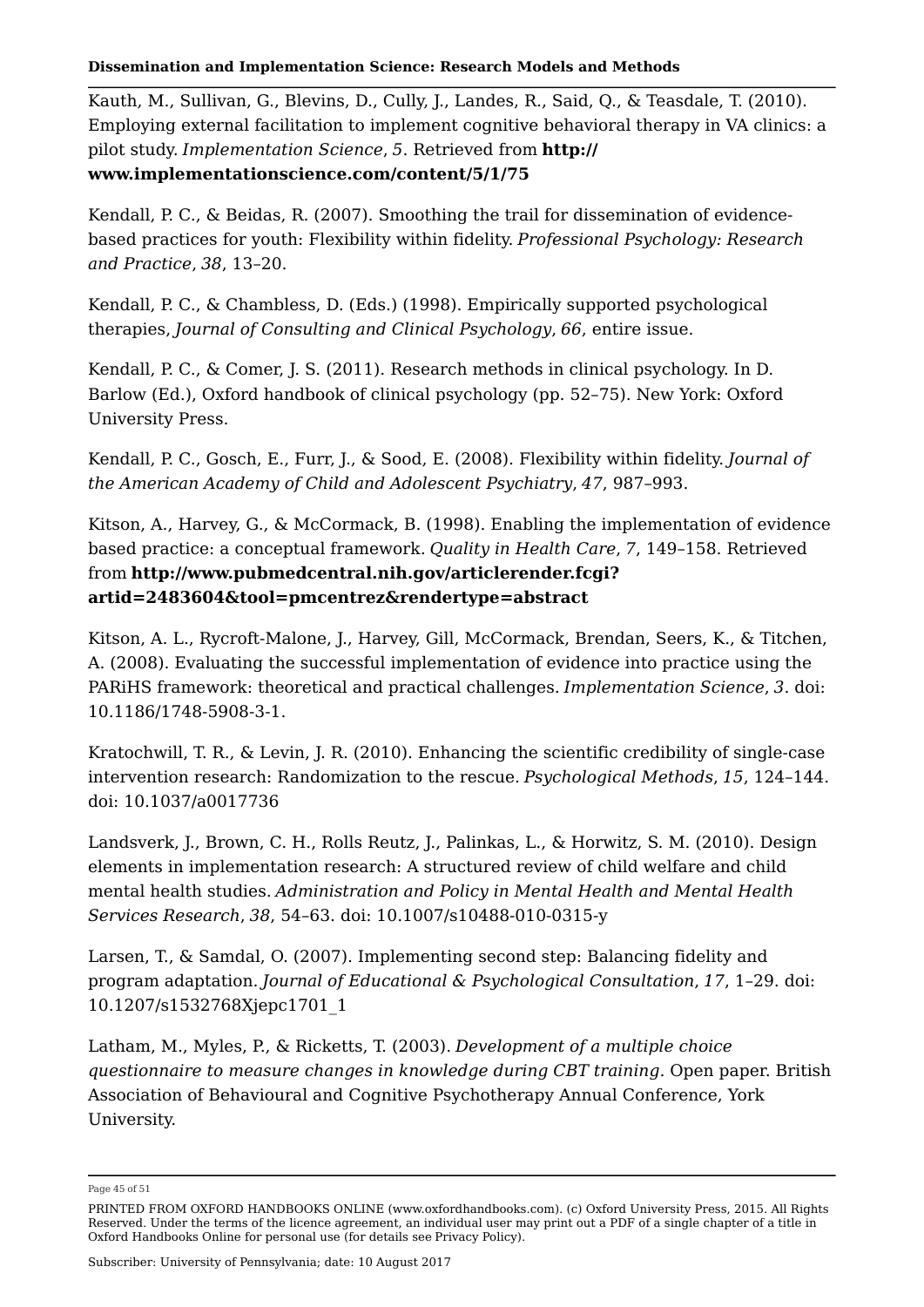Kauth, M., Sullivan, G., Blevins, D., Cully, J., Landes, R., Said, Q., & Teasdale, T. (2010). Employing external facilitation to implement cognitive behavioral therapy in VA clinics: a pilot study. *Implementation Science*, *5*. Retrieved from **http://www.implementationscience.com/content/5/1/75**

Kendall, P. C., & Beidas, R. (2007). Smoothing the trail for dissemination of evidence-based practices for youth: Flexibility within fidelity. *Professional Psychology: Research and Practice*, *38*, 13–20.

Kendall, P. C., & Chambless, D. (Eds.) (1998). Empirically supported psychological therapies, *Journal of Consulting and Clinical Psychology*, *66*, entire issue.

Kendall, P. C., & Comer, J. S. (2011). Research methods in clinical psychology. In D. Barlow (Ed.), Oxford handbook of clinical psychology (pp. 52–75). New York: Oxford University Press.

Kendall, P. C., Gosch, E., Furr, J., & Sood, E. (2008). Flexibility within fidelity. *Journal of the American Academy of Child and Adolescent Psychiatry*, *47*, 987–993.

Kitson, A., Harvey, G., & McCormack, B. (1998). Enabling the implementation of evidence based practice: a conceptual framework. *Quality in Health Care*, *7*, 149–158. Retrieved from **http://www.pubmedcentral.nih.gov/articlerender.fcgi?artid=2483604&tool=pmcentrez&rendertype=abstract**

Kitson, A. L., Rycroft-Malone, J., Harvey, Gill, McCormack, Brendan, Seers, K., & Titchen, A. (2008). Evaluating the successful implementation of evidence into practice using the PARiHS framework: theoretical and practical challenges. *Implementation Science*, *3*. doi: 10.1186/1748-5908-3-1.

Kratochwill, T. R., & Levin, J. R. (2010). Enhancing the scientific credibility of single-case intervention research: Randomization to the rescue. *Psychological Methods*, *15*, 124–144. doi: 10.1037/a0017736

Landsverk, J., Brown, C. H., Rolls Reutz, J., Palinkas, L., & Horwitz, S. M. (2010). Design elements in implementation research: A structured review of child welfare and child mental health studies. *Administration and Policy in Mental Health and Mental Health Services Research*, *38*, 54–63. doi: 10.1007/s10488-010-0315-y

Larsen, T., & Samdal, O. (2007). Implementing second step: Balancing fidelity and program adaptation. *Journal of Educational & Psychological Consultation*, *17*, 1–29. doi: 10.1207/s1532768Xjepc1701_1

Latham, M., Myles, P., & Ricketts, T. (2003). *Development of a multiple choice questionnaire to measure changes in knowledge during CBT training*. Open paper. British Association of Behavioural and Cognitive Psychotherapy Annual Conference, York University.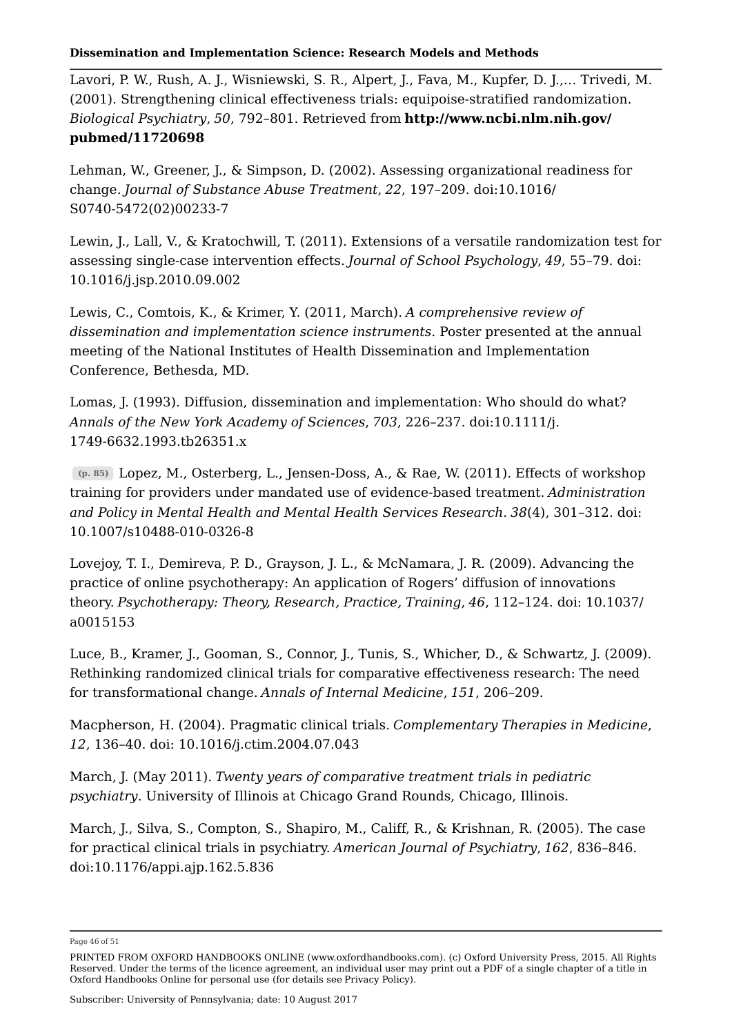Lavori, P. W., Rush, A. J., Wisniewski, S. R., Alpert, J., Fava, M., Kupfer, D. J.,… Trivedi, M. (2001). Strengthening clinical effectiveness trials: equipoise-stratified randomization. *Biological Psychiatry*, *50*, 792–801. Retrieved from **http://www.ncbi.nlm.nih.gov/pubmed/11720698**

Lehman, W., Greener, J., & Simpson, D. (2002). Assessing organizational readiness for change. *Journal of Substance Abuse Treatment*, *22*, 197–209. doi:10.1016/S0740-5472(02)00233-7

Lewin, J., Lall, V., & Kratochwill, T. (2011). Extensions of a versatile randomization test for assessing single-case intervention effects. *Journal of School Psychology*, *49*, 55–79. doi: 10.1016/j.jsp.2010.09.002

Lewis, C., Comtois, K., & Krimer, Y. (2011, March). *A comprehensive review of dissemination and implementation science instruments*. Poster presented at the annual meeting of the National Institutes of Health Dissemination and Implementation Conference, Bethesda, MD.

Lomas, J. (1993). Diffusion, dissemination and implementation: Who should do what? *Annals of the New York Academy of Sciences*, *703*, 226–237. doi:10.1111/j.1749-6632.1993.tb26351.x

(p. 85) Lopez, M., Osterberg, L., Jensen-Doss, A., & Rae, W. (2011). Effects of workshop training for providers under mandated use of evidence-based treatment. *Administration and Policy in Mental Health and Mental Health Services Research*. *38*(4), 301–312. doi: 10.1007/s10488-010-0326-8

Lovejoy, T. I., Demireva, P. D., Grayson, J. L., & McNamara, J. R. (2009). Advancing the practice of online psychotherapy: An application of Rogers' diffusion of innovations theory. *Psychotherapy: Theory, Research, Practice, Training*, *46*, 112–124. doi: 10.1037/a0015153

Luce, B., Kramer, J., Gooman, S., Connor, J., Tunis, S., Whicher, D., & Schwartz, J. (2009). Rethinking randomized clinical trials for comparative effectiveness research: The need for transformational change. *Annals of Internal Medicine*, *151*, 206–209.

Macpherson, H. (2004). Pragmatic clinical trials. *Complementary Therapies in Medicine*, *12*, 136–40. doi: 10.1016/j.ctim.2004.07.043

March, J. (May 2011). *Twenty years of comparative treatment trials in pediatric psychiatry*. University of Illinois at Chicago Grand Rounds, Chicago, Illinois.

March, J., Silva, S., Compton, S., Shapiro, M., Califf, R., & Krishnan, R. (2005). The case for practical clinical trials in psychiatry. *American Journal of Psychiatry*, *162*, 836–846. doi:10.1176/appi.ajp.162.5.836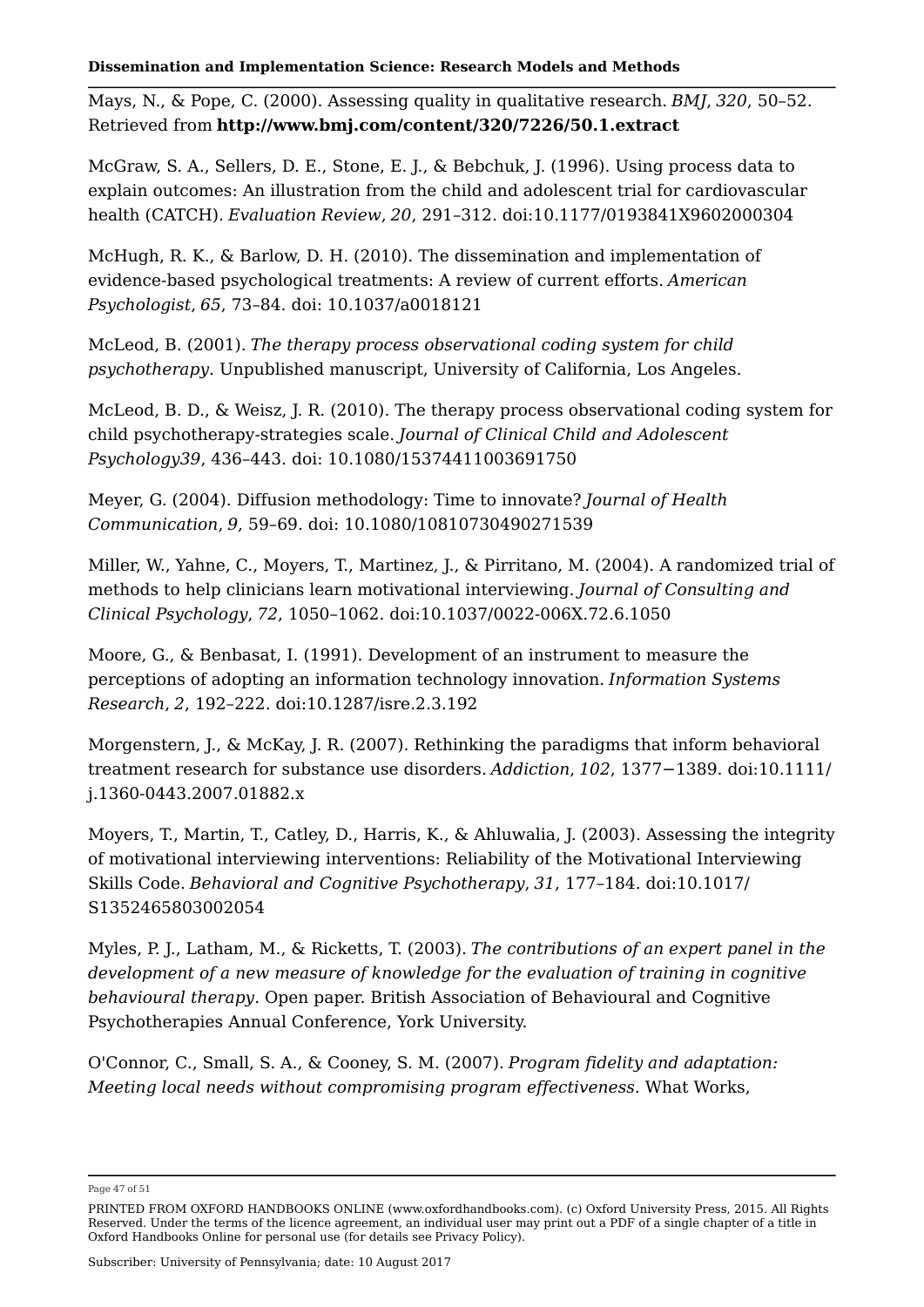Mays, N., & Pope, C. (2000). Assessing quality in qualitative research. *BMJ*, *320*, 50–52. Retrieved from **http://www.bmj.com/content/320/7226/50.1.extract**

McGraw, S. A., Sellers, D. E., Stone, E. J., & Bebchuk, J. (1996). Using process data to explain outcomes: An illustration from the child and adolescent trial for cardiovascular health (CATCH). *Evaluation Review*, *20*, 291–312. doi:10.1177/0193841X9602000304

McHugh, R. K., & Barlow, D. H. (2010). The dissemination and implementation of evidence-based psychological treatments: A review of current efforts. *American Psychologist*, *65*, 73–84. doi: 10.1037/a0018121

McLeod, B. (2001). *The therapy process observational coding system for child psychotherapy*. Unpublished manuscript, University of California, Los Angeles.

McLeod, B. D., & Weisz, J. R. (2010). The therapy process observational coding system for child psychotherapy-strategies scale. *Journal of Clinical Child and Adolescent Psychology39*, 436–443. doi: 10.1080/15374411003691750

Meyer, G. (2004). Diffusion methodology: Time to innovate? *Journal of Health Communication*, *9*, 59–69. doi: 10.1080/10810730490271539

Miller, W., Yahne, C., Moyers, T., Martinez, J., & Pirritano, M. (2004). A randomized trial of methods to help clinicians learn motivational interviewing. *Journal of Consulting and Clinical Psychology*, *72*, 1050–1062. doi:10.1037/0022-006X.72.6.1050

Moore, G., & Benbasat, I. (1991). Development of an instrument to measure the perceptions of adopting an information technology innovation. *Information Systems Research*, *2*, 192–222. doi:10.1287/isre.2.3.192

Morgenstern, J., & McKay, J. R. (2007). Rethinking the paradigms that inform behavioral treatment research for substance use disorders. *Addiction*, *102*, 1377−1389. doi:10.1111/j.1360-0443.2007.01882.x

Moyers, T., Martin, T., Catley, D., Harris, K., & Ahluwalia, J. (2003). Assessing the integrity of motivational interviewing interventions: Reliability of the Motivational Interviewing Skills Code. *Behavioral and Cognitive Psychotherapy*, *31*, 177–184. doi:10.1017/S1352465803002054

Myles, P. J., Latham, M., & Ricketts, T. (2003). *The contributions of an expert panel in the development of a new measure of knowledge for the evaluation of training in cognitive behavioural therapy*. Open paper. British Association of Behavioural and Cognitive Psychotherapies Annual Conference, York University.

O'Connor, C., Small, S. A., & Cooney, S. M. (2007). *Program fidelity and adaptation: Meeting local needs without compromising program effectiveness*. What Works,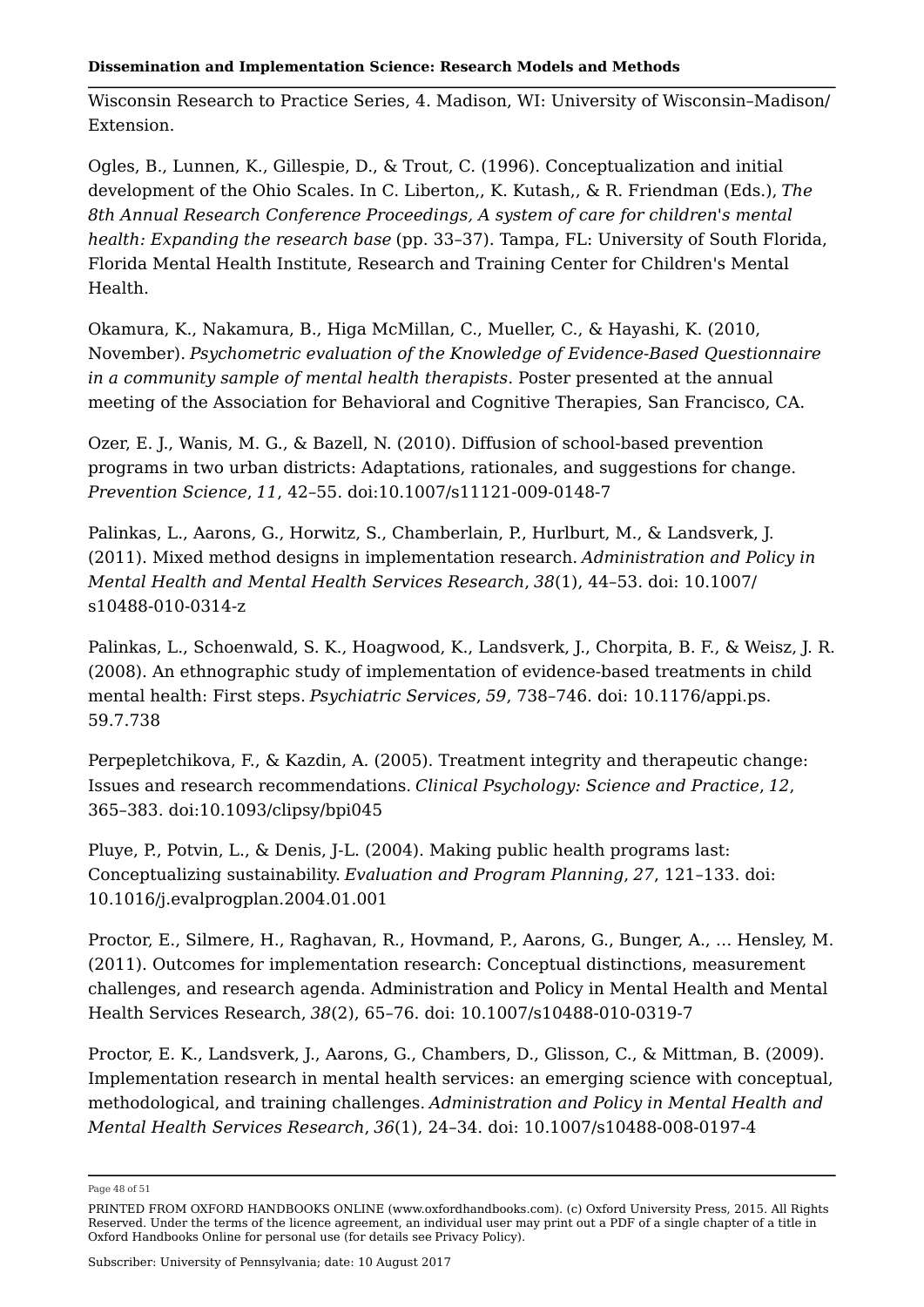Wisconsin Research to Practice Series, 4. Madison, WI: University of Wisconsin–Madison/ Extension.

Ogles, B., Lunnen, K., Gillespie, D., & Trout, C. (1996). Conceptualization and initial development of the Ohio Scales. In C. Liberton,, K. Kutash,, & R. Friendman (Eds.), *The 8th Annual Research Conference Proceedings, A system of care for children's mental health: Expanding the research base* (pp. 33–37). Tampa, FL: University of South Florida, Florida Mental Health Institute, Research and Training Center for Children's Mental Health.

Okamura, K., Nakamura, B., Higa McMillan, C., Mueller, C., & Hayashi, K. (2010, November). *Psychometric evaluation of the Knowledge of Evidence-Based Questionnaire in a community sample of mental health therapists*. Poster presented at the annual meeting of the Association for Behavioral and Cognitive Therapies, San Francisco, CA.

Ozer, E. J., Wanis, M. G., & Bazell, N. (2010). Diffusion of school-based prevention programs in two urban districts: Adaptations, rationales, and suggestions for change. *Prevention Science*, *11*, 42–55. doi:10.1007/s11121-009-0148-7

Palinkas, L., Aarons, G., Horwitz, S., Chamberlain, P., Hurlburt, M., & Landsverk, J. (2011). Mixed method designs in implementation research. *Administration and Policy in Mental Health and Mental Health Services Research*, *38*(1), 44–53. doi: 10.1007/s10488-010-0314-z

Palinkas, L., Schoenwald, S. K., Hoagwood, K., Landsverk, J., Chorpita, B. F., & Weisz, J. R. (2008). An ethnographic study of implementation of evidence-based treatments in child mental health: First steps. *Psychiatric Services*, *59*, 738–746. doi: 10.1176/appi.ps.59.7.738

Perpepletchikova, F., & Kazdin, A. (2005). Treatment integrity and therapeutic change: Issues and research recommendations. *Clinical Psychology: Science and Practice*, *12*, 365–383. doi:10.1093/clipsy/bpi045

Pluye, P., Potvin, L., & Denis, J-L. (2004). Making public health programs last: Conceptualizing sustainability. *Evaluation and Program Planning*, *27*, 121–133. doi: 10.1016/j.evalprogplan.2004.01.001

Proctor, E., Silmere, H., Raghavan, R., Hovmand, P., Aarons, G., Bunger, A., … Hensley, M. (2011). Outcomes for implementation research: Conceptual distinctions, measurement challenges, and research agenda. Administration and Policy in Mental Health and Mental Health Services Research, *38*(2), 65–76. doi: 10.1007/s10488-010-0319-7

Proctor, E. K., Landsverk, J., Aarons, G., Chambers, D., Glisson, C., & Mittman, B. (2009). Implementation research in mental health services: an emerging science with conceptual, methodological, and training challenges. *Administration and Policy in Mental Health and Mental Health Services Research*, *36*(1), 24–34. doi: 10.1007/s10488-008-0197-4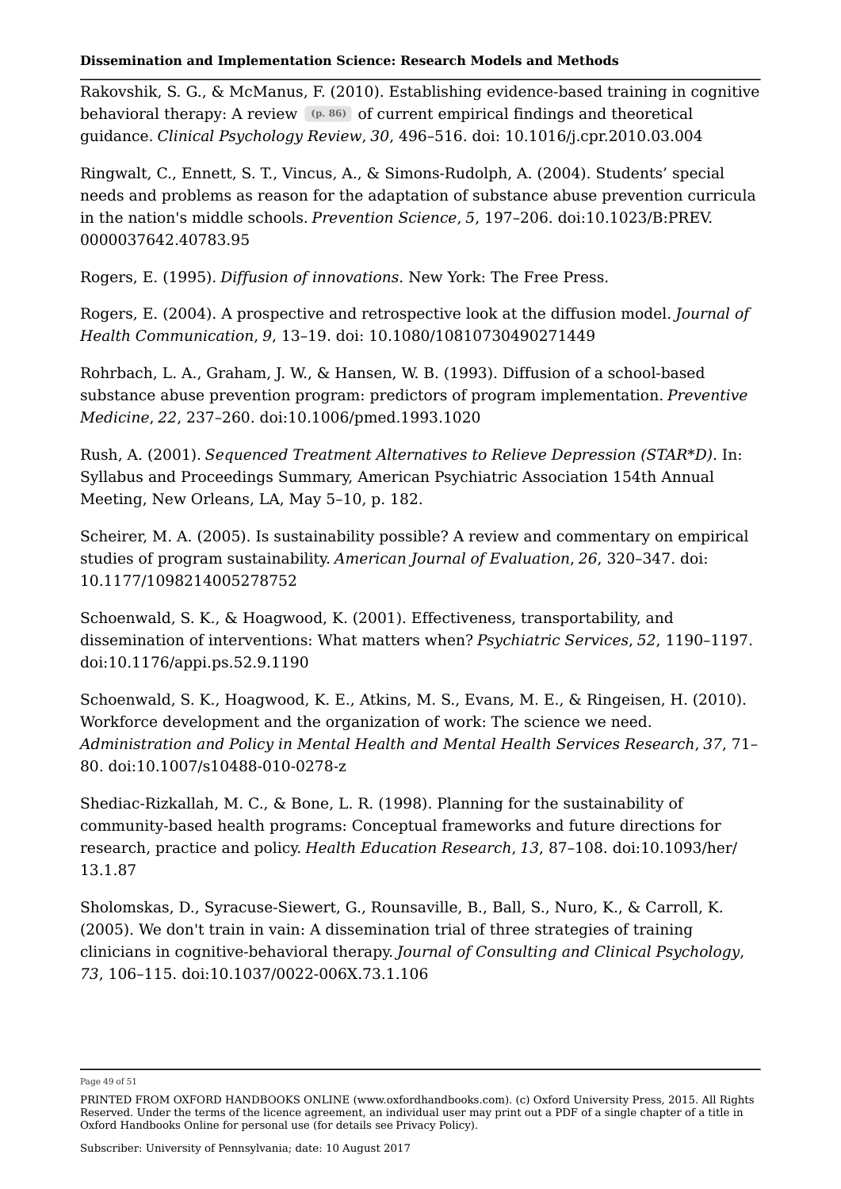Rakovshik, S. G., & McManus, F. (2010). Establishing evidence-based training in cognitive behavioral therapy: A review (p. 86) of current empirical findings and theoretical guidance. *Clinical Psychology Review*, *30*, 496–516. doi: 10.1016/j.cpr.2010.03.004

Ringwalt, C., Ennett, S. T., Vincus, A., & Simons-Rudolph, A. (2004). Students' special needs and problems as reason for the adaptation of substance abuse prevention curricula in the nation's middle schools. *Prevention Science*, *5*, 197–206. doi:10.1023/B:PREV.0000037642.40783.95

Rogers, E. (1995). *Diffusion of innovations*. New York: The Free Press.

Rogers, E. (2004). A prospective and retrospective look at the diffusion model. *Journal of Health Communication*, *9*, 13–19. doi: 10.1080/10810730490271449

Rohrbach, L. A., Graham, J. W., & Hansen, W. B. (1993). Diffusion of a school-based substance abuse prevention program: predictors of program implementation. *Preventive Medicine*, *22*, 237–260. doi:10.1006/pmed.1993.1020

Rush, A. (2001). *Sequenced Treatment Alternatives to Relieve Depression (STAR*D)*. In: Syllabus and Proceedings Summary, American Psychiatric Association 154th Annual Meeting, New Orleans, LA, May 5–10, p. 182.

Scheirer, M. A. (2005). Is sustainability possible? A review and commentary on empirical studies of program sustainability. *American Journal of Evaluation*, *26*, 320–347. doi: 10.1177/1098214005278752

Schoenwald, S. K., & Hoagwood, K. (2001). Effectiveness, transportability, and dissemination of interventions: What matters when? *Psychiatric Services*, *52*, 1190–1197. doi:10.1176/appi.ps.52.9.1190

Schoenwald, S. K., Hoagwood, K. E., Atkins, M. S., Evans, M. E., & Ringeisen, H. (2010). Workforce development and the organization of work: The science we need. *Administration and Policy in Mental Health and Mental Health Services Research*, *37*, 71–80. doi:10.1007/s10488-010-0278-z

Shediac-Rizkallah, M. C., & Bone, L. R. (1998). Planning for the sustainability of community-based health programs: Conceptual frameworks and future directions for research, practice and policy. *Health Education Research*, *13*, 87–108. doi:10.1093/her/13.1.87

Sholomskas, D., Syracuse-Siewert, G., Rounsaville, B., Ball, S., Nuro, K., & Carroll, K. (2005). We don't train in vain: A dissemination trial of three strategies of training clinicians in cognitive-behavioral therapy. *Journal of Consulting and Clinical Psychology*, *73*, 106–115. doi:10.1037/0022-006X.73.1.106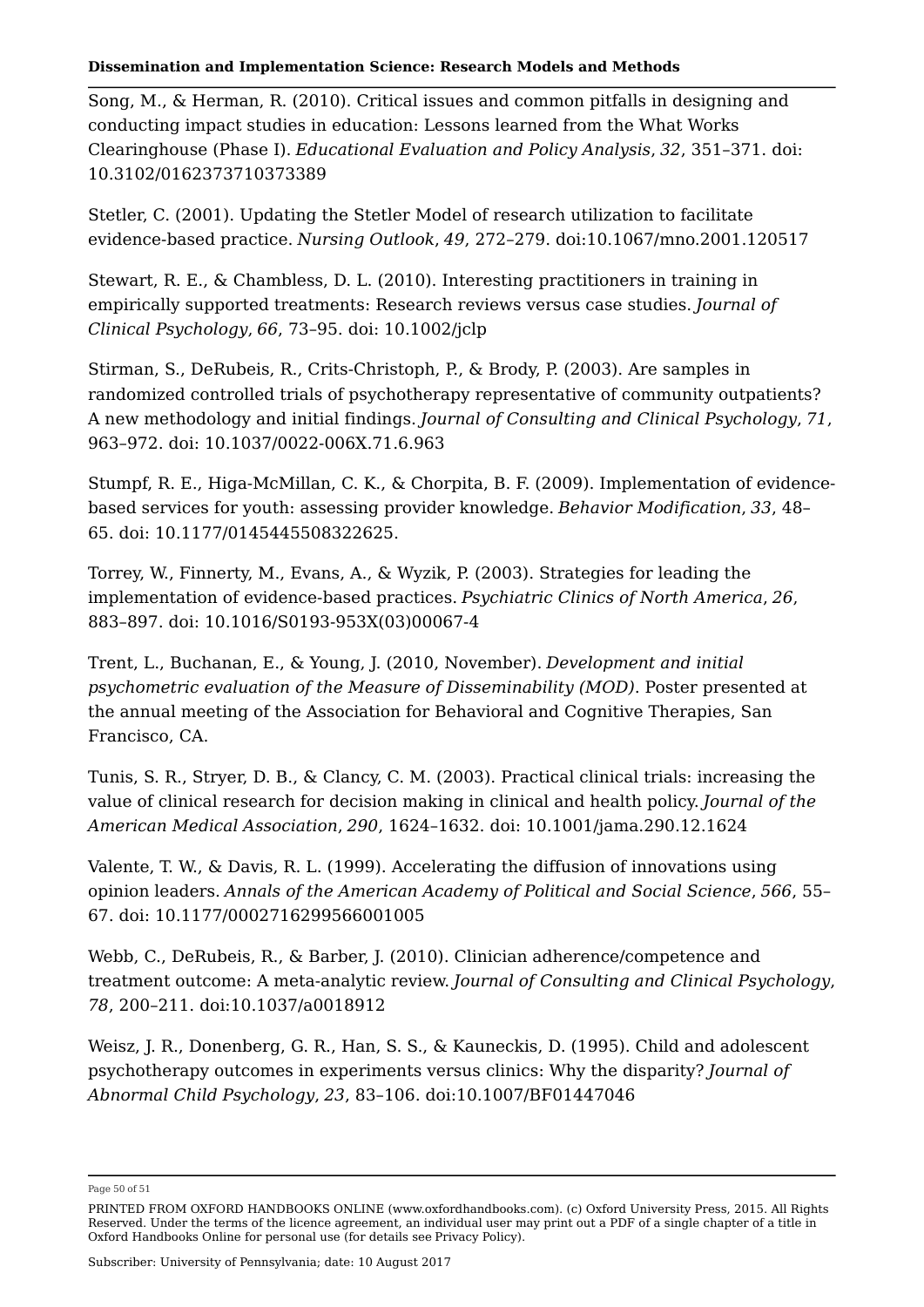Song, M., & Herman, R. (2010). Critical issues and common pitfalls in designing and conducting impact studies in education: Lessons learned from the What Works Clearinghouse (Phase I). *Educational Evaluation and Policy Analysis*, *32*, 351–371. doi: 10.3102/0162373710373389

Stetler, C. (2001). Updating the Stetler Model of research utilization to facilitate evidence-based practice. *Nursing Outlook*, *49*, 272–279. doi:10.1067/mno.2001.120517

Stewart, R. E., & Chambless, D. L. (2010). Interesting practitioners in training in empirically supported treatments: Research reviews versus case studies. *Journal of Clinical Psychology*, *66*, 73–95. doi: 10.1002/jclp

Stirman, S., DeRubeis, R., Crits-Christoph, P., & Brody, P. (2003). Are samples in randomized controlled trials of psychotherapy representative of community outpatients? A new methodology and initial findings. *Journal of Consulting and Clinical Psychology*, *71*, 963–972. doi: 10.1037/0022-006X.71.6.963

Stumpf, R. E., Higa-McMillan, C. K., & Chorpita, B. F. (2009). Implementation of evidence-based services for youth: assessing provider knowledge. *Behavior Modification*, *33*, 48–65. doi: 10.1177/0145445508322625.

Torrey, W., Finnerty, M., Evans, A., & Wyzik, P. (2003). Strategies for leading the implementation of evidence-based practices. *Psychiatric Clinics of North America*, *26*, 883–897. doi: 10.1016/S0193-953X(03)00067-4

Trent, L., Buchanan, E., & Young, J. (2010, November). *Development and initial psychometric evaluation of the Measure of Disseminability (MOD)*. Poster presented at the annual meeting of the Association for Behavioral and Cognitive Therapies, San Francisco, CA.

Tunis, S. R., Stryer, D. B., & Clancy, C. M. (2003). Practical clinical trials: increasing the value of clinical research for decision making in clinical and health policy. *Journal of the American Medical Association*, *290*, 1624–1632. doi: 10.1001/jama.290.12.1624

Valente, T. W., & Davis, R. L. (1999). Accelerating the diffusion of innovations using opinion leaders. *Annals of the American Academy of Political and Social Science*, *566*, 55–67. doi: 10.1177/000271629956600​1005

Webb, C., DeRubeis, R., & Barber, J. (2010). Clinician adherence/competence and treatment outcome: A meta-analytic review. *Journal of Consulting and Clinical Psychology*, *78*, 200–211. doi:10.1037/a0018912

Weisz, J. R., Donenberg, G. R., Han, S. S., & Kauneckis, D. (1995). Child and adolescent psychotherapy outcomes in experiments versus clinics: Why the disparity? *Journal of Abnormal Child Psychology*, *23*, 83–106. doi:10.1007/BF01447046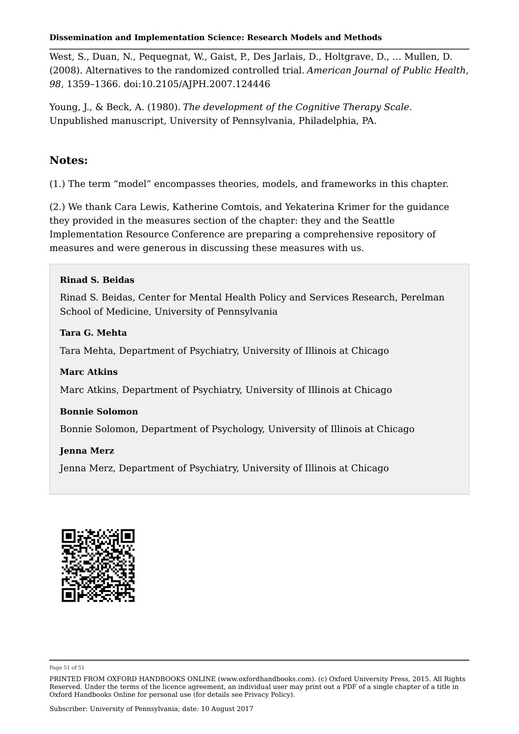West, S., Duan, N., Pequegnat, W., Gaist, P., Des Jarlais, D., Holtgrave, D., … Mullen, D. (2008). Alternatives to the randomized controlled trial. *American Journal of Public Health*, *98*, 1359–1366. doi:10.2105/AJPH.2007.124446

Young, J., & Beck, A. (1980). *The development of the Cognitive Therapy Scale*. Unpublished manuscript, University of Pennsylvania, Philadelphia, PA.

## Notes:

(1.) The term "model" encompasses theories, models, and frameworks in this chapter.

(2.) We thank Cara Lewis, Katherine Comtois, and Yekaterina Krimer for the guidance they provided in the measures section of the chapter: they and the Seattle Implementation Resource Conference are preparing a comprehensive repository of measures and were generous in discussing these measures with us.

**Rinad S. Beidas**

Rinad S. Beidas, Center for Mental Health Policy and Services Research, Perelman School of Medicine, University of Pennsylvania

**Tara G. Mehta**

Tara Mehta, Department of Psychiatry, University of Illinois at Chicago

**Marc Atkins**

Marc Atkins, Department of Psychiatry, University of Illinois at Chicago

**Bonnie Solomon**

Bonnie Solomon, Department of Psychology, University of Illinois at Chicago

**Jenna Merz**

Jenna Merz, Department of Psychiatry, University of Illinois at Chicago